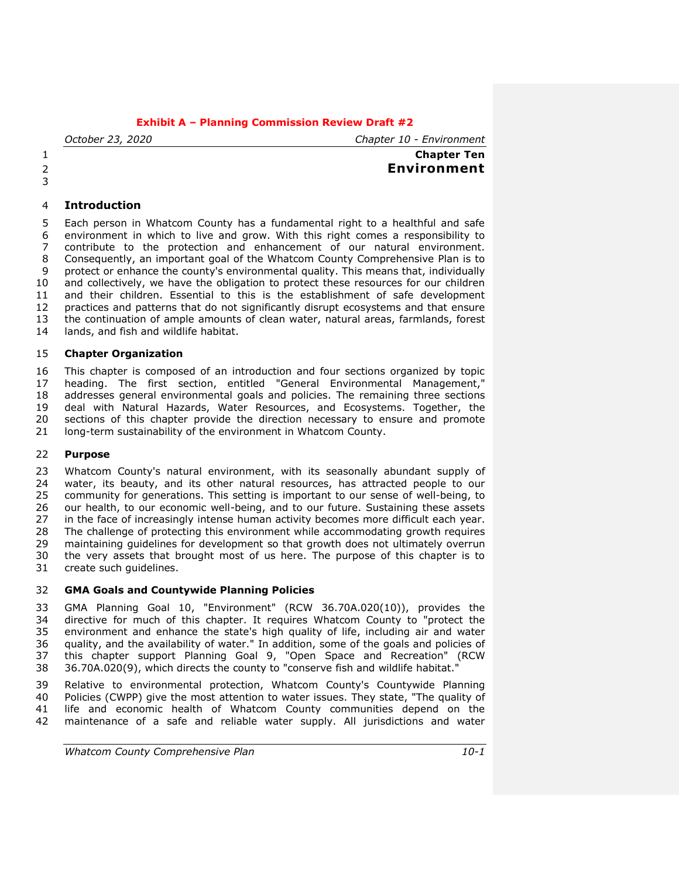**Exhibit A – Planning Commission Review Draft #2**

# Chapter Ten
# Environment

## Introduction

Each person in Whatcom County has a fundamental right to a healthful and safe environment in which to live and grow. With this right comes a responsibility to contribute to the protection and enhancement of our natural environment. Consequently, an important goal of the Whatcom County Comprehensive Plan is to protect or enhance the county's environmental quality. This means that, individually and collectively, we have the obligation to protect these resources for our children and their children. Essential to this is the establishment of safe development practices and patterns that do not significantly disrupt ecosystems and that ensure the continuation of ample amounts of clean water, natural areas, farmlands, forest lands, and fish and wildlife habitat.

### Chapter Organization

This chapter is composed of an introduction and four sections organized by topic heading. The first section, entitled "General Environmental Management," addresses general environmental goals and policies. The remaining three sections deal with Natural Hazards, Water Resources, and Ecosystems. Together, the sections of this chapter provide the direction necessary to ensure and promote long-term sustainability of the environment in Whatcom County.

### Purpose

Whatcom County's natural environment, with its seasonally abundant supply of water, its beauty, and its other natural resources, has attracted people to our community for generations. This setting is important to our sense of well-being, to our health, to our economic well-being, and to our future. Sustaining these assets in the face of increasingly intense human activity becomes more difficult each year. The challenge of protecting this environment while accommodating growth requires maintaining guidelines for development so that growth does not ultimately overrun the very assets that brought most of us here. The purpose of this chapter is to create such guidelines.

### GMA Goals and Countywide Planning Policies

GMA Planning Goal 10, "Environment" (RCW 36.70A.020(10)), provides the directive for much of this chapter. It requires Whatcom County to "protect the environment and enhance the state's high quality of life, including air and water quality, and the availability of water." In addition, some of the goals and policies of this chapter support Planning Goal 9, "Open Space and Recreation" (RCW 36.70A.020(9), which directs the county to "conserve fish and wildlife habitat."

Relative to environmental protection, Whatcom County's Countywide Planning Policies (CWPP) give the most attention to water issues. They state, "The quality of life and economic health of Whatcom County communities depend on the maintenance of a safe and reliable water supply. All jurisdictions and water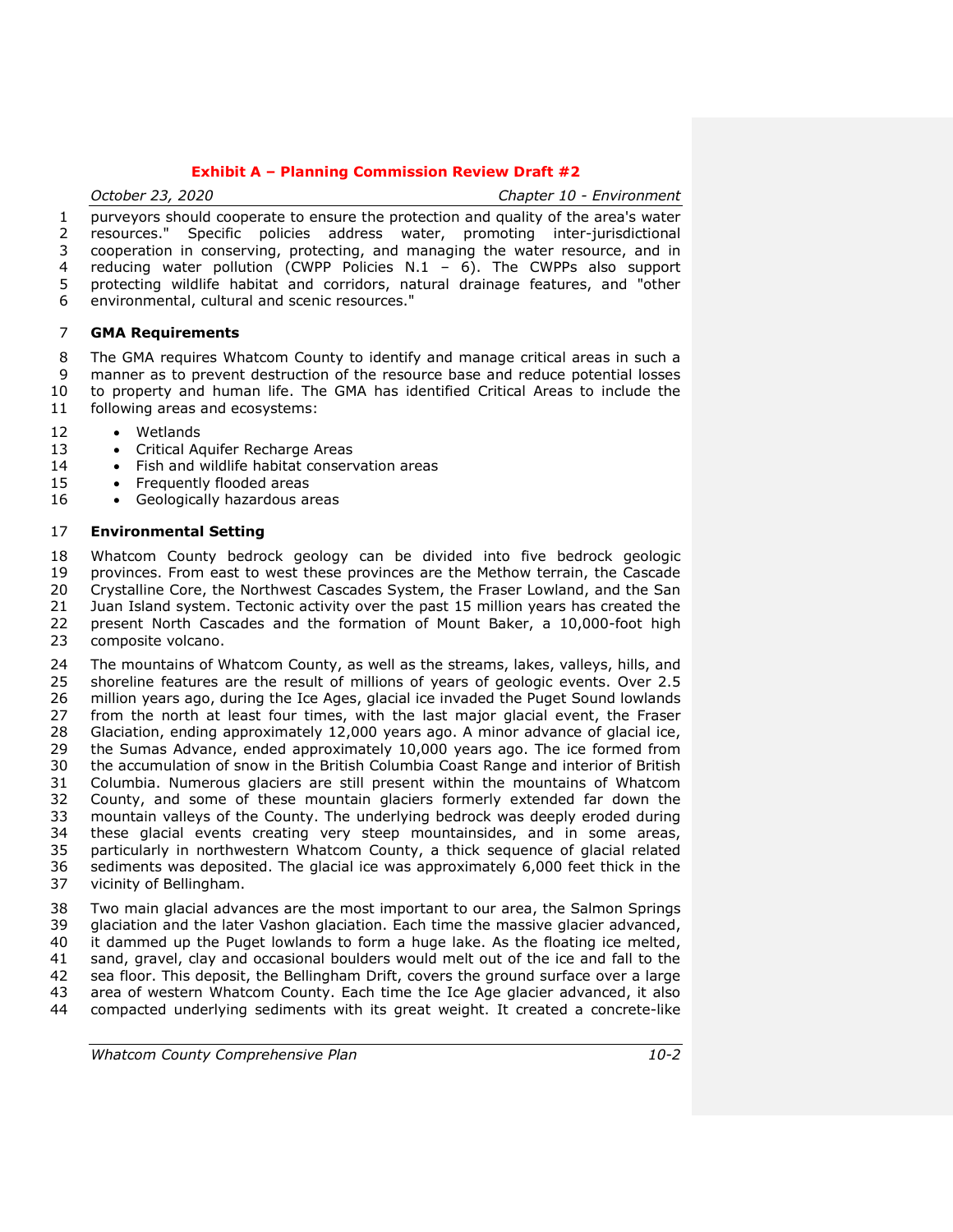purveyors should cooperate to ensure the protection and quality of the area's water resources." Specific policies address water, promoting inter-jurisdictional cooperation in conserving, protecting, and managing the water resource, and in reducing water pollution (CWPP Policies N.1 – 6). The CWPPs also support protecting wildlife habitat and corridors, natural drainage features, and "other environmental, cultural and scenic resources."

## GMA Requirements

The GMA requires Whatcom County to identify and manage critical areas in such a manner as to prevent destruction of the resource base and reduce potential losses to property and human life. The GMA has identified Critical Areas to include the following areas and ecosystems:

- Wetlands
- Critical Aquifer Recharge Areas
- Fish and wildlife habitat conservation areas
- Frequently flooded areas
- Geologically hazardous areas

## Environmental Setting

Whatcom County bedrock geology can be divided into five bedrock geologic provinces. From east to west these provinces are the Methow terrain, the Cascade Crystalline Core, the Northwest Cascades System, the Fraser Lowland, and the San Juan Island system. Tectonic activity over the past 15 million years has created the present North Cascades and the formation of Mount Baker, a 10,000-foot high composite volcano.

The mountains of Whatcom County, as well as the streams, lakes, valleys, hills, and shoreline features are the result of millions of years of geologic events. Over 2.5 million years ago, during the Ice Ages, glacial ice invaded the Puget Sound lowlands from the north at least four times, with the last major glacial event, the Fraser Glaciation, ending approximately 12,000 years ago. A minor advance of glacial ice, the Sumas Advance, ended approximately 10,000 years ago. The ice formed from the accumulation of snow in the British Columbia Coast Range and interior of British Columbia. Numerous glaciers are still present within the mountains of Whatcom County, and some of these mountain glaciers formerly extended far down the mountain valleys of the County. The underlying bedrock was deeply eroded during these glacial events creating very steep mountainsides, and in some areas, particularly in northwestern Whatcom County, a thick sequence of glacial related sediments was deposited. The glacial ice was approximately 6,000 feet thick in the vicinity of Bellingham.

Two main glacial advances are the most important to our area, the Salmon Springs glaciation and the later Vashon glaciation. Each time the massive glacier advanced, it dammed up the Puget lowlands to form a huge lake. As the floating ice melted, sand, gravel, clay and occasional boulders would melt out of the ice and fall to the sea floor. This deposit, the Bellingham Drift, covers the ground surface over a large area of western Whatcom County. Each time the Ice Age glacier advanced, it also compacted underlying sediments with its great weight. It created a concrete-like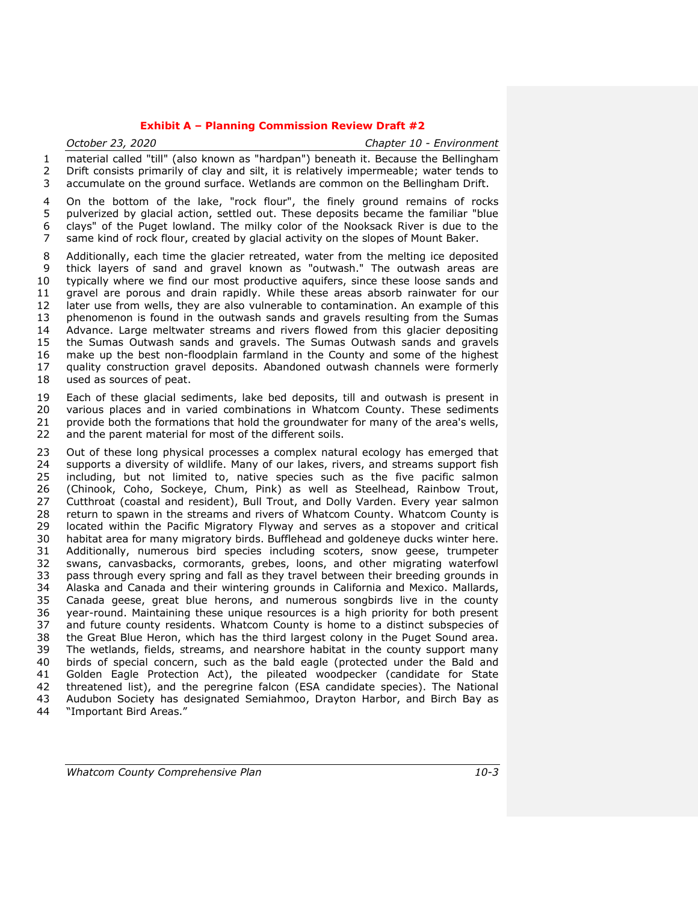material called "till" (also known as "hardpan") beneath it. Because the Bellingham Drift consists primarily of clay and silt, it is relatively impermeable; water tends to accumulate on the ground surface. Wetlands are common on the Bellingham Drift.

On the bottom of the lake, "rock flour", the finely ground remains of rocks pulverized by glacial action, settled out. These deposits became the familiar "blue clays" of the Puget lowland. The milky color of the Nooksack River is due to the same kind of rock flour, created by glacial activity on the slopes of Mount Baker.

Additionally, each time the glacier retreated, water from the melting ice deposited thick layers of sand and gravel known as "outwash." The outwash areas are typically where we find our most productive aquifers, since these loose sands and gravel are porous and drain rapidly. While these areas absorb rainwater for our later use from wells, they are also vulnerable to contamination. An example of this phenomenon is found in the outwash sands and gravels resulting from the Sumas Advance. Large meltwater streams and rivers flowed from this glacier depositing the Sumas Outwash sands and gravels. The Sumas Outwash sands and gravels make up the best non-floodplain farmland in the County and some of the highest quality construction gravel deposits. Abandoned outwash channels were formerly used as sources of peat.

Each of these glacial sediments, lake bed deposits, till and outwash is present in various places and in varied combinations in Whatcom County. These sediments provide both the formations that hold the groundwater for many of the area's wells, and the parent material for most of the different soils.

Out of these long physical processes a complex natural ecology has emerged that supports a diversity of wildlife. Many of our lakes, rivers, and streams support fish including, but not limited to, native species such as the five pacific salmon (Chinook, Coho, Sockeye, Chum, Pink) as well as Steelhead, Rainbow Trout, Cutthroat (coastal and resident), Bull Trout, and Dolly Varden. Every year salmon return to spawn in the streams and rivers of Whatcom County. Whatcom County is located within the Pacific Migratory Flyway and serves as a stopover and critical habitat area for many migratory birds. Bufflehead and goldeneye ducks winter here. Additionally, numerous bird species including scoters, snow geese, trumpeter swans, canvasbacks, cormorants, grebes, loons, and other migrating waterfowl pass through every spring and fall as they travel between their breeding grounds in Alaska and Canada and their wintering grounds in California and Mexico. Mallards, Canada geese, great blue herons, and numerous songbirds live in the county year-round. Maintaining these unique resources is a high priority for both present and future county residents. Whatcom County is home to a distinct subspecies of the Great Blue Heron, which has the third largest colony in the Puget Sound area. The wetlands, fields, streams, and nearshore habitat in the county support many birds of special concern, such as the bald eagle (protected under the Bald and Golden Eagle Protection Act), the pileated woodpecker (candidate for State threatened list), and the peregrine falcon (ESA candidate species). The National Audubon Society has designated Semiahmoo, Drayton Harbor, and Birch Bay as "Important Bird Areas."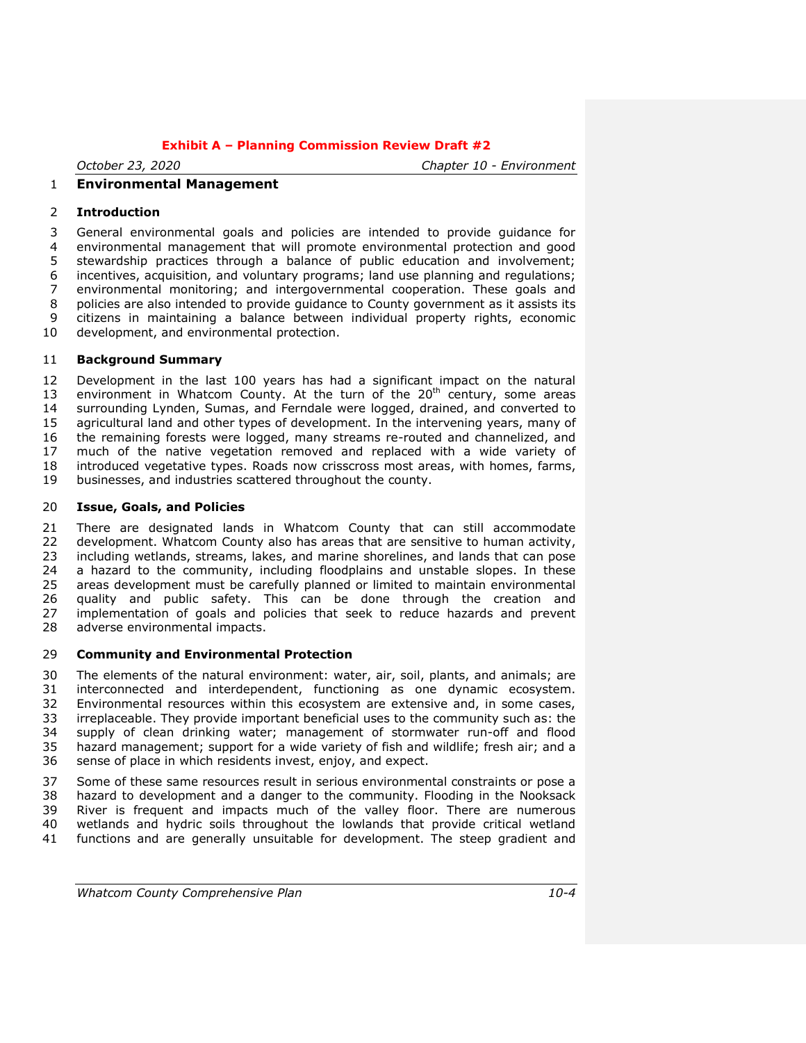## Environmental Management

### Introduction

General environmental goals and policies are intended to provide guidance for environmental management that will promote environmental protection and good stewardship practices through a balance of public education and involvement; incentives, acquisition, and voluntary programs; land use planning and regulations; environmental monitoring; and intergovernmental cooperation. These goals and policies are also intended to provide guidance to County government as it assists its citizens in maintaining a balance between individual property rights, economic development, and environmental protection.

### Background Summary

Development in the last 100 years has had a significant impact on the natural environment in Whatcom County. At the turn of the 20th century, some areas surrounding Lynden, Sumas, and Ferndale were logged, drained, and converted to agricultural land and other types of development. In the intervening years, many of the remaining forests were logged, many streams re-routed and channelized, and much of the native vegetation removed and replaced with a wide variety of introduced vegetative types. Roads now crisscross most areas, with homes, farms, businesses, and industries scattered throughout the county.

### Issue, Goals, and Policies

There are designated lands in Whatcom County that can still accommodate development. Whatcom County also has areas that are sensitive to human activity, including wetlands, streams, lakes, and marine shorelines, and lands that can pose a hazard to the community, including floodplains and unstable slopes. In these areas development must be carefully planned or limited to maintain environmental quality and public safety. This can be done through the creation and implementation of goals and policies that seek to reduce hazards and prevent adverse environmental impacts.

### Community and Environmental Protection

The elements of the natural environment: water, air, soil, plants, and animals; are interconnected and interdependent, functioning as one dynamic ecosystem. Environmental resources within this ecosystem are extensive and, in some cases, irreplaceable. They provide important beneficial uses to the community such as: the supply of clean drinking water; management of stormwater run-off and flood hazard management; support for a wide variety of fish and wildlife; fresh air; and a sense of place in which residents invest, enjoy, and expect.

Some of these same resources result in serious environmental constraints or pose a hazard to development and a danger to the community. Flooding in the Nooksack River is frequent and impacts much of the valley floor. There are numerous wetlands and hydric soils throughout the lowlands that provide critical wetland functions and are generally unsuitable for development. The steep gradient and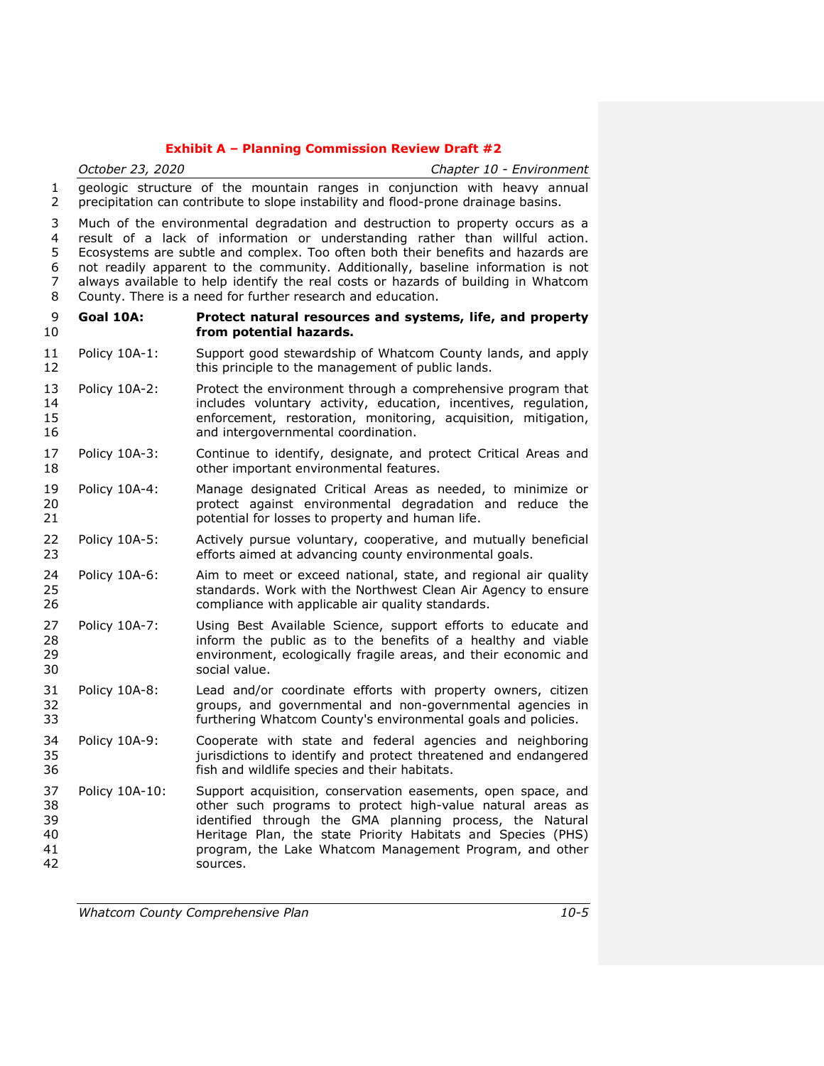geologic structure of the mountain ranges in conjunction with heavy annual precipitation can contribute to slope instability and flood-prone drainage basins.

Much of the environmental degradation and destruction to property occurs as a result of a lack of information or understanding rather than willful action. Ecosystems are subtle and complex. Too often both their benefits and hazards are not readily apparent to the community. Additionally, baseline information is not always available to help identify the real costs or hazards of building in Whatcom County. There is a need for further research and education.

**Goal 10A:** **Protect natural resources and systems, life, and property from potential hazards.**

Policy 10A-1: Support good stewardship of Whatcom County lands, and apply this principle to the management of public lands.

Policy 10A-2: Protect the environment through a comprehensive program that includes voluntary activity, education, incentives, regulation, enforcement, restoration, monitoring, acquisition, mitigation, and intergovernmental coordination.

Policy 10A-3: Continue to identify, designate, and protect Critical Areas and other important environmental features.

Policy 10A-4: Manage designated Critical Areas as needed, to minimize or protect against environmental degradation and reduce the potential for losses to property and human life.

Policy 10A-5: Actively pursue voluntary, cooperative, and mutually beneficial efforts aimed at advancing county environmental goals.

Policy 10A-6: Aim to meet or exceed national, state, and regional air quality standards. Work with the Northwest Clean Air Agency to ensure compliance with applicable air quality standards.

Policy 10A-7: Using Best Available Science, support efforts to educate and inform the public as to the benefits of a healthy and viable environment, ecologically fragile areas, and their economic and social value.

Policy 10A-8: Lead and/or coordinate efforts with property owners, citizen groups, and governmental and non-governmental agencies in furthering Whatcom County's environmental goals and policies.

Policy 10A-9: Cooperate with state and federal agencies and neighboring jurisdictions to identify and protect threatened and endangered fish and wildlife species and their habitats.

Policy 10A-10: Support acquisition, conservation easements, open space, and other such programs to protect high-value natural areas as identified through the GMA planning process, the Natural Heritage Plan, the state Priority Habitats and Species (PHS) program, the Lake Whatcom Management Program, and other sources.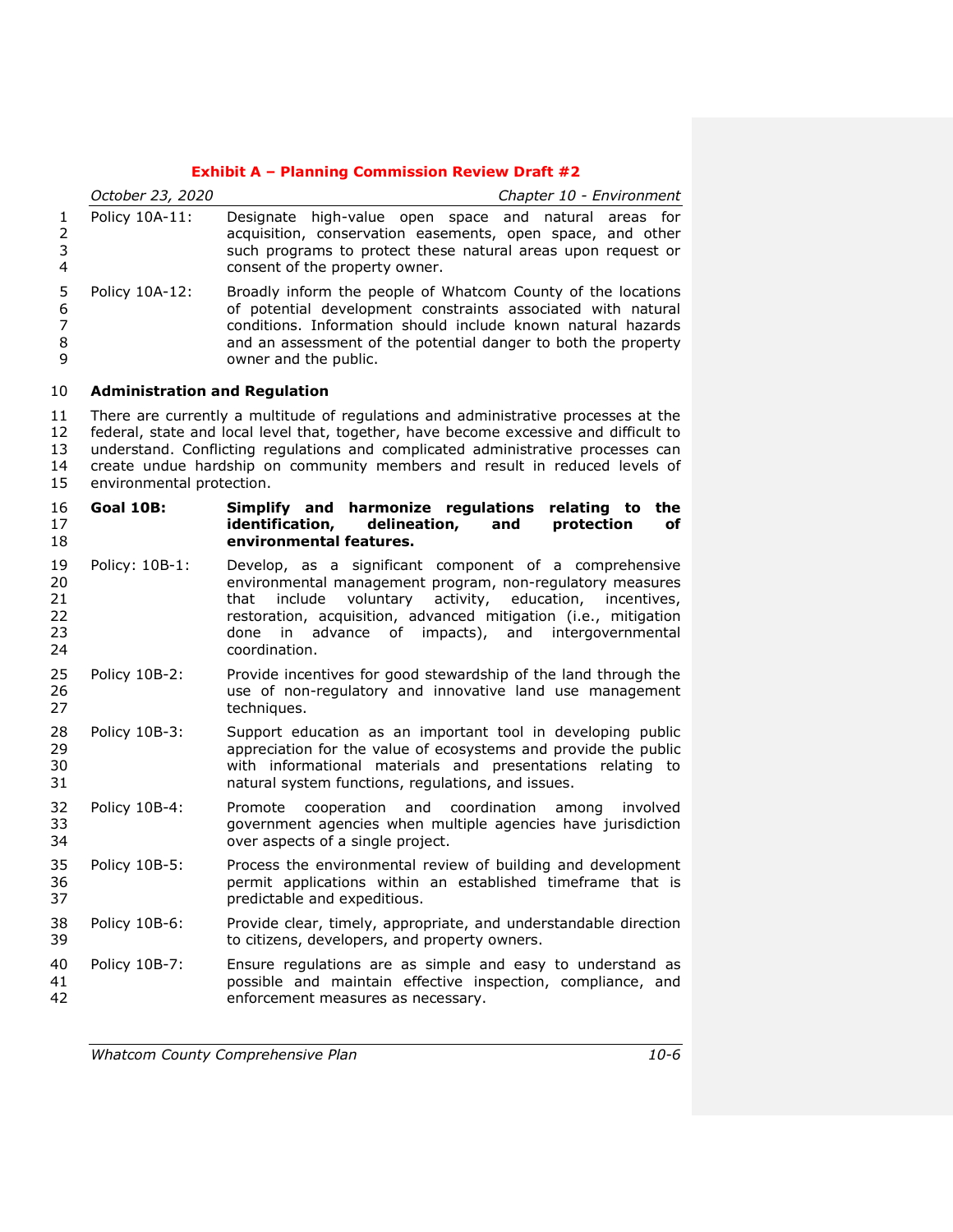| | |
|---|---|
| Policy 10A-11: | Designate high-value open space and natural areas for acquisition, conservation easements, open space, and other such programs to protect these natural areas upon request or consent of the property owner. |
| Policy 10A-12: | Broadly inform the people of Whatcom County of the locations of potential development constraints associated with natural conditions. Information should include known natural hazards and an assessment of the potential danger to both the property owner and the public. |

### Administration and Regulation

There are currently a multitude of regulations and administrative processes at the federal, state and local level that, together, have become excessive and difficult to understand. Conflicting regulations and complicated administrative processes can create undue hardship on community members and result in reduced levels of environmental protection.

| | |
|---|---|
| **Goal 10B:** | **Simplify and harmonize regulations relating to the identification, delineation, and protection of environmental features.** |
| Policy: 10B-1: | Develop, as a significant component of a comprehensive environmental management program, non-regulatory measures that include voluntary activity, education, incentives, restoration, acquisition, advanced mitigation (i.e., mitigation done in advance of impacts), and intergovernmental coordination. |
| Policy 10B-2: | Provide incentives for good stewardship of the land through the use of non-regulatory and innovative land use management techniques. |
| Policy 10B-3: | Support education as an important tool in developing public appreciation for the value of ecosystems and provide the public with informational materials and presentations relating to natural system functions, regulations, and issues. |
| Policy 10B-4: | Promote cooperation and coordination among involved government agencies when multiple agencies have jurisdiction over aspects of a single project. |
| Policy 10B-5: | Process the environmental review of building and development permit applications within an established timeframe that is predictable and expeditious. |
| Policy 10B-6: | Provide clear, timely, appropriate, and understandable direction to citizens, developers, and property owners. |
| Policy 10B-7: | Ensure regulations are as simple and easy to understand as possible and maintain effective inspection, compliance, and enforcement measures as necessary. |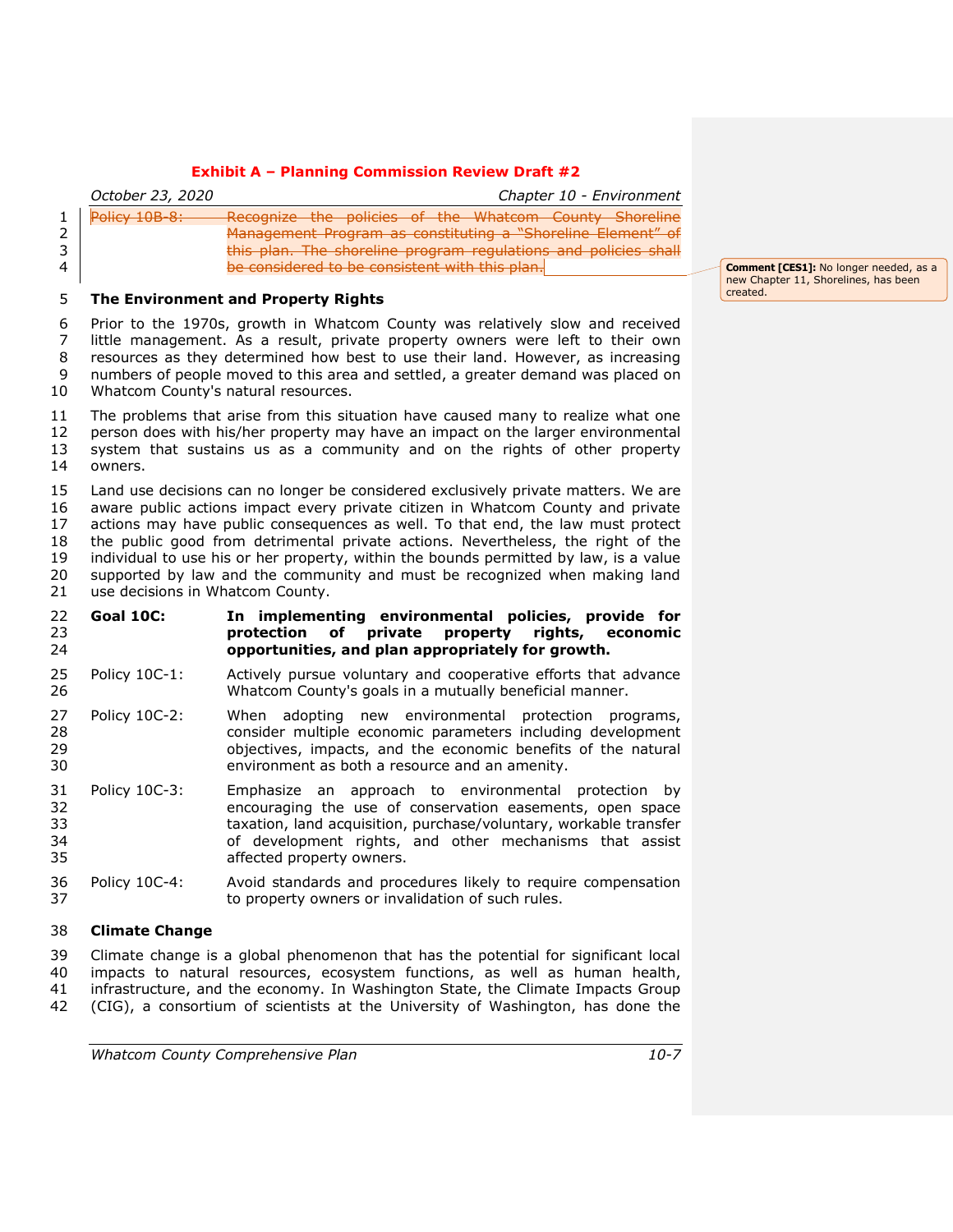~~Policy 10B-8: Recognize the policies of the Whatcom County Shoreline Management Program as constituting a "Shoreline Element" of this plan. The shoreline program regulations and policies shall be considered to be consistent with this plan.~~

**Comment [CES1]:** No longer needed, as a new Chapter 11, Shorelines, has been created.

## The Environment and Property Rights

Prior to the 1970s, growth in Whatcom County was relatively slow and received little management. As a result, private property owners were left to their own resources as they determined how best to use their land. However, as increasing numbers of people moved to this area and settled, a greater demand was placed on Whatcom County's natural resources.

The problems that arise from this situation have caused many to realize what one person does with his/her property may have an impact on the larger environmental system that sustains us as a community and on the rights of other property owners.

Land use decisions can no longer be considered exclusively private matters. We are aware public actions impact every private citizen in Whatcom County and private actions may have public consequences as well. To that end, the law must protect the public good from detrimental private actions. Nevertheless, the right of the individual to use his or her property, within the bounds permitted by law, is a value supported by law and the community and must be recognized when making land use decisions in Whatcom County.

**Goal 10C: In implementing environmental policies, provide for protection of private property rights, economic opportunities, and plan appropriately for growth.**

Policy 10C-1: Actively pursue voluntary and cooperative efforts that advance Whatcom County's goals in a mutually beneficial manner.

Policy 10C-2: When adopting new environmental protection programs, consider multiple economic parameters including development objectives, impacts, and the economic benefits of the natural environment as both a resource and an amenity.

Policy 10C-3: Emphasize an approach to environmental protection by encouraging the use of conservation easements, open space taxation, land acquisition, purchase/voluntary, workable transfer of development rights, and other mechanisms that assist affected property owners.

Policy 10C-4: Avoid standards and procedures likely to require compensation to property owners or invalidation of such rules.

## Climate Change

Climate change is a global phenomenon that has the potential for significant local impacts to natural resources, ecosystem functions, as well as human health, infrastructure, and the economy. In Washington State, the Climate Impacts Group (CIG), a consortium of scientists at the University of Washington, has done the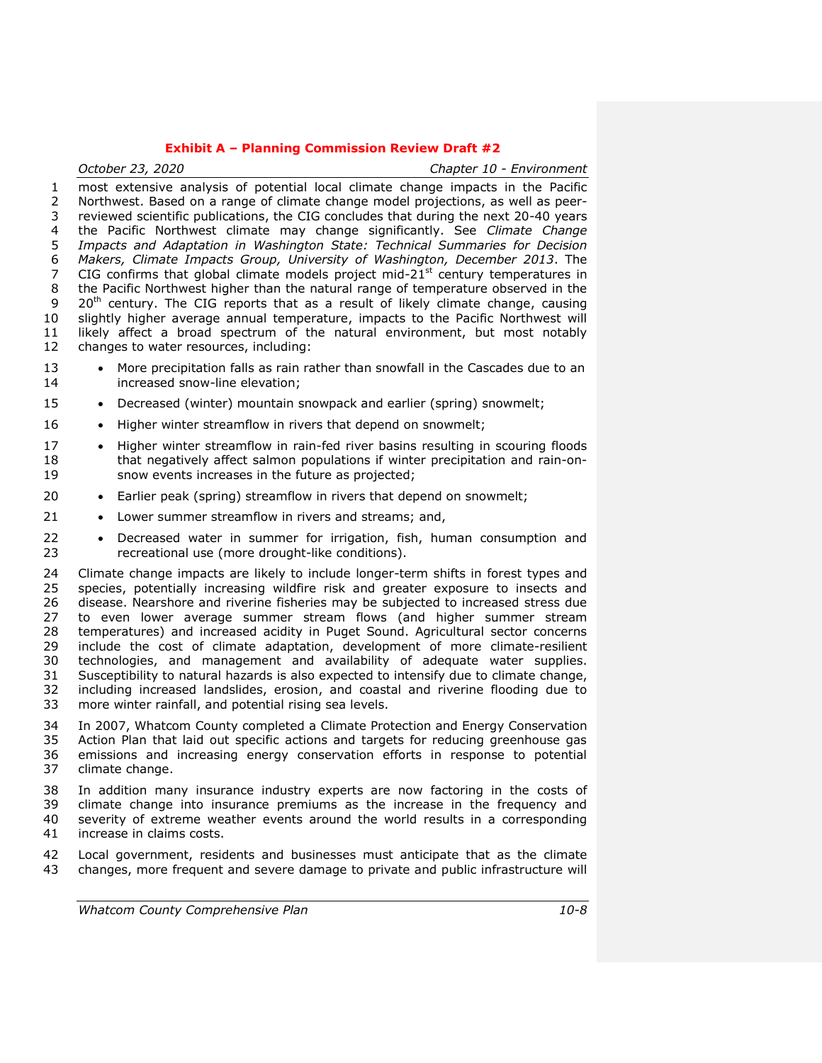most extensive analysis of potential local climate change impacts in the Pacific Northwest. Based on a range of climate change model projections, as well as peer-reviewed scientific publications, the CIG concludes that during the next 20-40 years the Pacific Northwest climate may change significantly. See *Climate Change Impacts and Adaptation in Washington State: Technical Summaries for Decision Makers, Climate Impacts Group, University of Washington, December 2013*. The CIG confirms that global climate models project mid-21st century temperatures in the Pacific Northwest higher than the natural range of temperature observed in the 20th century. The CIG reports that as a result of likely climate change, causing slightly higher average annual temperature, impacts to the Pacific Northwest will likely affect a broad spectrum of the natural environment, but most notably changes to water resources, including:

- More precipitation falls as rain rather than snowfall in the Cascades due to an increased snow-line elevation;
- Decreased (winter) mountain snowpack and earlier (spring) snowmelt;
- Higher winter streamflow in rivers that depend on snowmelt;
- Higher winter streamflow in rain-fed river basins resulting in scouring floods that negatively affect salmon populations if winter precipitation and rain-on-snow events increases in the future as projected;
- Earlier peak (spring) streamflow in rivers that depend on snowmelt;
- Lower summer streamflow in rivers and streams; and,
- Decreased water in summer for irrigation, fish, human consumption and recreational use (more drought-like conditions).

Climate change impacts are likely to include longer-term shifts in forest types and species, potentially increasing wildfire risk and greater exposure to insects and disease. Nearshore and riverine fisheries may be subjected to increased stress due to even lower average summer stream flows (and higher summer stream temperatures) and increased acidity in Puget Sound. Agricultural sector concerns include the cost of climate adaptation, development of more climate-resilient technologies, and management and availability of adequate water supplies. Susceptibility to natural hazards is also expected to intensify due to climate change, including increased landslides, erosion, and coastal and riverine flooding due to more winter rainfall, and potential rising sea levels.

In 2007, Whatcom County completed a Climate Protection and Energy Conservation Action Plan that laid out specific actions and targets for reducing greenhouse gas emissions and increasing energy conservation efforts in response to potential climate change.

In addition many insurance industry experts are now factoring in the costs of climate change into insurance premiums as the increase in the frequency and severity of extreme weather events around the world results in a corresponding increase in claims costs.

Local government, residents and businesses must anticipate that as the climate changes, more frequent and severe damage to private and public infrastructure will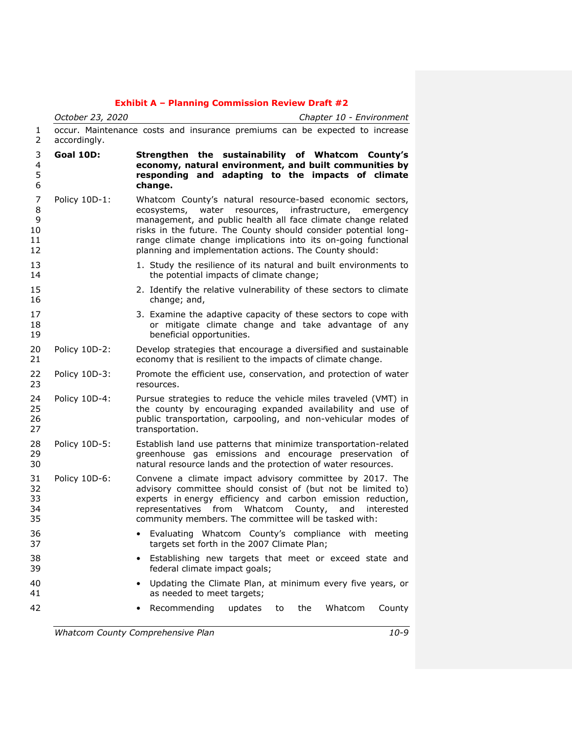occur. Maintenance costs and insurance premiums can be expected to increase accordingly.

**Goal 10D: Strengthen the sustainability of Whatcom County's economy, natural environment, and built communities by responding and adapting to the impacts of climate change.**

Policy 10D-1: Whatcom County's natural resource-based economic sectors, ecosystems, water resources, infrastructure, emergency management, and public health all face climate change related risks in the future. The County should consider potential long-range climate change implications into its on-going functional planning and implementation actions. The County should:

1. Study the resilience of its natural and built environments to the potential impacts of climate change;
2. Identify the relative vulnerability of these sectors to climate change; and,
3. Examine the adaptive capacity of these sectors to cope with or mitigate climate change and take advantage of any beneficial opportunities.

Policy 10D-2: Develop strategies that encourage a diversified and sustainable economy that is resilient to the impacts of climate change.

Policy 10D-3: Promote the efficient use, conservation, and protection of water resources.

Policy 10D-4: Pursue strategies to reduce the vehicle miles traveled (VMT) in the county by encouraging expanded availability and use of public transportation, carpooling, and non-vehicular modes of transportation.

Policy 10D-5: Establish land use patterns that minimize transportation-related greenhouse gas emissions and encourage preservation of natural resource lands and the protection of water resources.

Policy 10D-6: Convene a climate impact advisory committee by 2017. The advisory committee should consist of (but not be limited to) experts in energy efficiency and carbon emission reduction, representatives from Whatcom County, and interested community members. The committee will be tasked with:

- Evaluating Whatcom County's compliance with meeting targets set forth in the 2007 Climate Plan;
- Establishing new targets that meet or exceed state and federal climate impact goals;
- Updating the Climate Plan, at minimum every five years, or as needed to meet targets;
- Recommending updates to the Whatcom County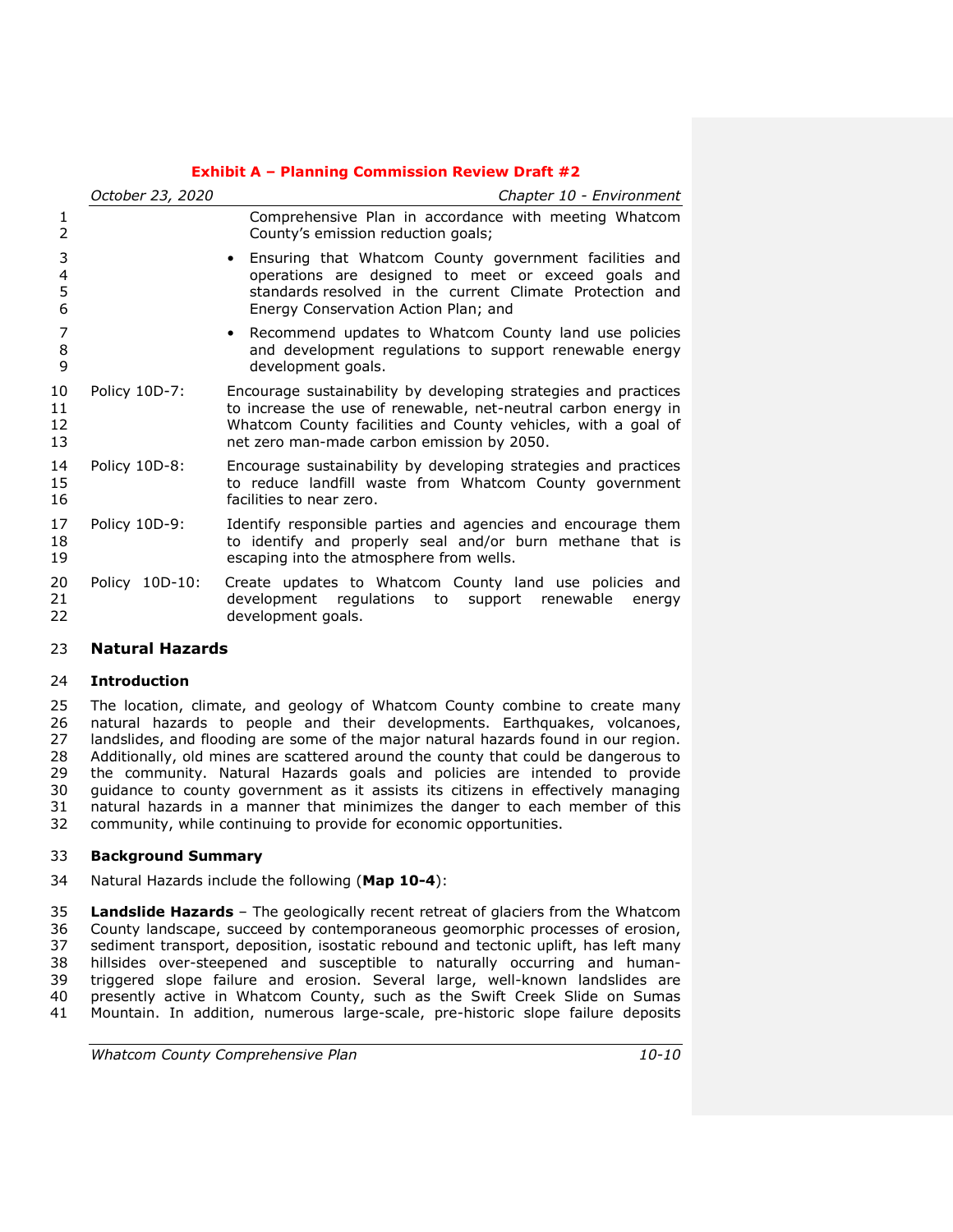Comprehensive Plan in accordance with meeting Whatcom County's emission reduction goals;

- Ensuring that Whatcom County government facilities and operations are designed to meet or exceed goals and standards resolved in the current Climate Protection and Energy Conservation Action Plan; and
- Recommend updates to Whatcom County land use policies and development regulations to support renewable energy development goals.

Policy 10D-7: Encourage sustainability by developing strategies and practices to increase the use of renewable, net-neutral carbon energy in Whatcom County facilities and County vehicles, with a goal of net zero man-made carbon emission by 2050.

Policy 10D-8: Encourage sustainability by developing strategies and practices to reduce landfill waste from Whatcom County government facilities to near zero.

Policy 10D-9: Identify responsible parties and agencies and encourage them to identify and properly seal and/or burn methane that is escaping into the atmosphere from wells.

Policy 10D-10: Create updates to Whatcom County land use policies and development regulations to support renewable energy development goals.

## Natural Hazards

### Introduction

The location, climate, and geology of Whatcom County combine to create many natural hazards to people and their developments. Earthquakes, volcanoes, landslides, and flooding are some of the major natural hazards found in our region. Additionally, old mines are scattered around the county that could be dangerous to the community. Natural Hazards goals and policies are intended to provide guidance to county government as it assists its citizens in effectively managing natural hazards in a manner that minimizes the danger to each member of this community, while continuing to provide for economic opportunities.

### Background Summary

Natural Hazards include the following (**Map 10-4**):

**Landslide Hazards** – The geologically recent retreat of glaciers from the Whatcom County landscape, succeed by contemporaneous geomorphic processes of erosion, sediment transport, deposition, isostatic rebound and tectonic uplift, has left many hillsides over-steepened and susceptible to naturally occurring and human-triggered slope failure and erosion. Several large, well-known landslides are presently active in Whatcom County, such as the Swift Creek Slide on Sumas Mountain. In addition, numerous large-scale, pre-historic slope failure deposits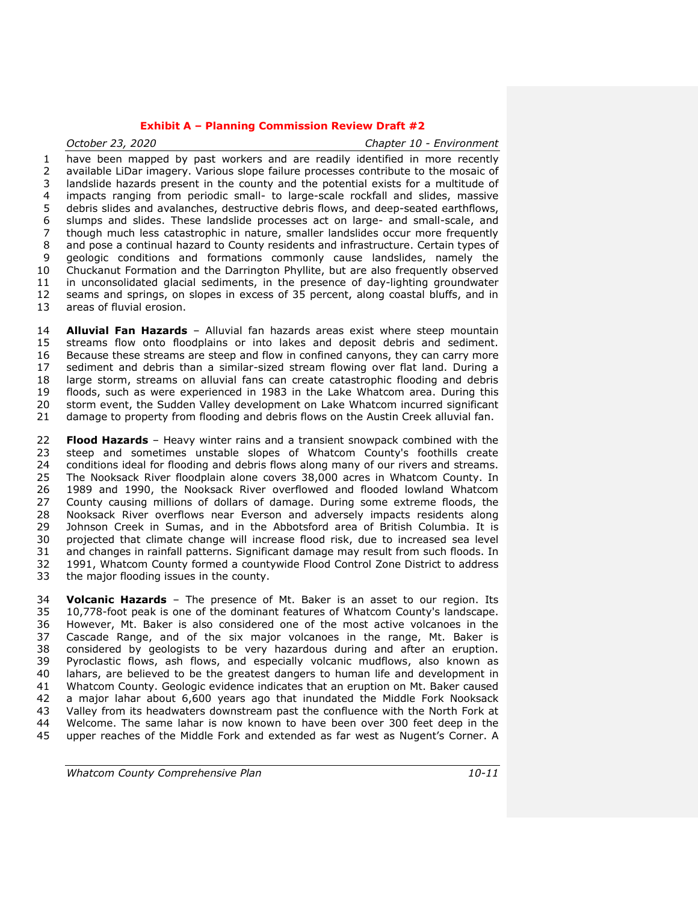have been mapped by past workers and are readily identified in more recently available LiDar imagery. Various slope failure processes contribute to the mosaic of landslide hazards present in the county and the potential exists for a multitude of impacts ranging from periodic small- to large-scale rockfall and slides, massive debris slides and avalanches, destructive debris flows, and deep-seated earthflows, slumps and slides. These landslide processes act on large- and small-scale, and though much less catastrophic in nature, smaller landslides occur more frequently and pose a continual hazard to County residents and infrastructure. Certain types of geologic conditions and formations commonly cause landslides, namely the Chuckanut Formation and the Darrington Phyllite, but are also frequently observed in unconsolidated glacial sediments, in the presence of day-lighting groundwater seams and springs, on slopes in excess of 35 percent, along coastal bluffs, and in areas of fluvial erosion.

**Alluvial Fan Hazards** – Alluvial fan hazards areas exist where steep mountain streams flow onto floodplains or into lakes and deposit debris and sediment. Because these streams are steep and flow in confined canyons, they can carry more sediment and debris than a similar-sized stream flowing over flat land. During a large storm, streams on alluvial fans can create catastrophic flooding and debris floods, such as were experienced in 1983 in the Lake Whatcom area. During this storm event, the Sudden Valley development on Lake Whatcom incurred significant damage to property from flooding and debris flows on the Austin Creek alluvial fan.

**Flood Hazards** – Heavy winter rains and a transient snowpack combined with the steep and sometimes unstable slopes of Whatcom County's foothills create conditions ideal for flooding and debris flows along many of our rivers and streams. The Nooksack River floodplain alone covers 38,000 acres in Whatcom County. In 1989 and 1990, the Nooksack River overflowed and flooded lowland Whatcom County causing millions of dollars of damage. During some extreme floods, the Nooksack River overflows near Everson and adversely impacts residents along Johnson Creek in Sumas, and in the Abbotsford area of British Columbia. It is projected that climate change will increase flood risk, due to increased sea level and changes in rainfall patterns. Significant damage may result from such floods. In 1991, Whatcom County formed a countywide Flood Control Zone District to address the major flooding issues in the county.

**Volcanic Hazards** – The presence of Mt. Baker is an asset to our region. Its 10,778-foot peak is one of the dominant features of Whatcom County's landscape. However, Mt. Baker is also considered one of the most active volcanoes in the Cascade Range, and of the six major volcanoes in the range, Mt. Baker is considered by geologists to be very hazardous during and after an eruption. Pyroclastic flows, ash flows, and especially volcanic mudflows, also known as lahars, are believed to be the greatest dangers to human life and development in Whatcom County. Geologic evidence indicates that an eruption on Mt. Baker caused a major lahar about 6,600 years ago that inundated the Middle Fork Nooksack Valley from its headwaters downstream past the confluence with the North Fork at Welcome. The same lahar is now known to have been over 300 feet deep in the upper reaches of the Middle Fork and extended as far west as Nugent's Corner. A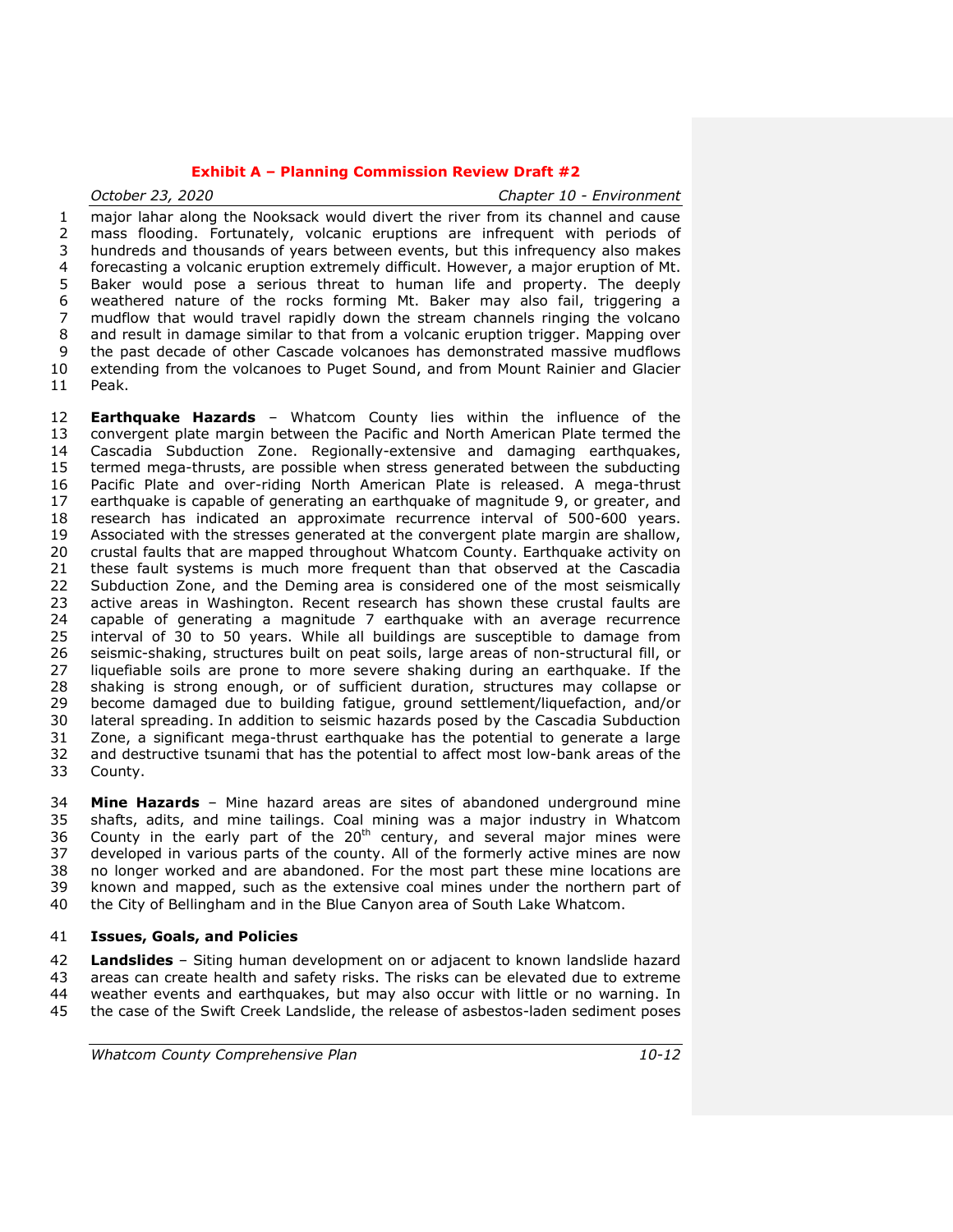major lahar along the Nooksack would divert the river from its channel and cause mass flooding. Fortunately, volcanic eruptions are infrequent with periods of hundreds and thousands of years between events, but this infrequency also makes forecasting a volcanic eruption extremely difficult. However, a major eruption of Mt. Baker would pose a serious threat to human life and property. The deeply weathered nature of the rocks forming Mt. Baker may also fail, triggering a mudflow that would travel rapidly down the stream channels ringing the volcano and result in damage similar to that from a volcanic eruption trigger. Mapping over the past decade of other Cascade volcanoes has demonstrated massive mudflows extending from the volcanoes to Puget Sound, and from Mount Rainier and Glacier Peak.

**Earthquake Hazards** – Whatcom County lies within the influence of the convergent plate margin between the Pacific and North American Plate termed the Cascadia Subduction Zone. Regionally-extensive and damaging earthquakes, termed mega-thrusts, are possible when stress generated between the subducting Pacific Plate and over-riding North American Plate is released. A mega-thrust earthquake is capable of generating an earthquake of magnitude 9, or greater, and research has indicated an approximate recurrence interval of 500-600 years. Associated with the stresses generated at the convergent plate margin are shallow, crustal faults that are mapped throughout Whatcom County. Earthquake activity on these fault systems is much more frequent than that observed at the Cascadia Subduction Zone, and the Deming area is considered one of the most seismically active areas in Washington. Recent research has shown these crustal faults are capable of generating a magnitude 7 earthquake with an average recurrence interval of 30 to 50 years. While all buildings are susceptible to damage from seismic-shaking, structures built on peat soils, large areas of non-structural fill, or liquefiable soils are prone to more severe shaking during an earthquake. If the shaking is strong enough, or of sufficient duration, structures may collapse or become damaged due to building fatigue, ground settlement/liquefaction, and/or lateral spreading. In addition to seismic hazards posed by the Cascadia Subduction Zone, a significant mega-thrust earthquake has the potential to generate a large and destructive tsunami that has the potential to affect most low-bank areas of the County.

**Mine Hazards** – Mine hazard areas are sites of abandoned underground mine shafts, adits, and mine tailings. Coal mining was a major industry in Whatcom County in the early part of the 20th century, and several major mines were developed in various parts of the county. All of the formerly active mines are now no longer worked and are abandoned. For the most part these mine locations are known and mapped, such as the extensive coal mines under the northern part of the City of Bellingham and in the Blue Canyon area of South Lake Whatcom.

**Issues, Goals, and Policies**

**Landslides** – Siting human development on or adjacent to known landslide hazard areas can create health and safety risks. The risks can be elevated due to extreme weather events and earthquakes, but may also occur with little or no warning. In the case of the Swift Creek Landslide, the release of asbestos-laden sediment poses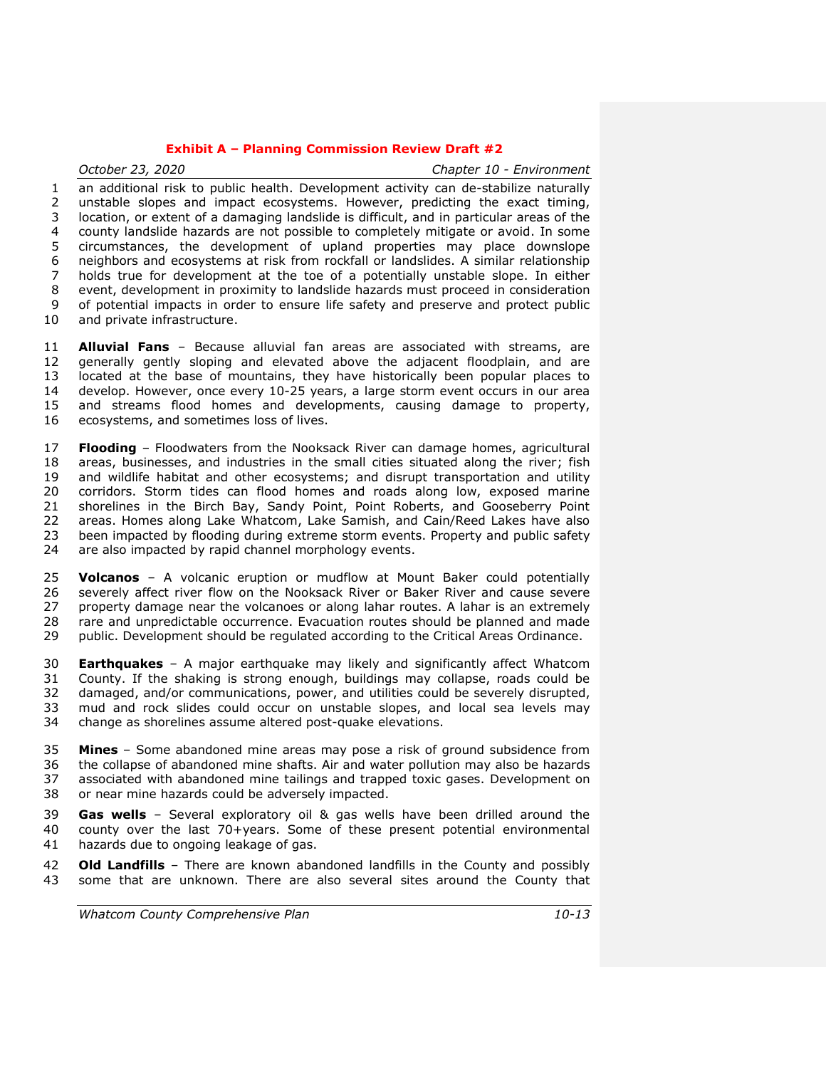an additional risk to public health. Development activity can de-stabilize naturally unstable slopes and impact ecosystems. However, predicting the exact timing, location, or extent of a damaging landslide is difficult, and in particular areas of the county landslide hazards are not possible to completely mitigate or avoid. In some circumstances, the development of upland properties may place downslope neighbors and ecosystems at risk from rockfall or landslides. A similar relationship holds true for development at the toe of a potentially unstable slope. In either event, development in proximity to landslide hazards must proceed in consideration of potential impacts in order to ensure life safety and preserve and protect public and private infrastructure.

**Alluvial Fans** – Because alluvial fan areas are associated with streams, are generally gently sloping and elevated above the adjacent floodplain, and are located at the base of mountains, they have historically been popular places to develop. However, once every 10-25 years, a large storm event occurs in our area and streams flood homes and developments, causing damage to property, ecosystems, and sometimes loss of lives.

**Flooding** – Floodwaters from the Nooksack River can damage homes, agricultural areas, businesses, and industries in the small cities situated along the river; fish and wildlife habitat and other ecosystems; and disrupt transportation and utility corridors. Storm tides can flood homes and roads along low, exposed marine shorelines in the Birch Bay, Sandy Point, Point Roberts, and Gooseberry Point areas. Homes along Lake Whatcom, Lake Samish, and Cain/Reed Lakes have also been impacted by flooding during extreme storm events. Property and public safety are also impacted by rapid channel morphology events.

**Volcanos** – A volcanic eruption or mudflow at Mount Baker could potentially severely affect river flow on the Nooksack River or Baker River and cause severe property damage near the volcanoes or along lahar routes. A lahar is an extremely rare and unpredictable occurrence. Evacuation routes should be planned and made public. Development should be regulated according to the Critical Areas Ordinance.

**Earthquakes** – A major earthquake may likely and significantly affect Whatcom County. If the shaking is strong enough, buildings may collapse, roads could be damaged, and/or communications, power, and utilities could be severely disrupted, mud and rock slides could occur on unstable slopes, and local sea levels may change as shorelines assume altered post-quake elevations.

**Mines** – Some abandoned mine areas may pose a risk of ground subsidence from the collapse of abandoned mine shafts. Air and water pollution may also be hazards associated with abandoned mine tailings and trapped toxic gases. Development on or near mine hazards could be adversely impacted.

**Gas wells** – Several exploratory oil & gas wells have been drilled around the county over the last 70+years. Some of these present potential environmental hazards due to ongoing leakage of gas.

**Old Landfills** – There are known abandoned landfills in the County and possibly some that are unknown. There are also several sites around the County that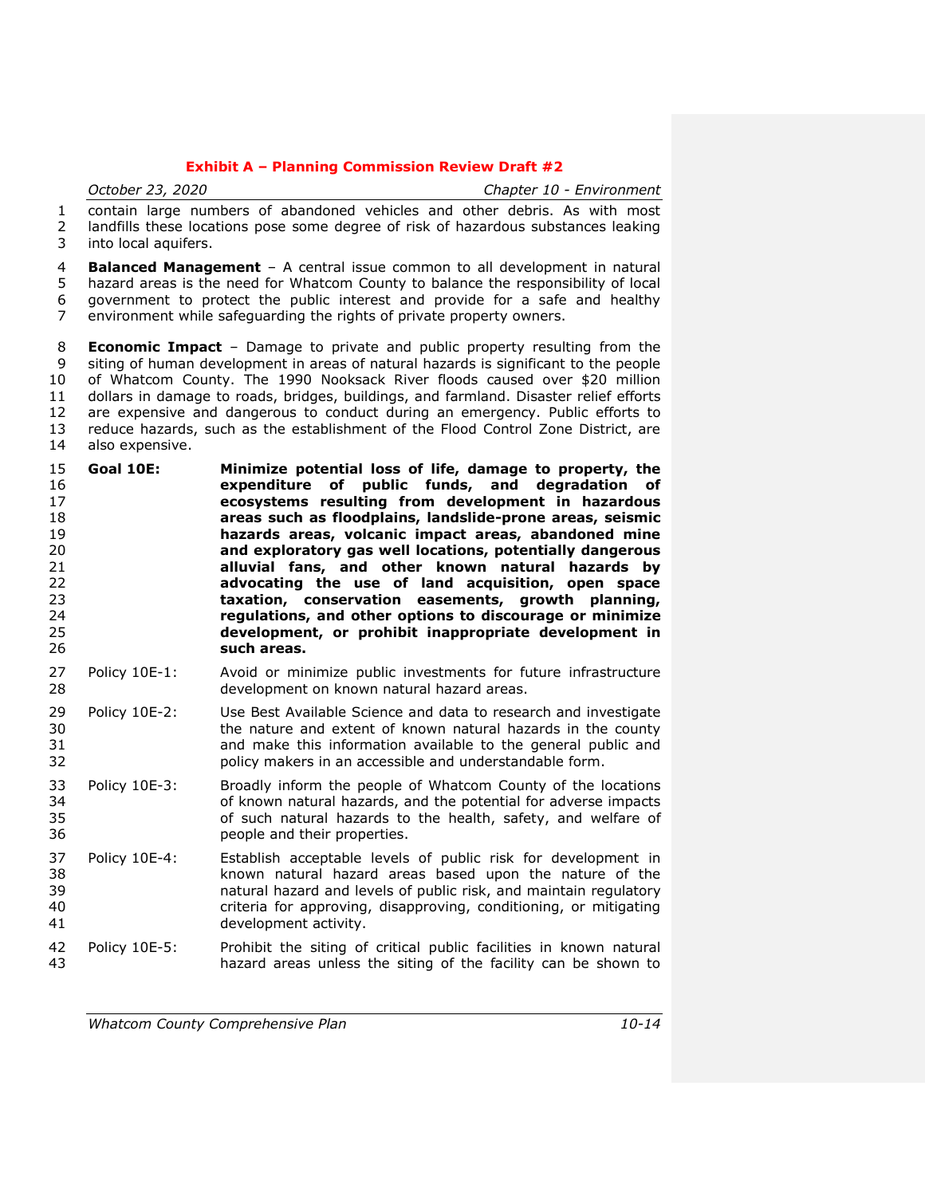contain large numbers of abandoned vehicles and other debris. As with most landfills these locations pose some degree of risk of hazardous substances leaking into local aquifers.

**Balanced Management** – A central issue common to all development in natural hazard areas is the need for Whatcom County to balance the responsibility of local government to protect the public interest and provide for a safe and healthy environment while safeguarding the rights of private property owners.

**Economic Impact** – Damage to private and public property resulting from the siting of human development in areas of natural hazards is significant to the people of Whatcom County. The 1990 Nooksack River floods caused over $20 million dollars in damage to roads, bridges, buildings, and farmland. Disaster relief efforts are expensive and dangerous to conduct during an emergency. Public efforts to reduce hazards, such as the establishment of the Flood Control Zone District, are also expensive.

**Goal 10E: Minimize potential loss of life, damage to property, the expenditure of public funds, and degradation of ecosystems resulting from development in hazardous areas such as floodplains, landslide-prone areas, seismic hazards areas, volcanic impact areas, abandoned mine and exploratory gas well locations, potentially dangerous alluvial fans, and other known natural hazards by advocating the use of land acquisition, open space taxation, conservation easements, growth planning, regulations, and other options to discourage or minimize development, or prohibit inappropriate development in such areas.**

Policy 10E-1: Avoid or minimize public investments for future infrastructure development on known natural hazard areas.

Policy 10E-2: Use Best Available Science and data to research and investigate the nature and extent of known natural hazards in the county and make this information available to the general public and policy makers in an accessible and understandable form.

Policy 10E-3: Broadly inform the people of Whatcom County of the locations of known natural hazards, and the potential for adverse impacts of such natural hazards to the health, safety, and welfare of people and their properties.

Policy 10E-4: Establish acceptable levels of public risk for development in known natural hazard areas based upon the nature of the natural hazard and levels of public risk, and maintain regulatory criteria for approving, disapproving, conditioning, or mitigating development activity.

Policy 10E-5: Prohibit the siting of critical public facilities in known natural hazard areas unless the siting of the facility can be shown to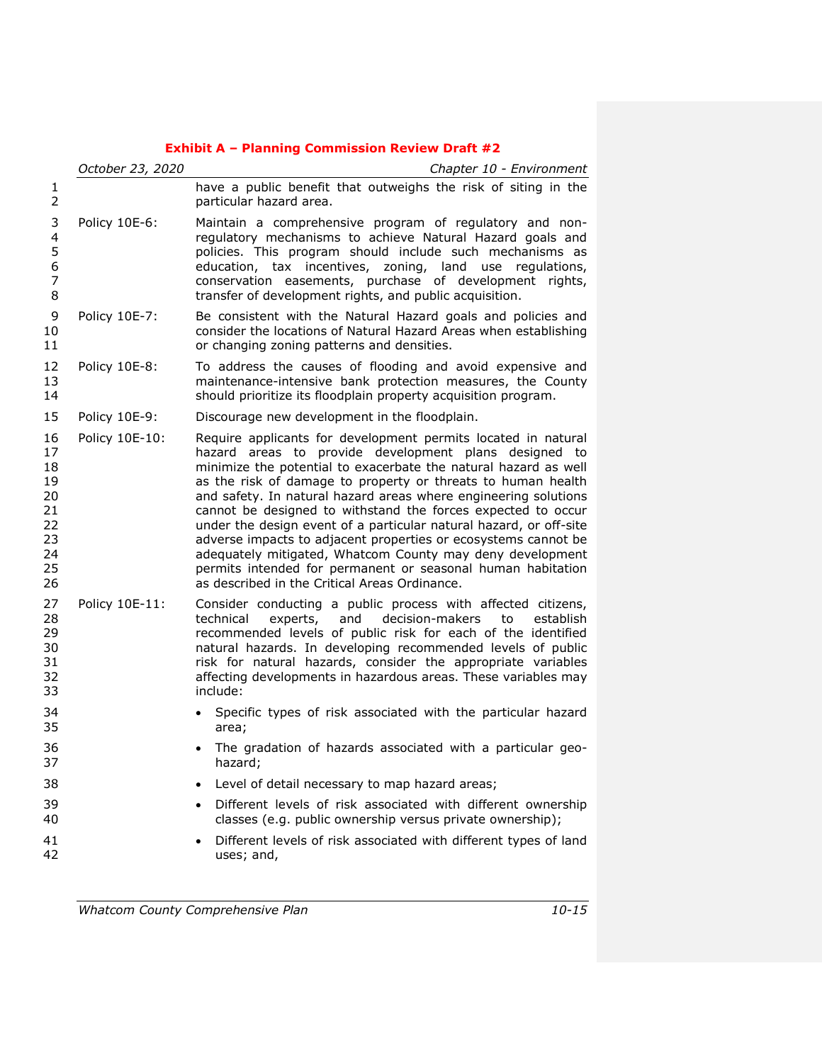have a public benefit that outweighs the risk of siting in the particular hazard area.

Policy 10E-6: Maintain a comprehensive program of regulatory and non-regulatory mechanisms to achieve Natural Hazard goals and policies. This program should include such mechanisms as education, tax incentives, zoning, land use regulations, conservation easements, purchase of development rights, transfer of development rights, and public acquisition.

Policy 10E-7: Be consistent with the Natural Hazard goals and policies and consider the locations of Natural Hazard Areas when establishing or changing zoning patterns and densities.

Policy 10E-8: To address the causes of flooding and avoid expensive and maintenance-intensive bank protection measures, the County should prioritize its floodplain property acquisition program.

Policy 10E-9: Discourage new development in the floodplain.

Policy 10E-10: Require applicants for development permits located in natural hazard areas to provide development plans designed to minimize the potential to exacerbate the natural hazard as well as the risk of damage to property or threats to human health and safety. In natural hazard areas where engineering solutions cannot be designed to withstand the forces expected to occur under the design event of a particular natural hazard, or off-site adverse impacts to adjacent properties or ecosystems cannot be adequately mitigated, Whatcom County may deny development permits intended for permanent or seasonal human habitation as described in the Critical Areas Ordinance.

Policy 10E-11: Consider conducting a public process with affected citizens, technical experts, and decision-makers to establish recommended levels of public risk for each of the identified natural hazards. In developing recommended levels of public risk for natural hazards, consider the appropriate variables affecting developments in hazardous areas. These variables may include:

- Specific types of risk associated with the particular hazard area;
- The gradation of hazards associated with a particular geo-hazard;
- Level of detail necessary to map hazard areas;
- Different levels of risk associated with different ownership classes (e.g. public ownership versus private ownership);
- Different levels of risk associated with different types of land uses; and,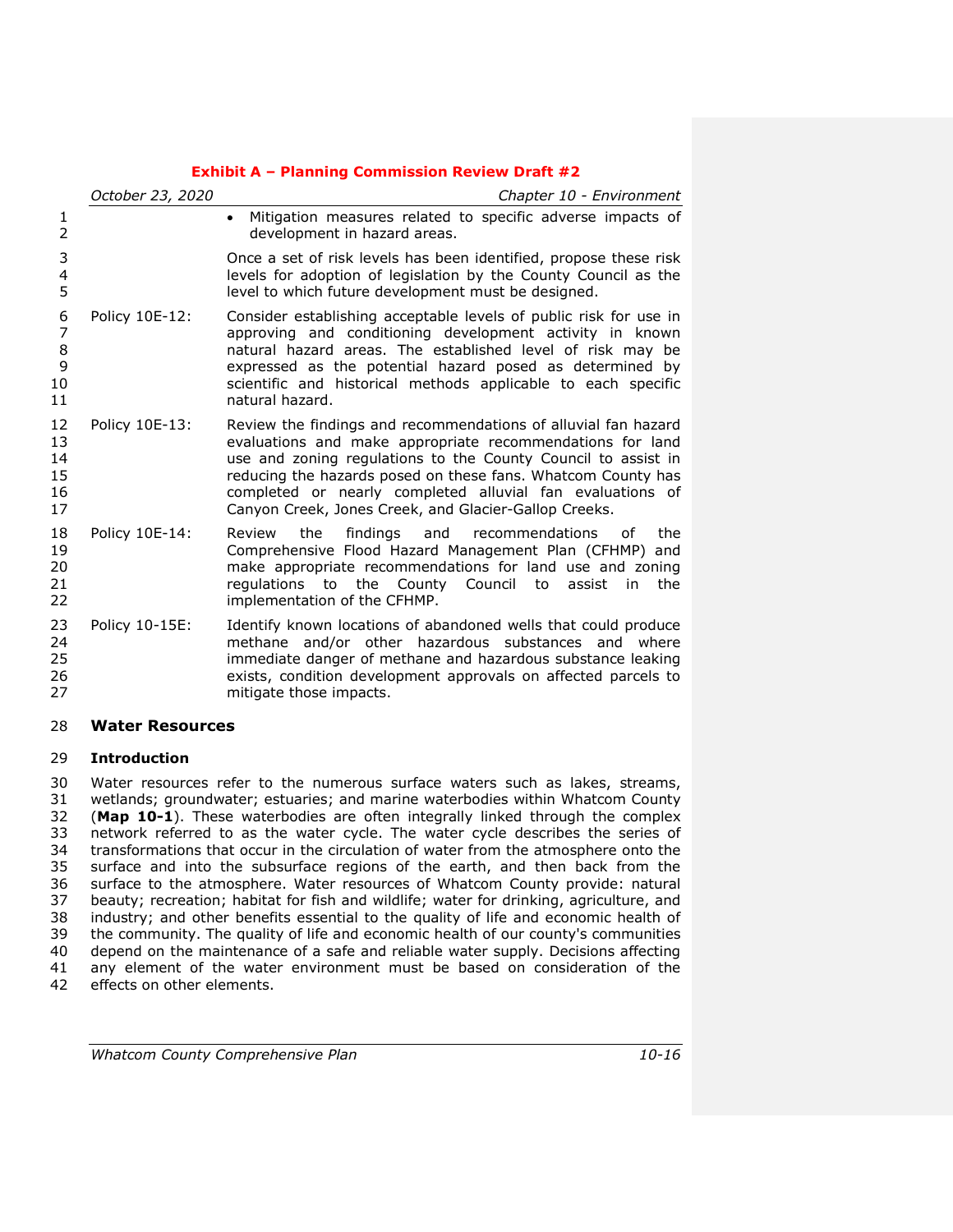- Mitigation measures related to specific adverse impacts of development in hazard areas.

Once a set of risk levels has been identified, propose these risk levels for adoption of legislation by the County Council as the level to which future development must be designed.

Policy 10E-12: Consider establishing acceptable levels of public risk for use in approving and conditioning development activity in known natural hazard areas. The established level of risk may be expressed as the potential hazard posed as determined by scientific and historical methods applicable to each specific natural hazard.

Policy 10E-13: Review the findings and recommendations of alluvial fan hazard evaluations and make appropriate recommendations for land use and zoning regulations to the County Council to assist in reducing the hazards posed on these fans. Whatcom County has completed or nearly completed alluvial fan evaluations of Canyon Creek, Jones Creek, and Glacier-Gallop Creeks.

Policy 10E-14: Review the findings and recommendations of the Comprehensive Flood Hazard Management Plan (CFHMP) and make appropriate recommendations for land use and zoning regulations to the County Council to assist in the implementation of the CFHMP.

Policy 10-15E: Identify known locations of abandoned wells that could produce methane and/or other hazardous substances and where immediate danger of methane and hazardous substance leaking exists, condition development approvals on affected parcels to mitigate those impacts.

## Water Resources

### Introduction

Water resources refer to the numerous surface waters such as lakes, streams, wetlands; groundwater; estuaries; and marine waterbodies within Whatcom County (**Map 10-1**). These waterbodies are often integrally linked through the complex network referred to as the water cycle. The water cycle describes the series of transformations that occur in the circulation of water from the atmosphere onto the surface and into the subsurface regions of the earth, and then back from the surface to the atmosphere. Water resources of Whatcom County provide: natural beauty; recreation; habitat for fish and wildlife; water for drinking, agriculture, and industry; and other benefits essential to the quality of life and economic health of the community. The quality of life and economic health of our county's communities depend on the maintenance of a safe and reliable water supply. Decisions affecting any element of the water environment must be based on consideration of the effects on other elements.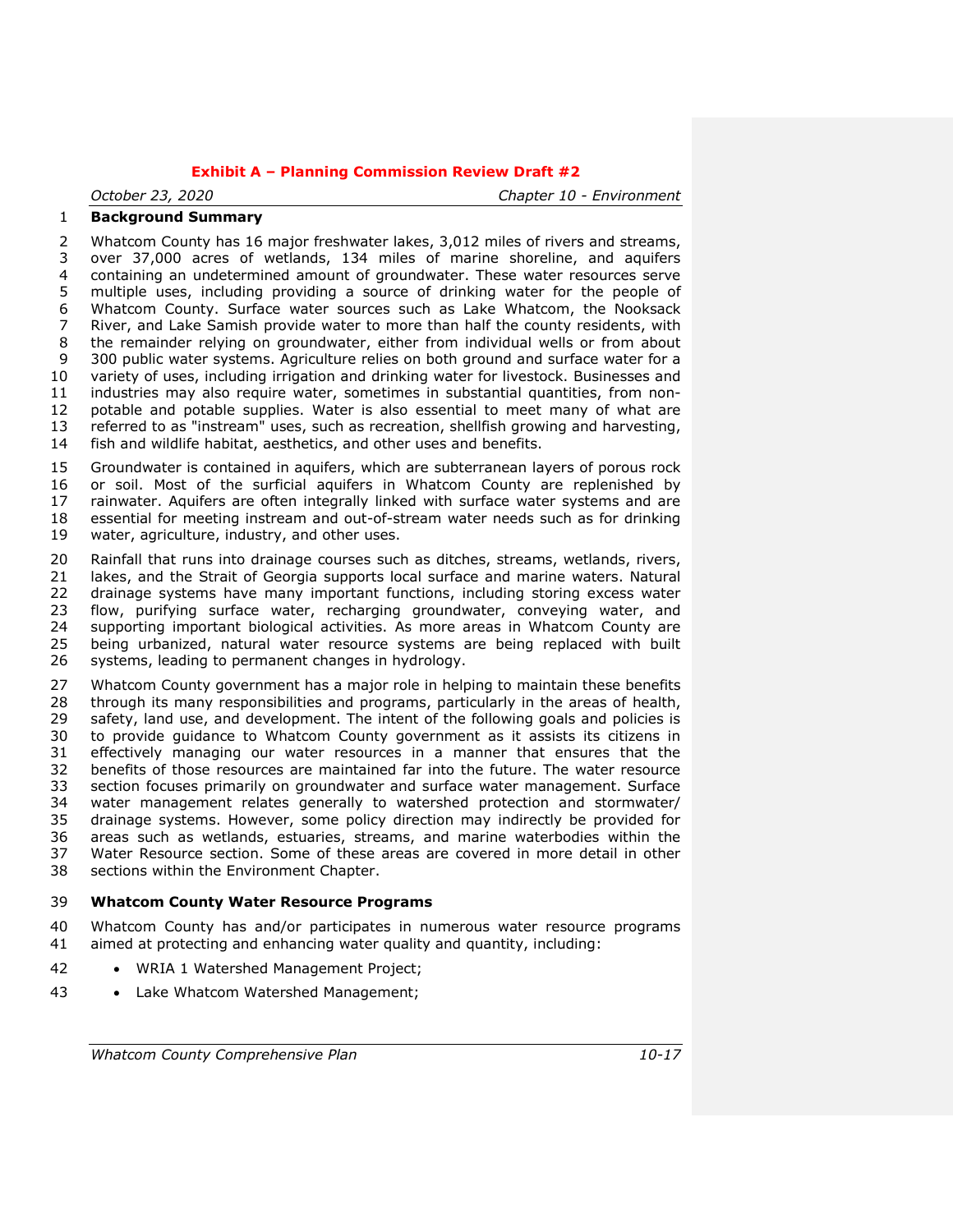## Background Summary

Whatcom County has 16 major freshwater lakes, 3,012 miles of rivers and streams, over 37,000 acres of wetlands, 134 miles of marine shoreline, and aquifers containing an undetermined amount of groundwater. These water resources serve multiple uses, including providing a source of drinking water for the people of Whatcom County. Surface water sources such as Lake Whatcom, the Nooksack River, and Lake Samish provide water to more than half the county residents, with the remainder relying on groundwater, either from individual wells or from about 300 public water systems. Agriculture relies on both ground and surface water for a variety of uses, including irrigation and drinking water for livestock. Businesses and industries may also require water, sometimes in substantial quantities, from non-potable and potable supplies. Water is also essential to meet many of what are referred to as "instream" uses, such as recreation, shellfish growing and harvesting, fish and wildlife habitat, aesthetics, and other uses and benefits.

Groundwater is contained in aquifers, which are subterranean layers of porous rock or soil. Most of the surficial aquifers in Whatcom County are replenished by rainwater. Aquifers are often integrally linked with surface water systems and are essential for meeting instream and out-of-stream water needs such as for drinking water, agriculture, industry, and other uses.

Rainfall that runs into drainage courses such as ditches, streams, wetlands, rivers, lakes, and the Strait of Georgia supports local surface and marine waters. Natural drainage systems have many important functions, including storing excess water flow, purifying surface water, recharging groundwater, conveying water, and supporting important biological activities. As more areas in Whatcom County are being urbanized, natural water resource systems are being replaced with built systems, leading to permanent changes in hydrology.

Whatcom County government has a major role in helping to maintain these benefits through its many responsibilities and programs, particularly in the areas of health, safety, land use, and development. The intent of the following goals and policies is to provide guidance to Whatcom County government as it assists its citizens in effectively managing our water resources in a manner that ensures that the benefits of those resources are maintained far into the future. The water resource section focuses primarily on groundwater and surface water management. Surface water management relates generally to watershed protection and stormwater/ drainage systems. However, some policy direction may indirectly be provided for areas such as wetlands, estuaries, streams, and marine waterbodies within the Water Resource section. Some of these areas are covered in more detail in other sections within the Environment Chapter.

## Whatcom County Water Resource Programs

Whatcom County has and/or participates in numerous water resource programs aimed at protecting and enhancing water quality and quantity, including:

- WRIA 1 Watershed Management Project;
- Lake Whatcom Watershed Management;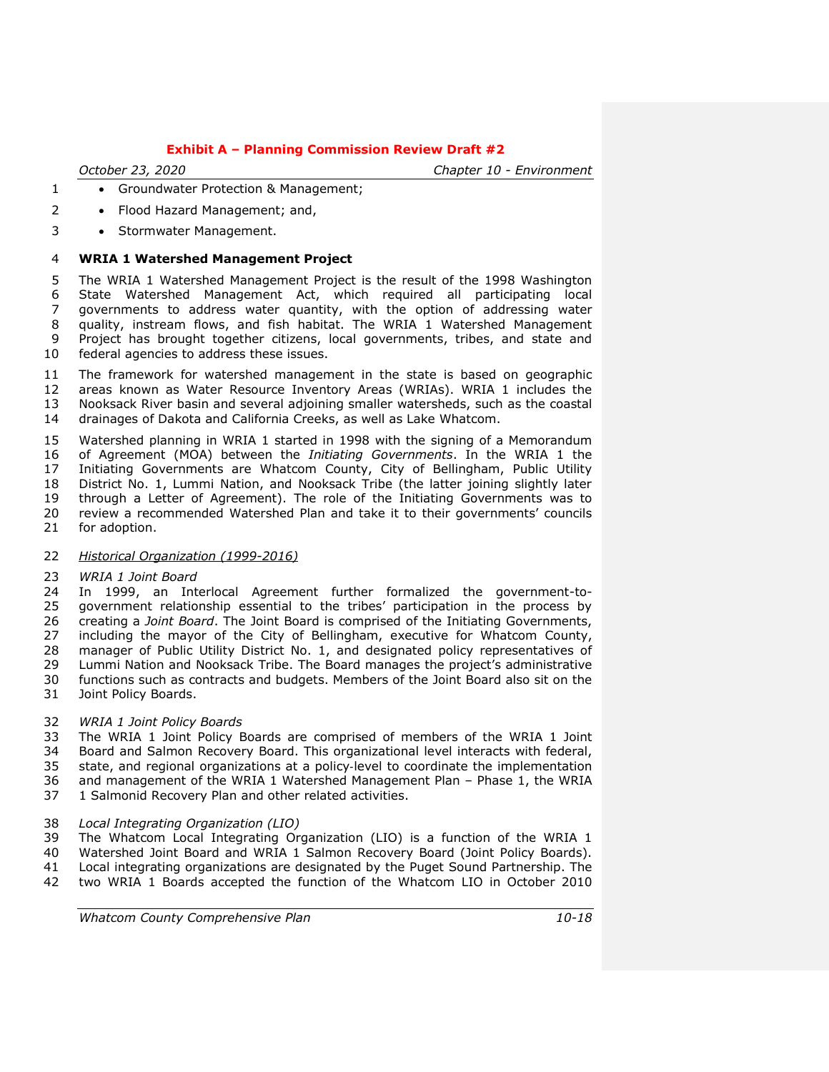- Groundwater Protection & Management;
- Flood Hazard Management; and,
- Stormwater Management.

**WRIA 1 Watershed Management Project**

The WRIA 1 Watershed Management Project is the result of the 1998 Washington State Watershed Management Act, which required all participating local governments to address water quantity, with the option of addressing water quality, instream flows, and fish habitat. The WRIA 1 Watershed Management Project has brought together citizens, local governments, tribes, and state and federal agencies to address these issues.

The framework for watershed management in the state is based on geographic areas known as Water Resource Inventory Areas (WRIAs). WRIA 1 includes the Nooksack River basin and several adjoining smaller watersheds, such as the coastal drainages of Dakota and California Creeks, as well as Lake Whatcom.

Watershed planning in WRIA 1 started in 1998 with the signing of a Memorandum of Agreement (MOA) between the *Initiating Governments*. In the WRIA 1 the Initiating Governments are Whatcom County, City of Bellingham, Public Utility District No. 1, Lummi Nation, and Nooksack Tribe (the latter joining slightly later through a Letter of Agreement). The role of the Initiating Governments was to review a recommended Watershed Plan and take it to their governments' councils for adoption.

*Historical Organization (1999-2016)*

*WRIA 1 Joint Board*

In 1999, an Interlocal Agreement further formalized the government-to-government relationship essential to the tribes' participation in the process by creating a *Joint Board*. The Joint Board is comprised of the Initiating Governments, including the mayor of the City of Bellingham, executive for Whatcom County, manager of Public Utility District No. 1, and designated policy representatives of Lummi Nation and Nooksack Tribe. The Board manages the project's administrative functions such as contracts and budgets. Members of the Joint Board also sit on the Joint Policy Boards.

*WRIA 1 Joint Policy Boards*

The WRIA 1 Joint Policy Boards are comprised of members of the WRIA 1 Joint Board and Salmon Recovery Board. This organizational level interacts with federal, state, and regional organizations at a policy-level to coordinate the implementation and management of the WRIA 1 Watershed Management Plan – Phase 1, the WRIA 1 Salmonid Recovery Plan and other related activities.

*Local Integrating Organization (LIO)*

The Whatcom Local Integrating Organization (LIO) is a function of the WRIA 1 Watershed Joint Board and WRIA 1 Salmon Recovery Board (Joint Policy Boards). Local integrating organizations are designated by the Puget Sound Partnership. The two WRIA 1 Boards accepted the function of the Whatcom LIO in October 2010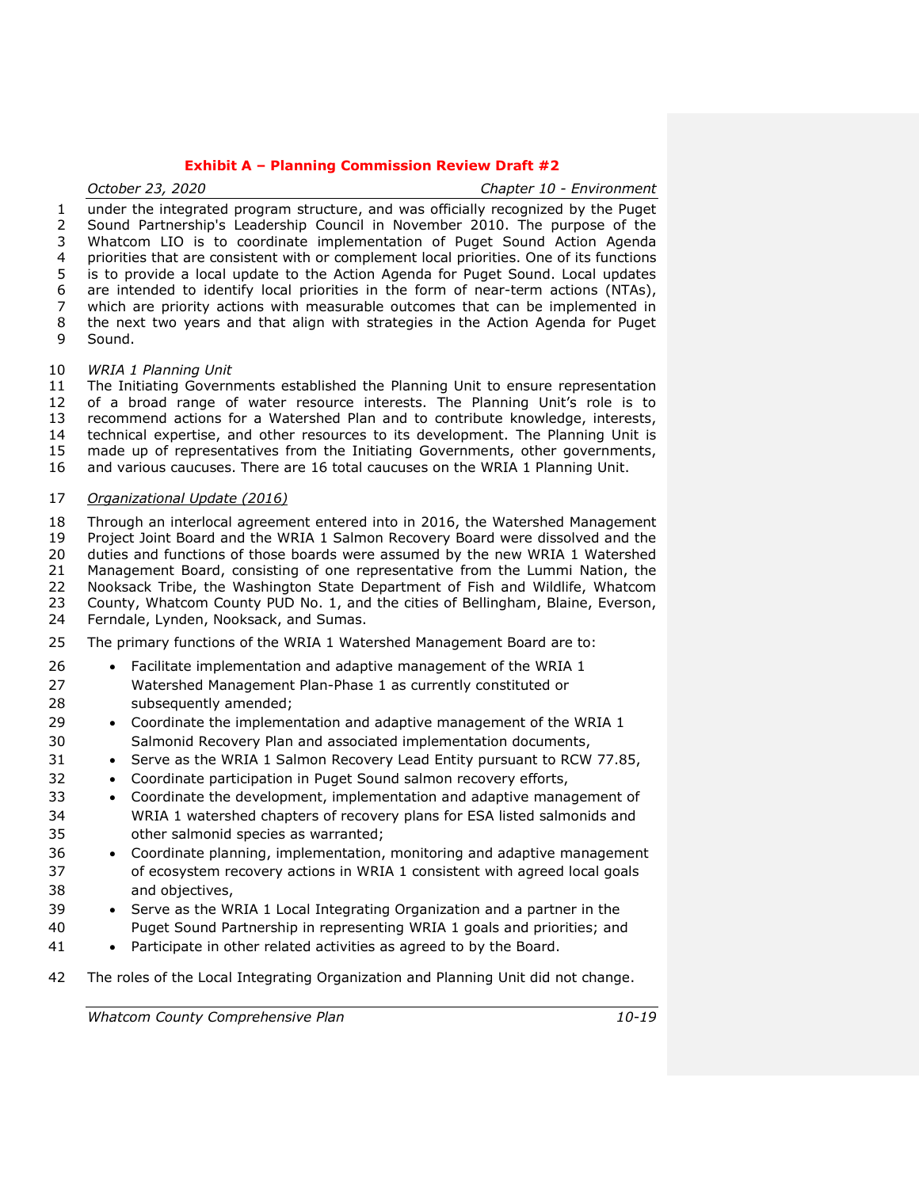under the integrated program structure, and was officially recognized by the Puget Sound Partnership's Leadership Council in November 2010. The purpose of the Whatcom LIO is to coordinate implementation of Puget Sound Action Agenda priorities that are consistent with or complement local priorities. One of its functions is to provide a local update to the Action Agenda for Puget Sound. Local updates are intended to identify local priorities in the form of near-term actions (NTAs), which are priority actions with measurable outcomes that can be implemented in the next two years and that align with strategies in the Action Agenda for Puget Sound.

*WRIA 1 Planning Unit*

The Initiating Governments established the Planning Unit to ensure representation of a broad range of water resource interests. The Planning Unit's role is to recommend actions for a Watershed Plan and to contribute knowledge, interests, technical expertise, and other resources to its development. The Planning Unit is made up of representatives from the Initiating Governments, other governments, and various caucuses. There are 16 total caucuses on the WRIA 1 Planning Unit.

*Organizational Update (2016)*

Through an interlocal agreement entered into in 2016, the Watershed Management Project Joint Board and the WRIA 1 Salmon Recovery Board were dissolved and the duties and functions of those boards were assumed by the new WRIA 1 Watershed Management Board, consisting of one representative from the Lummi Nation, the Nooksack Tribe, the Washington State Department of Fish and Wildlife, Whatcom County, Whatcom County PUD No. 1, and the cities of Bellingham, Blaine, Everson, Ferndale, Lynden, Nooksack, and Sumas.

The primary functions of the WRIA 1 Watershed Management Board are to:

- Facilitate implementation and adaptive management of the WRIA 1 Watershed Management Plan-Phase 1 as currently constituted or subsequently amended;
- Coordinate the implementation and adaptive management of the WRIA 1 Salmonid Recovery Plan and associated implementation documents,
- Serve as the WRIA 1 Salmon Recovery Lead Entity pursuant to RCW 77.85,
- Coordinate participation in Puget Sound salmon recovery efforts,
- Coordinate the development, implementation and adaptive management of WRIA 1 watershed chapters of recovery plans for ESA listed salmonids and other salmonid species as warranted;
- Coordinate planning, implementation, monitoring and adaptive management of ecosystem recovery actions in WRIA 1 consistent with agreed local goals and objectives,
- Serve as the WRIA 1 Local Integrating Organization and a partner in the Puget Sound Partnership in representing WRIA 1 goals and priorities; and
- Participate in other related activities as agreed to by the Board.

The roles of the Local Integrating Organization and Planning Unit did not change.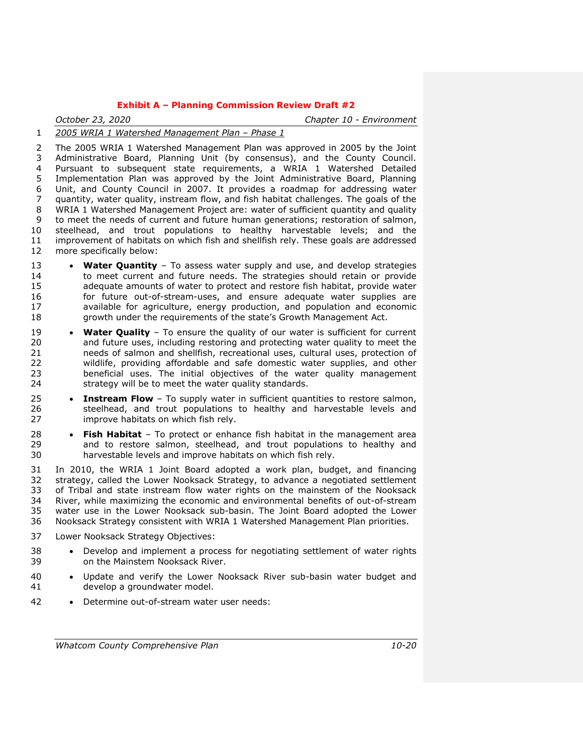<u>2005 WRIA 1 Watershed Management Plan – Phase 1</u>

The 2005 WRIA 1 Watershed Management Plan was approved in 2005 by the Joint Administrative Board, Planning Unit (by consensus), and the County Council. Pursuant to subsequent state requirements, a WRIA 1 Watershed Detailed Implementation Plan was approved by the Joint Administrative Board, Planning Unit, and County Council in 2007. It provides a roadmap for addressing water quantity, water quality, instream flow, and fish habitat challenges. The goals of the WRIA 1 Watershed Management Project are: water of sufficient quantity and quality to meet the needs of current and future human generations; restoration of salmon, steelhead, and trout populations to healthy harvestable levels; and the improvement of habitats on which fish and shellfish rely. These goals are addressed more specifically below:

- **Water Quantity** – To assess water supply and use, and develop strategies to meet current and future needs. The strategies should retain or provide adequate amounts of water to protect and restore fish habitat, provide water for future out-of-stream-uses, and ensure adequate water supplies are available for agriculture, energy production, and population and economic growth under the requirements of the state's Growth Management Act.
- **Water Quality** – To ensure the quality of our water is sufficient for current and future uses, including restoring and protecting water quality to meet the needs of salmon and shellfish, recreational uses, cultural uses, protection of wildlife, providing affordable and safe domestic water supplies, and other beneficial uses. The initial objectives of the water quality management strategy will be to meet the water quality standards.
- **Instream Flow** – To supply water in sufficient quantities to restore salmon, steelhead, and trout populations to healthy and harvestable levels and improve habitats on which fish rely.
- **Fish Habitat** – To protect or enhance fish habitat in the management area and to restore salmon, steelhead, and trout populations to healthy and harvestable levels and improve habitats on which fish rely.

In 2010, the WRIA 1 Joint Board adopted a work plan, budget, and financing strategy, called the Lower Nooksack Strategy, to advance a negotiated settlement of Tribal and state instream flow water rights on the mainstem of the Nooksack River, while maximizing the economic and environmental benefits of out-of-stream water use in the Lower Nooksack sub-basin. The Joint Board adopted the Lower Nooksack Strategy consistent with WRIA 1 Watershed Management Plan priorities.

Lower Nooksack Strategy Objectives:

- Develop and implement a process for negotiating settlement of water rights on the Mainstem Nooksack River.
- Update and verify the Lower Nooksack River sub-basin water budget and develop a groundwater model.
- Determine out-of-stream water user needs: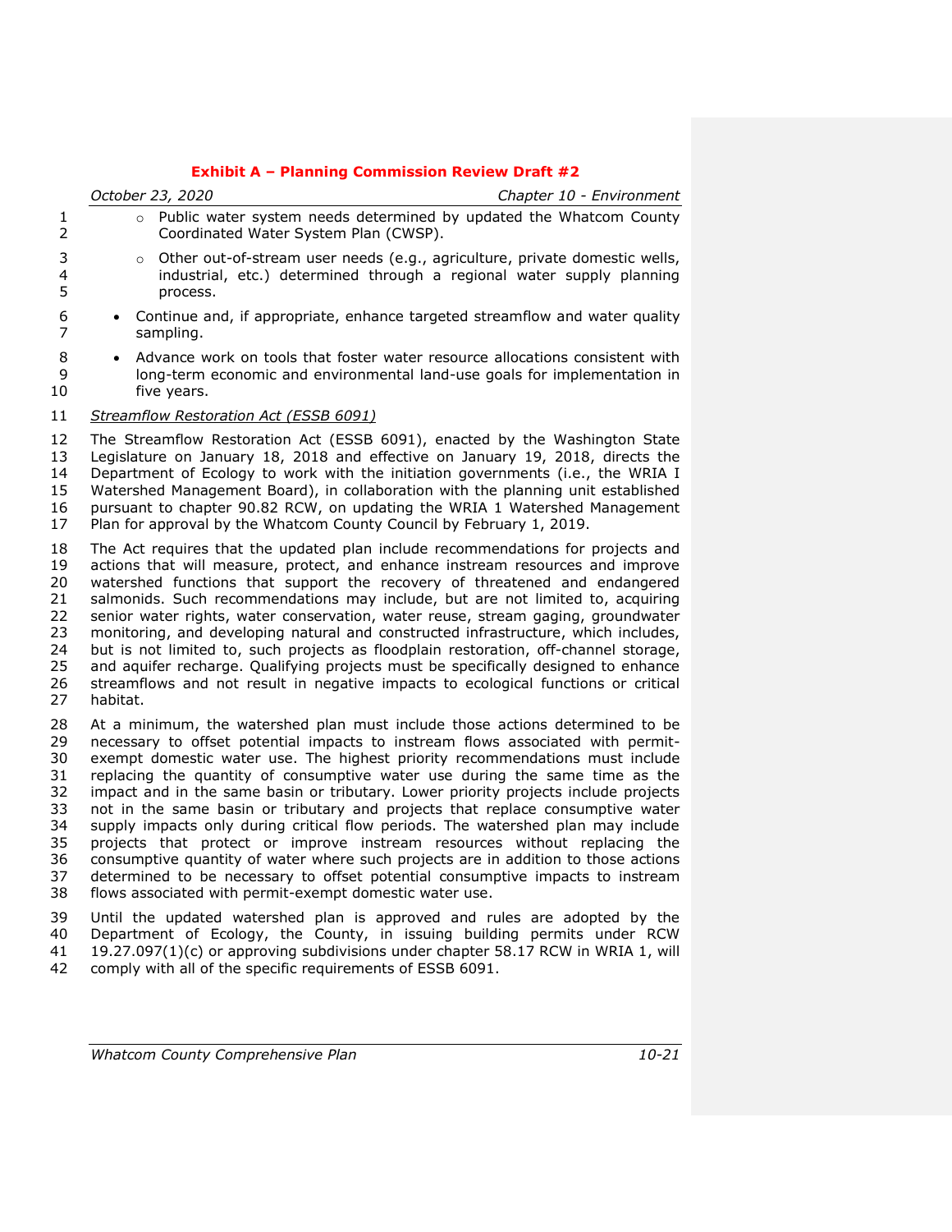- Public water system needs determined by updated the Whatcom County Coordinated Water System Plan (CWSP).
  - Other out-of-stream user needs (e.g., agriculture, private domestic wells, industrial, etc.) determined through a regional water supply planning process.
- Continue and, if appropriate, enhance targeted streamflow and water quality sampling.
- Advance work on tools that foster water resource allocations consistent with long-term economic and environmental land-use goals for implementation in five years.

*Streamflow Restoration Act (ESSB 6091)*

The Streamflow Restoration Act (ESSB 6091), enacted by the Washington State Legislature on January 18, 2018 and effective on January 19, 2018, directs the Department of Ecology to work with the initiation governments (i.e., the WRIA I Watershed Management Board), in collaboration with the planning unit established pursuant to chapter 90.82 RCW, on updating the WRIA 1 Watershed Management Plan for approval by the Whatcom County Council by February 1, 2019.

The Act requires that the updated plan include recommendations for projects and actions that will measure, protect, and enhance instream resources and improve watershed functions that support the recovery of threatened and endangered salmonids. Such recommendations may include, but are not limited to, acquiring senior water rights, water conservation, water reuse, stream gaging, groundwater monitoring, and developing natural and constructed infrastructure, which includes, but is not limited to, such projects as floodplain restoration, off-channel storage, and aquifer recharge. Qualifying projects must be specifically designed to enhance streamflows and not result in negative impacts to ecological functions or critical habitat.

At a minimum, the watershed plan must include those actions determined to be necessary to offset potential impacts to instream flows associated with permit-exempt domestic water use. The highest priority recommendations must include replacing the quantity of consumptive water use during the same time as the impact and in the same basin or tributary. Lower priority projects include projects not in the same basin or tributary and projects that replace consumptive water supply impacts only during critical flow periods. The watershed plan may include projects that protect or improve instream resources without replacing the consumptive quantity of water where such projects are in addition to those actions determined to be necessary to offset potential consumptive impacts to instream flows associated with permit-exempt domestic water use.

Until the updated watershed plan is approved and rules are adopted by the Department of Ecology, the County, in issuing building permits under RCW 19.27.097(1)(c) or approving subdivisions under chapter 58.17 RCW in WRIA 1, will comply with all of the specific requirements of ESSB 6091.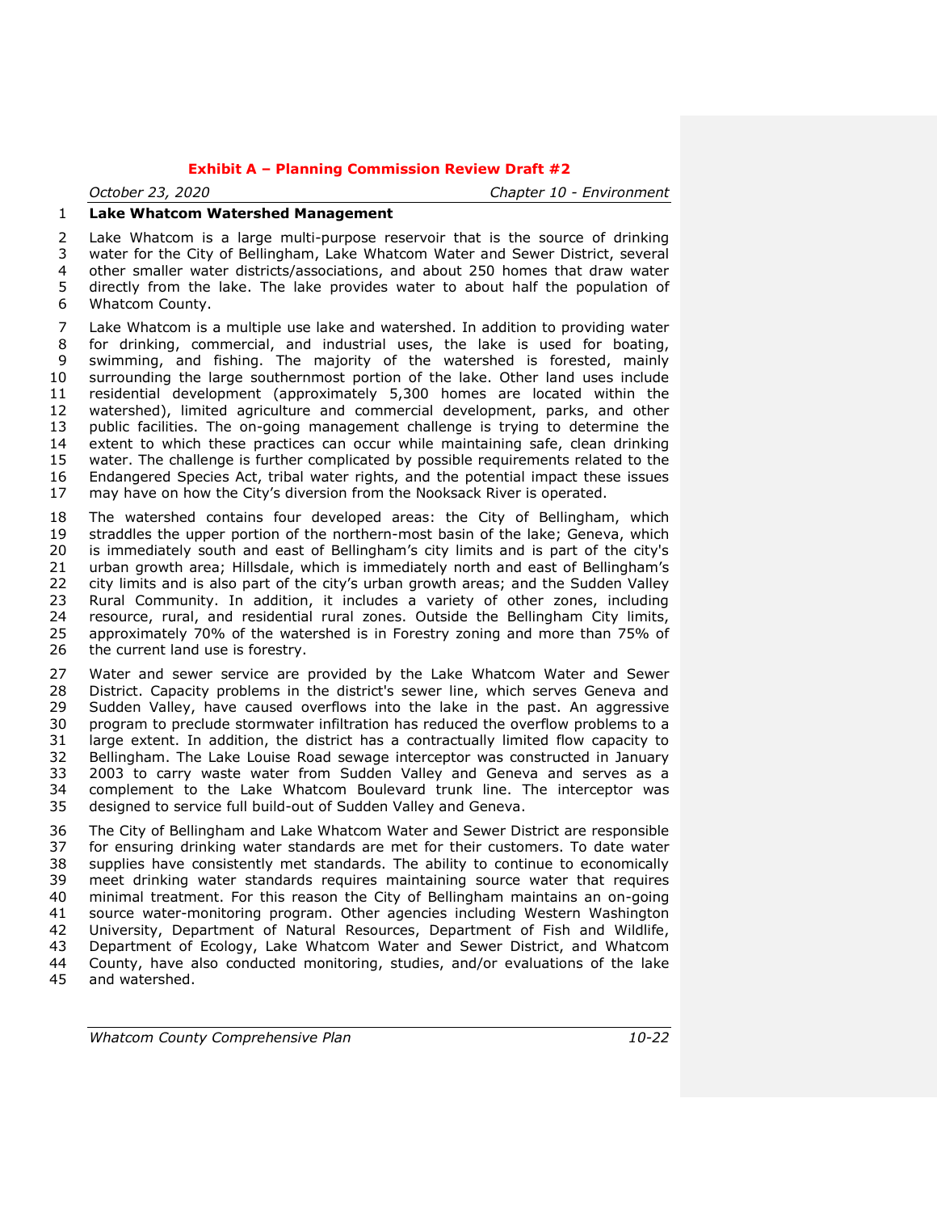## Lake Whatcom Watershed Management

Lake Whatcom is a large multi-purpose reservoir that is the source of drinking water for the City of Bellingham, Lake Whatcom Water and Sewer District, several other smaller water districts/associations, and about 250 homes that draw water directly from the lake. The lake provides water to about half the population of Whatcom County.

Lake Whatcom is a multiple use lake and watershed. In addition to providing water for drinking, commercial, and industrial uses, the lake is used for boating, swimming, and fishing. The majority of the watershed is forested, mainly surrounding the large southernmost portion of the lake. Other land uses include residential development (approximately 5,300 homes are located within the watershed), limited agriculture and commercial development, parks, and other public facilities. The on-going management challenge is trying to determine the extent to which these practices can occur while maintaining safe, clean drinking water. The challenge is further complicated by possible requirements related to the Endangered Species Act, tribal water rights, and the potential impact these issues may have on how the City's diversion from the Nooksack River is operated.

The watershed contains four developed areas: the City of Bellingham, which straddles the upper portion of the northern-most basin of the lake; Geneva, which is immediately south and east of Bellingham's city limits and is part of the city's urban growth area; Hillsdale, which is immediately north and east of Bellingham's city limits and is also part of the city's urban growth areas; and the Sudden Valley Rural Community. In addition, it includes a variety of other zones, including resource, rural, and residential rural zones. Outside the Bellingham City limits, approximately 70% of the watershed is in Forestry zoning and more than 75% of the current land use is forestry.

Water and sewer service are provided by the Lake Whatcom Water and Sewer District. Capacity problems in the district's sewer line, which serves Geneva and Sudden Valley, have caused overflows into the lake in the past. An aggressive program to preclude stormwater infiltration has reduced the overflow problems to a large extent. In addition, the district has a contractually limited flow capacity to Bellingham. The Lake Louise Road sewage interceptor was constructed in January 2003 to carry waste water from Sudden Valley and Geneva and serves as a complement to the Lake Whatcom Boulevard trunk line. The interceptor was designed to service full build-out of Sudden Valley and Geneva.

The City of Bellingham and Lake Whatcom Water and Sewer District are responsible for ensuring drinking water standards are met for their customers. To date water supplies have consistently met standards. The ability to continue to economically meet drinking water standards requires maintaining source water that requires minimal treatment. For this reason the City of Bellingham maintains an on-going source water-monitoring program. Other agencies including Western Washington University, Department of Natural Resources, Department of Fish and Wildlife, Department of Ecology, Lake Whatcom Water and Sewer District, and Whatcom County, have also conducted monitoring, studies, and/or evaluations of the lake and watershed.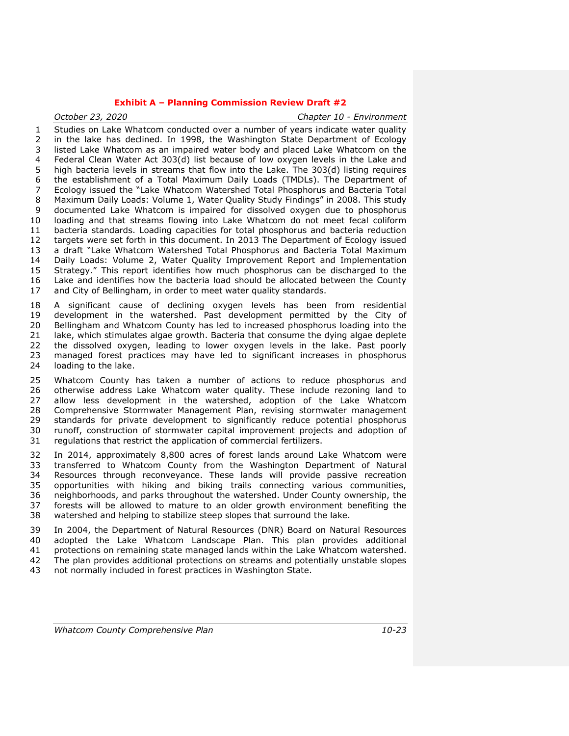Studies on Lake Whatcom conducted over a number of years indicate water quality in the lake has declined. In 1998, the Washington State Department of Ecology listed Lake Whatcom as an impaired water body and placed Lake Whatcom on the Federal Clean Water Act 303(d) list because of low oxygen levels in the Lake and high bacteria levels in streams that flow into the Lake. The 303(d) listing requires the establishment of a Total Maximum Daily Loads (TMDLs). The Department of Ecology issued the "Lake Whatcom Watershed Total Phosphorus and Bacteria Total Maximum Daily Loads: Volume 1, Water Quality Study Findings" in 2008. This study documented Lake Whatcom is impaired for dissolved oxygen due to phosphorus loading and that streams flowing into Lake Whatcom do not meet fecal coliform bacteria standards. Loading capacities for total phosphorus and bacteria reduction targets were set forth in this document. In 2013 The Department of Ecology issued a draft "Lake Whatcom Watershed Total Phosphorus and Bacteria Total Maximum Daily Loads: Volume 2, Water Quality Improvement Report and Implementation Strategy." This report identifies how much phosphorus can be discharged to the Lake and identifies how the bacteria load should be allocated between the County and City of Bellingham, in order to meet water quality standards.

A significant cause of declining oxygen levels has been from residential development in the watershed. Past development permitted by the City of Bellingham and Whatcom County has led to increased phosphorus loading into the lake, which stimulates algae growth. Bacteria that consume the dying algae deplete the dissolved oxygen, leading to lower oxygen levels in the lake. Past poorly managed forest practices may have led to significant increases in phosphorus loading to the lake.

Whatcom County has taken a number of actions to reduce phosphorus and otherwise address Lake Whatcom water quality. These include rezoning land to allow less development in the watershed, adoption of the Lake Whatcom Comprehensive Stormwater Management Plan, revising stormwater management standards for private development to significantly reduce potential phosphorus runoff, construction of stormwater capital improvement projects and adoption of regulations that restrict the application of commercial fertilizers.

In 2014, approximately 8,800 acres of forest lands around Lake Whatcom were transferred to Whatcom County from the Washington Department of Natural Resources through reconveyance. These lands will provide passive recreation opportunities with hiking and biking trails connecting various communities, neighborhoods, and parks throughout the watershed. Under County ownership, the forests will be allowed to mature to an older growth environment benefiting the watershed and helping to stabilize steep slopes that surround the lake.

In 2004, the Department of Natural Resources (DNR) Board on Natural Resources adopted the Lake Whatcom Landscape Plan. This plan provides additional protections on remaining state managed lands within the Lake Whatcom watershed. The plan provides additional protections on streams and potentially unstable slopes not normally included in forest practices in Washington State.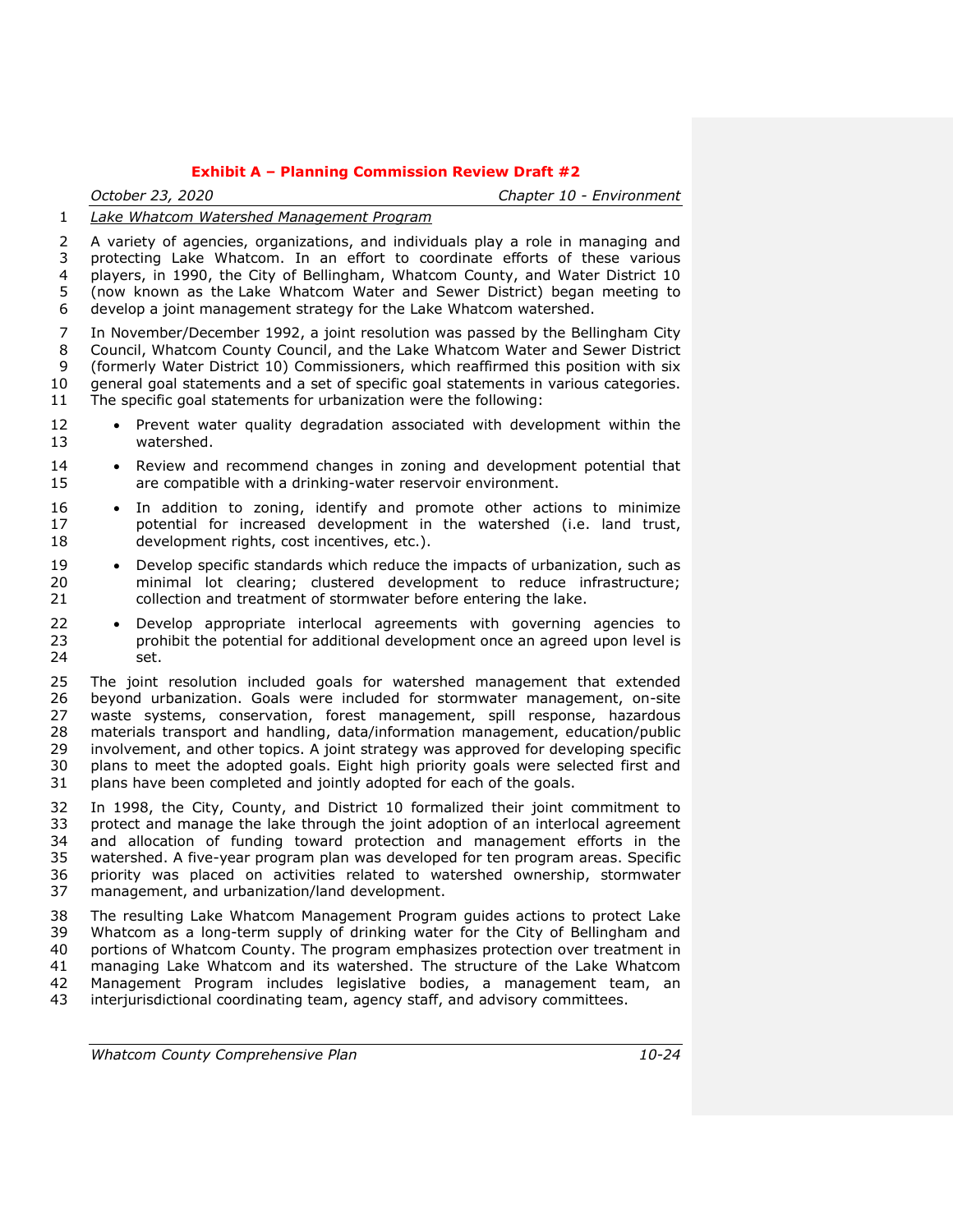*Lake Whatcom Watershed Management Program*

A variety of agencies, organizations, and individuals play a role in managing and protecting Lake Whatcom. In an effort to coordinate efforts of these various players, in 1990, the City of Bellingham, Whatcom County, and Water District 10 (now known as the Lake Whatcom Water and Sewer District) began meeting to develop a joint management strategy for the Lake Whatcom watershed.

In November/December 1992, a joint resolution was passed by the Bellingham City Council, Whatcom County Council, and the Lake Whatcom Water and Sewer District (formerly Water District 10) Commissioners, which reaffirmed this position with six general goal statements and a set of specific goal statements in various categories. The specific goal statements for urbanization were the following:

- Prevent water quality degradation associated with development within the watershed.
- Review and recommend changes in zoning and development potential that are compatible with a drinking-water reservoir environment.
- In addition to zoning, identify and promote other actions to minimize potential for increased development in the watershed (i.e. land trust, development rights, cost incentives, etc.).
- Develop specific standards which reduce the impacts of urbanization, such as minimal lot clearing; clustered development to reduce infrastructure; collection and treatment of stormwater before entering the lake.
- Develop appropriate interlocal agreements with governing agencies to prohibit the potential for additional development once an agreed upon level is set.

The joint resolution included goals for watershed management that extended beyond urbanization. Goals were included for stormwater management, on-site waste systems, conservation, forest management, spill response, hazardous materials transport and handling, data/information management, education/public involvement, and other topics. A joint strategy was approved for developing specific plans to meet the adopted goals. Eight high priority goals were selected first and plans have been completed and jointly adopted for each of the goals.

In 1998, the City, County, and District 10 formalized their joint commitment to protect and manage the lake through the joint adoption of an interlocal agreement and allocation of funding toward protection and management efforts in the watershed. A five-year program plan was developed for ten program areas. Specific priority was placed on activities related to watershed ownership, stormwater management, and urbanization/land development.

The resulting Lake Whatcom Management Program guides actions to protect Lake Whatcom as a long-term supply of drinking water for the City of Bellingham and portions of Whatcom County. The program emphasizes protection over treatment in managing Lake Whatcom and its watershed. The structure of the Lake Whatcom Management Program includes legislative bodies, a management team, an interjurisdictional coordinating team, agency staff, and advisory committees.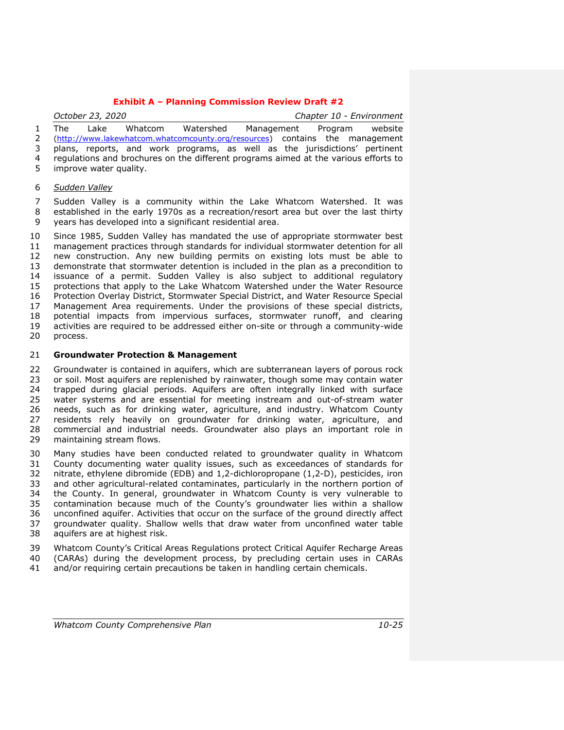The Lake Whatcom Watershed Management Program website (http://www.lakewhatcom.whatcomcounty.org/resources) contains the management plans, reports, and work programs, as well as the jurisdictions' pertinent regulations and brochures on the different programs aimed at the various efforts to improve water quality.

*Sudden Valley*

Sudden Valley is a community within the Lake Whatcom Watershed. It was established in the early 1970s as a recreation/resort area but over the last thirty years has developed into a significant residential area.

Since 1985, Sudden Valley has mandated the use of appropriate stormwater best management practices through standards for individual stormwater detention for all new construction. Any new building permits on existing lots must be able to demonstrate that stormwater detention is included in the plan as a precondition to issuance of a permit. Sudden Valley is also subject to additional regulatory protections that apply to the Lake Whatcom Watershed under the Water Resource Protection Overlay District, Stormwater Special District, and Water Resource Special Management Area requirements. Under the provisions of these special districts, potential impacts from impervious surfaces, stormwater runoff, and clearing activities are required to be addressed either on-site or through a community-wide process.

**Groundwater Protection & Management**

Groundwater is contained in aquifers, which are subterranean layers of porous rock or soil. Most aquifers are replenished by rainwater, though some may contain water trapped during glacial periods. Aquifers are often integrally linked with surface water systems and are essential for meeting instream and out-of-stream water needs, such as for drinking water, agriculture, and industry. Whatcom County residents rely heavily on groundwater for drinking water, agriculture, and commercial and industrial needs. Groundwater also plays an important role in maintaining stream flows.

Many studies have been conducted related to groundwater quality in Whatcom County documenting water quality issues, such as exceedances of standards for nitrate, ethylene dibromide (EDB) and 1,2-dichloropropane (1,2-D), pesticides, iron and other agricultural-related contaminates, particularly in the northern portion of the County. In general, groundwater in Whatcom County is very vulnerable to contamination because much of the County's groundwater lies within a shallow unconfined aquifer. Activities that occur on the surface of the ground directly affect groundwater quality. Shallow wells that draw water from unconfined water table aquifers are at highest risk.

Whatcom County's Critical Areas Regulations protect Critical Aquifer Recharge Areas (CARAs) during the development process, by precluding certain uses in CARAs and/or requiring certain precautions be taken in handling certain chemicals.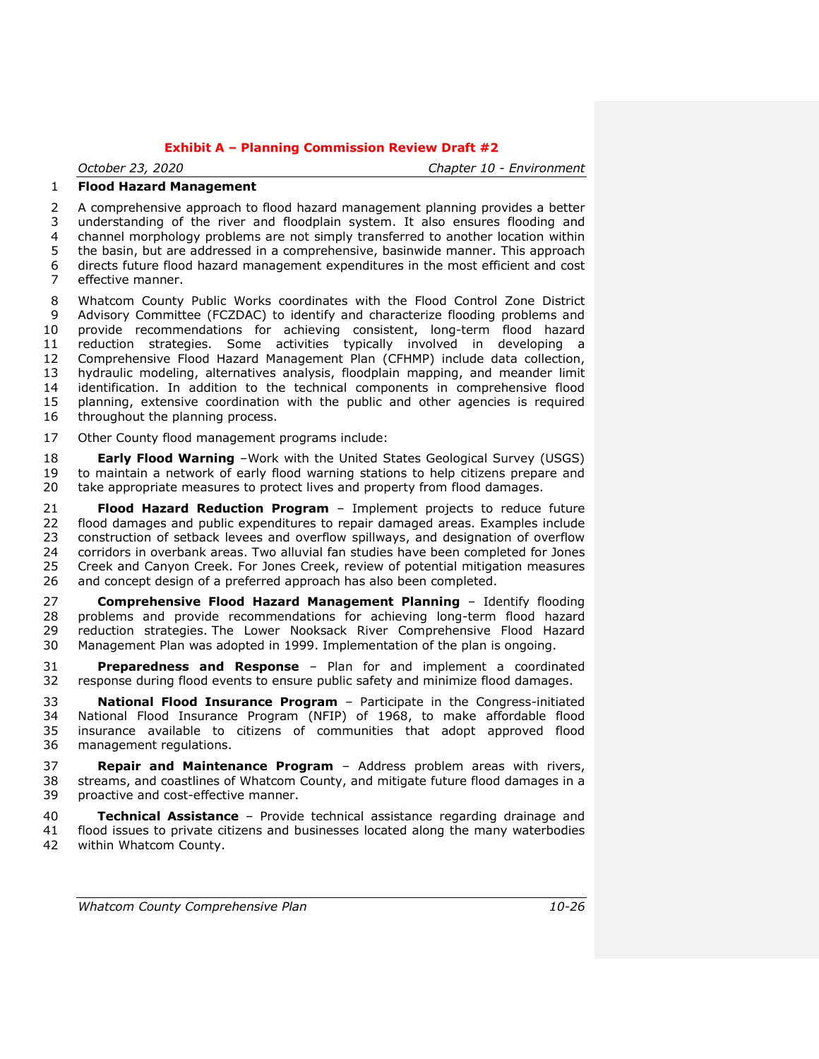## Flood Hazard Management

A comprehensive approach to flood hazard management planning provides a better understanding of the river and floodplain system. It also ensures flooding and channel morphology problems are not simply transferred to another location within the basin, but are addressed in a comprehensive, basinwide manner. This approach directs future flood hazard management expenditures in the most efficient and cost effective manner.

Whatcom County Public Works coordinates with the Flood Control Zone District Advisory Committee (FCZDAC) to identify and characterize flooding problems and provide recommendations for achieving consistent, long-term flood hazard reduction strategies. Some activities typically involved in developing a Comprehensive Flood Hazard Management Plan (CFHMP) include data collection, hydraulic modeling, alternatives analysis, floodplain mapping, and meander limit identification. In addition to the technical components in comprehensive flood planning, extensive coordination with the public and other agencies is required throughout the planning process.

Other County flood management programs include:

**Early Flood Warning** –Work with the United States Geological Survey (USGS) to maintain a network of early flood warning stations to help citizens prepare and take appropriate measures to protect lives and property from flood damages.

**Flood Hazard Reduction Program** – Implement projects to reduce future flood damages and public expenditures to repair damaged areas. Examples include construction of setback levees and overflow spillways, and designation of overflow corridors in overbank areas. Two alluvial fan studies have been completed for Jones Creek and Canyon Creek. For Jones Creek, review of potential mitigation measures and concept design of a preferred approach has also been completed.

**Comprehensive Flood Hazard Management Planning** – Identify flooding problems and provide recommendations for achieving long-term flood hazard reduction strategies. The Lower Nooksack River Comprehensive Flood Hazard Management Plan was adopted in 1999. Implementation of the plan is ongoing.

**Preparedness and Response** – Plan for and implement a coordinated response during flood events to ensure public safety and minimize flood damages.

**National Flood Insurance Program** – Participate in the Congress-initiated National Flood Insurance Program (NFIP) of 1968, to make affordable flood insurance available to citizens of communities that adopt approved flood management regulations.

**Repair and Maintenance Program** – Address problem areas with rivers, streams, and coastlines of Whatcom County, and mitigate future flood damages in a proactive and cost-effective manner.

**Technical Assistance** – Provide technical assistance regarding drainage and flood issues to private citizens and businesses located along the many waterbodies within Whatcom County.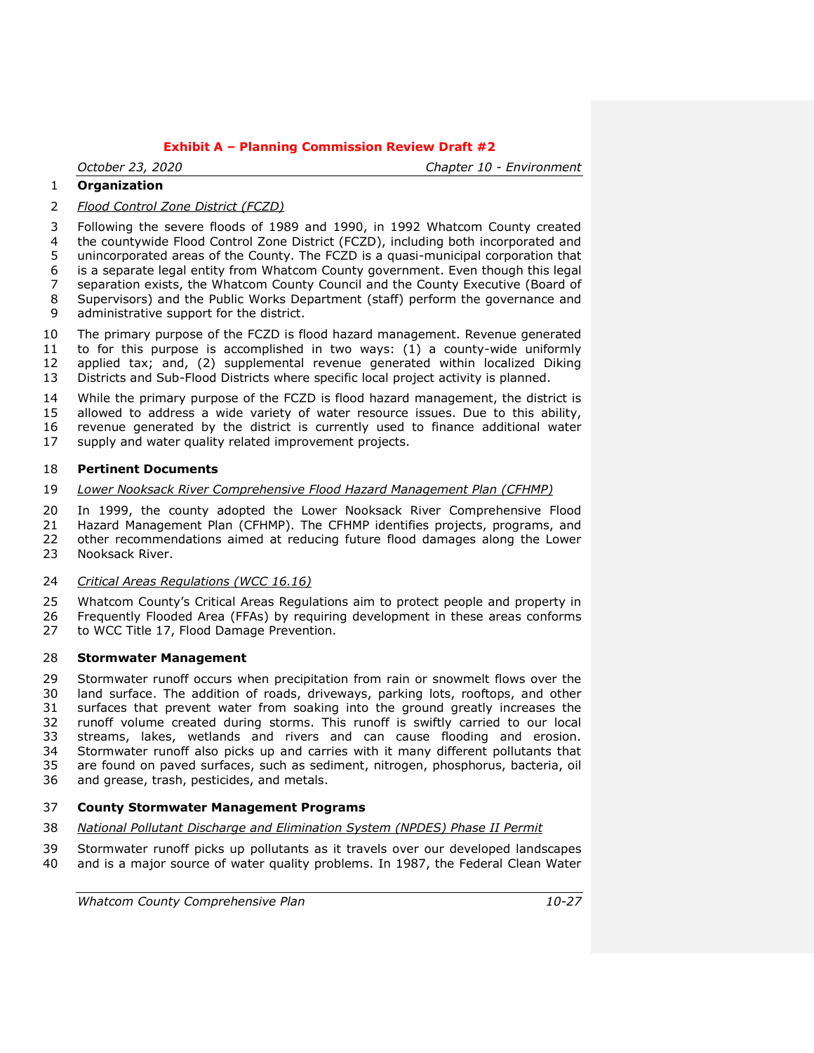**Organization**

*Flood Control Zone District (FCZD)*

Following the severe floods of 1989 and 1990, in 1992 Whatcom County created the countywide Flood Control Zone District (FCZD), including both incorporated and unincorporated areas of the County. The FCZD is a quasi-municipal corporation that is a separate legal entity from Whatcom County government. Even though this legal separation exists, the Whatcom County Council and the County Executive (Board of Supervisors) and the Public Works Department (staff) perform the governance and administrative support for the district.

The primary purpose of the FCZD is flood hazard management. Revenue generated to for this purpose is accomplished in two ways: (1) a county-wide uniformly applied tax; and, (2) supplemental revenue generated within localized Diking Districts and Sub-Flood Districts where specific local project activity is planned.

While the primary purpose of the FCZD is flood hazard management, the district is allowed to address a wide variety of water resource issues. Due to this ability, revenue generated by the district is currently used to finance additional water supply and water quality related improvement projects.

**Pertinent Documents**

*Lower Nooksack River Comprehensive Flood Hazard Management Plan (CFHMP)*

In 1999, the county adopted the Lower Nooksack River Comprehensive Flood Hazard Management Plan (CFHMP). The CFHMP identifies projects, programs, and other recommendations aimed at reducing future flood damages along the Lower Nooksack River.

*Critical Areas Regulations (WCC 16.16)*

Whatcom County's Critical Areas Regulations aim to protect people and property in Frequently Flooded Area (FFAs) by requiring development in these areas conforms to WCC Title 17, Flood Damage Prevention.

**Stormwater Management**

Stormwater runoff occurs when precipitation from rain or snowmelt flows over the land surface. The addition of roads, driveways, parking lots, rooftops, and other surfaces that prevent water from soaking into the ground greatly increases the runoff volume created during storms. This runoff is swiftly carried to our local streams, lakes, wetlands and rivers and can cause flooding and erosion. Stormwater runoff also picks up and carries with it many different pollutants that are found on paved surfaces, such as sediment, nitrogen, phosphorus, bacteria, oil and grease, trash, pesticides, and metals.

**County Stormwater Management Programs**

*National Pollutant Discharge and Elimination System (NPDES) Phase II Permit*

Stormwater runoff picks up pollutants as it travels over our developed landscapes and is a major source of water quality problems. In 1987, the Federal Clean Water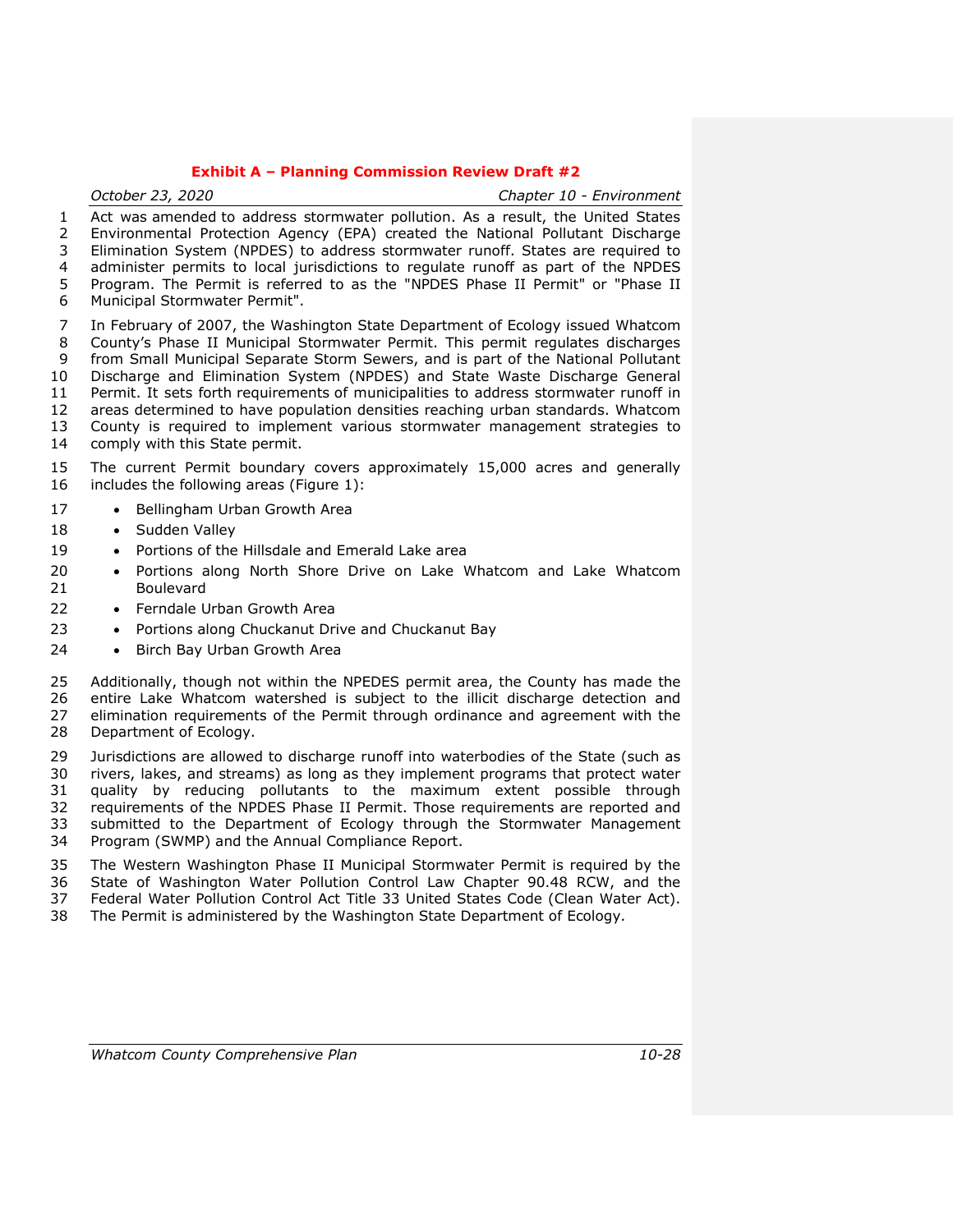Act was amended to address stormwater pollution. As a result, the United States Environmental Protection Agency (EPA) created the National Pollutant Discharge Elimination System (NPDES) to address stormwater runoff. States are required to administer permits to local jurisdictions to regulate runoff as part of the NPDES Program. The Permit is referred to as the "NPDES Phase II Permit" or "Phase II Municipal Stormwater Permit".

In February of 2007, the Washington State Department of Ecology issued Whatcom County's Phase II Municipal Stormwater Permit. This permit regulates discharges from Small Municipal Separate Storm Sewers, and is part of the National Pollutant Discharge and Elimination System (NPDES) and State Waste Discharge General Permit. It sets forth requirements of municipalities to address stormwater runoff in areas determined to have population densities reaching urban standards. Whatcom County is required to implement various stormwater management strategies to comply with this State permit.

The current Permit boundary covers approximately 15,000 acres and generally includes the following areas (Figure 1):

- Bellingham Urban Growth Area
- Sudden Valley
- Portions of the Hillsdale and Emerald Lake area
- Portions along North Shore Drive on Lake Whatcom and Lake Whatcom Boulevard
- Ferndale Urban Growth Area
- Portions along Chuckanut Drive and Chuckanut Bay
- Birch Bay Urban Growth Area

Additionally, though not within the NPEDES permit area, the County has made the entire Lake Whatcom watershed is subject to the illicit discharge detection and elimination requirements of the Permit through ordinance and agreement with the Department of Ecology.

Jurisdictions are allowed to discharge runoff into waterbodies of the State (such as rivers, lakes, and streams) as long as they implement programs that protect water quality by reducing pollutants to the maximum extent possible through requirements of the NPDES Phase II Permit. Those requirements are reported and submitted to the Department of Ecology through the Stormwater Management Program (SWMP) and the Annual Compliance Report.

The Western Washington Phase II Municipal Stormwater Permit is required by the State of Washington Water Pollution Control Law Chapter 90.48 RCW, and the Federal Water Pollution Control Act Title 33 United States Code (Clean Water Act). The Permit is administered by the Washington State Department of Ecology.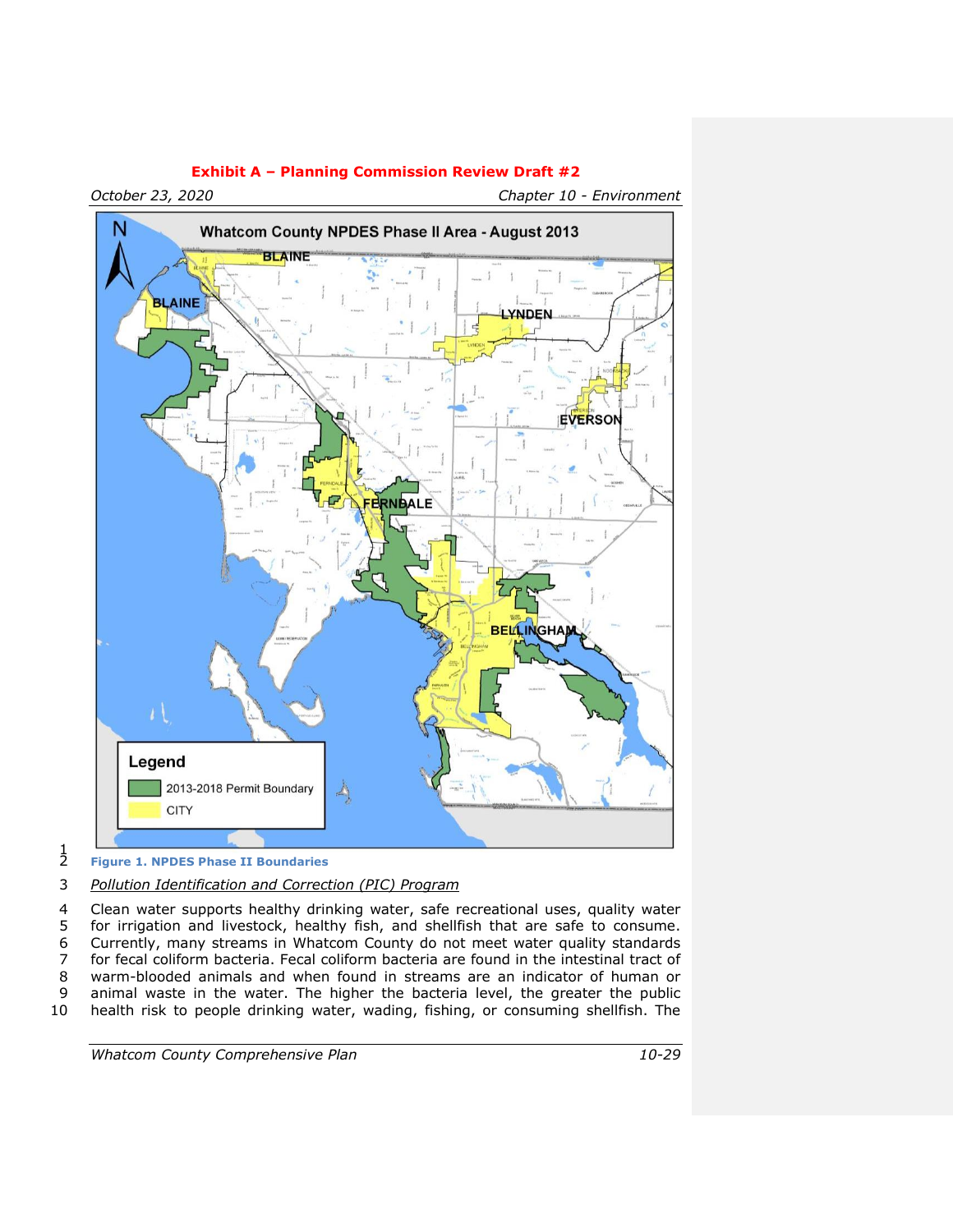Whatcom County NPDES Phase II Area - August 2013

Legend

2013-2018 Permit Boundary

CITY

**Figure 1. NPDES Phase II Boundaries**

*Pollution Identification and Correction (PIC) Program*

Clean water supports healthy drinking water, safe recreational uses, quality water for irrigation and livestock, healthy fish, and shellfish that are safe to consume. Currently, many streams in Whatcom County do not meet water quality standards for fecal coliform bacteria. Fecal coliform bacteria are found in the intestinal tract of warm-blooded animals and when found in streams are an indicator of human or animal waste in the water. The higher the bacteria level, the greater the public health risk to people drinking water, wading, fishing, or consuming shellfish. The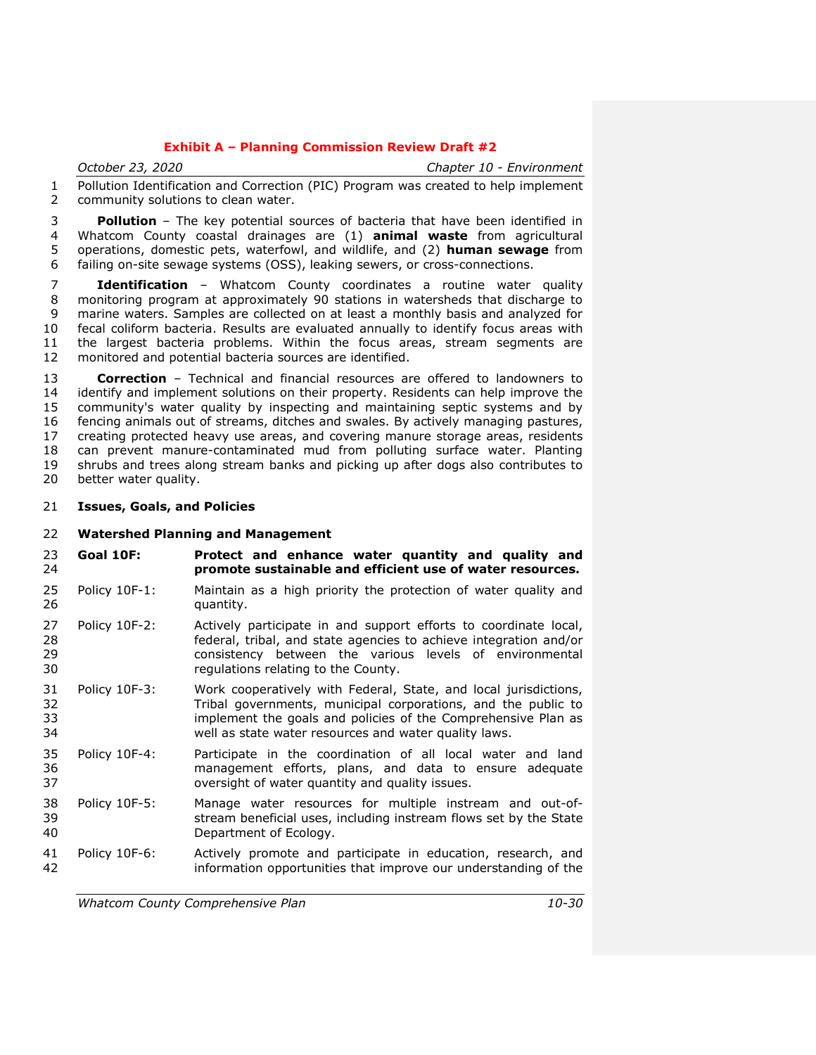Pollution Identification and Correction (PIC) Program was created to help implement community solutions to clean water.

**Pollution** – The key potential sources of bacteria that have been identified in Whatcom County coastal drainages are (1) **animal waste** from agricultural operations, domestic pets, waterfowl, and wildlife, and (2) **human sewage** from failing on-site sewage systems (OSS), leaking sewers, or cross-connections.

**Identification** – Whatcom County coordinates a routine water quality monitoring program at approximately 90 stations in watersheds that discharge to marine waters. Samples are collected on at least a monthly basis and analyzed for fecal coliform bacteria. Results are evaluated annually to identify focus areas with the largest bacteria problems. Within the focus areas, stream segments are monitored and potential bacteria sources are identified.

**Correction** – Technical and financial resources are offered to landowners to identify and implement solutions on their property. Residents can help improve the community's water quality by inspecting and maintaining septic systems and by fencing animals out of streams, ditches and swales. By actively managing pastures, creating protected heavy use areas, and covering manure storage areas, residents can prevent manure-contaminated mud from polluting surface water. Planting shrubs and trees along stream banks and picking up after dogs also contributes to better water quality.

## Issues, Goals, and Policies

### Watershed Planning and Management

**Goal 10F:** **Protect and enhance water quantity and quality and promote sustainable and efficient use of water resources.**

Policy 10F-1: Maintain as a high priority the protection of water quality and quantity.

Policy 10F-2: Actively participate in and support efforts to coordinate local, federal, tribal, and state agencies to achieve integration and/or consistency between the various levels of environmental regulations relating to the County.

Policy 10F-3: Work cooperatively with Federal, State, and local jurisdictions, Tribal governments, municipal corporations, and the public to implement the goals and policies of the Comprehensive Plan as well as state water resources and water quality laws.

Policy 10F-4: Participate in the coordination of all local water and land management efforts, plans, and data to ensure adequate oversight of water quantity and quality issues.

Policy 10F-5: Manage water resources for multiple instream and out-of-stream beneficial uses, including instream flows set by the State Department of Ecology.

Policy 10F-6: Actively promote and participate in education, research, and information opportunities that improve our understanding of the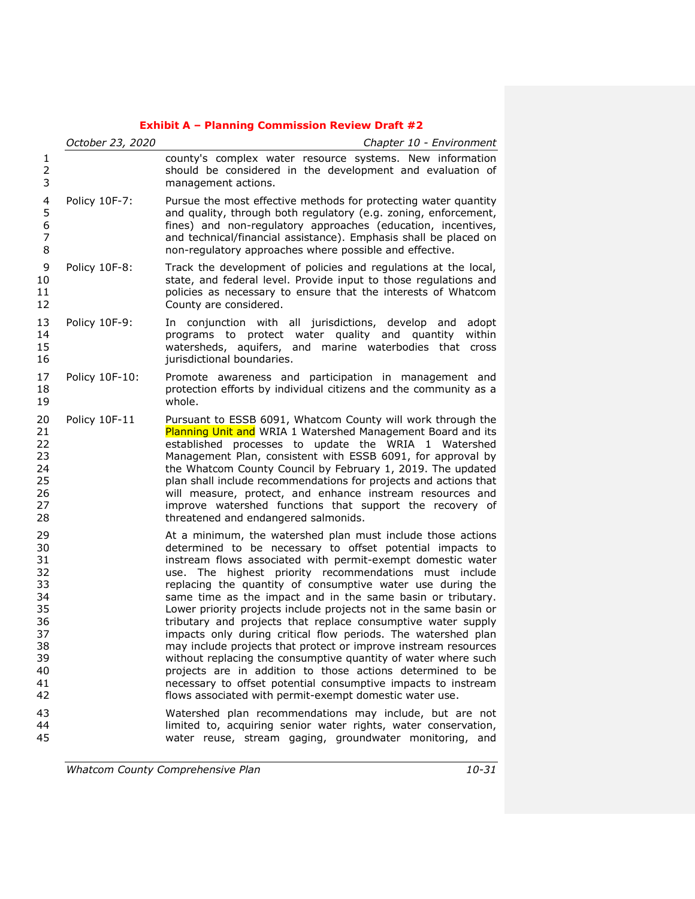county's complex water resource systems. New information should be considered in the development and evaluation of management actions.

Policy 10F-7: Pursue the most effective methods for protecting water quantity and quality, through both regulatory (e.g. zoning, enforcement, fines) and non-regulatory approaches (education, incentives, and technical/financial assistance). Emphasis shall be placed on non-regulatory approaches where possible and effective.

Policy 10F-8: Track the development of policies and regulations at the local, state, and federal level. Provide input to those regulations and policies as necessary to ensure that the interests of Whatcom County are considered.

Policy 10F-9: In conjunction with all jurisdictions, develop and adopt programs to protect water quality and quantity within watersheds, aquifers, and marine waterbodies that cross jurisdictional boundaries.

Policy 10F-10: Promote awareness and participation in management and protection efforts by individual citizens and the community as a whole.

Policy 10F-11 Pursuant to ESSB 6091, Whatcom County will work through the Planning Unit and WRIA 1 Watershed Management Board and its established processes to update the WRIA 1 Watershed Management Plan, consistent with ESSB 6091, for approval by the Whatcom County Council by February 1, 2019. The updated plan shall include recommendations for projects and actions that will measure, protect, and enhance instream resources and improve watershed functions that support the recovery of threatened and endangered salmonids.

At a minimum, the watershed plan must include those actions determined to be necessary to offset potential impacts to instream flows associated with permit-exempt domestic water use. The highest priority recommendations must include replacing the quantity of consumptive water use during the same time as the impact and in the same basin or tributary. Lower priority projects include projects not in the same basin or tributary and projects that replace consumptive water supply impacts only during critical flow periods. The watershed plan may include projects that protect or improve instream resources without replacing the consumptive quantity of water where such projects are in addition to those actions determined to be necessary to offset potential consumptive impacts to instream flows associated with permit-exempt domestic water use.

Watershed plan recommendations may include, but are not limited to, acquiring senior water rights, water conservation, water reuse, stream gaging, groundwater monitoring, and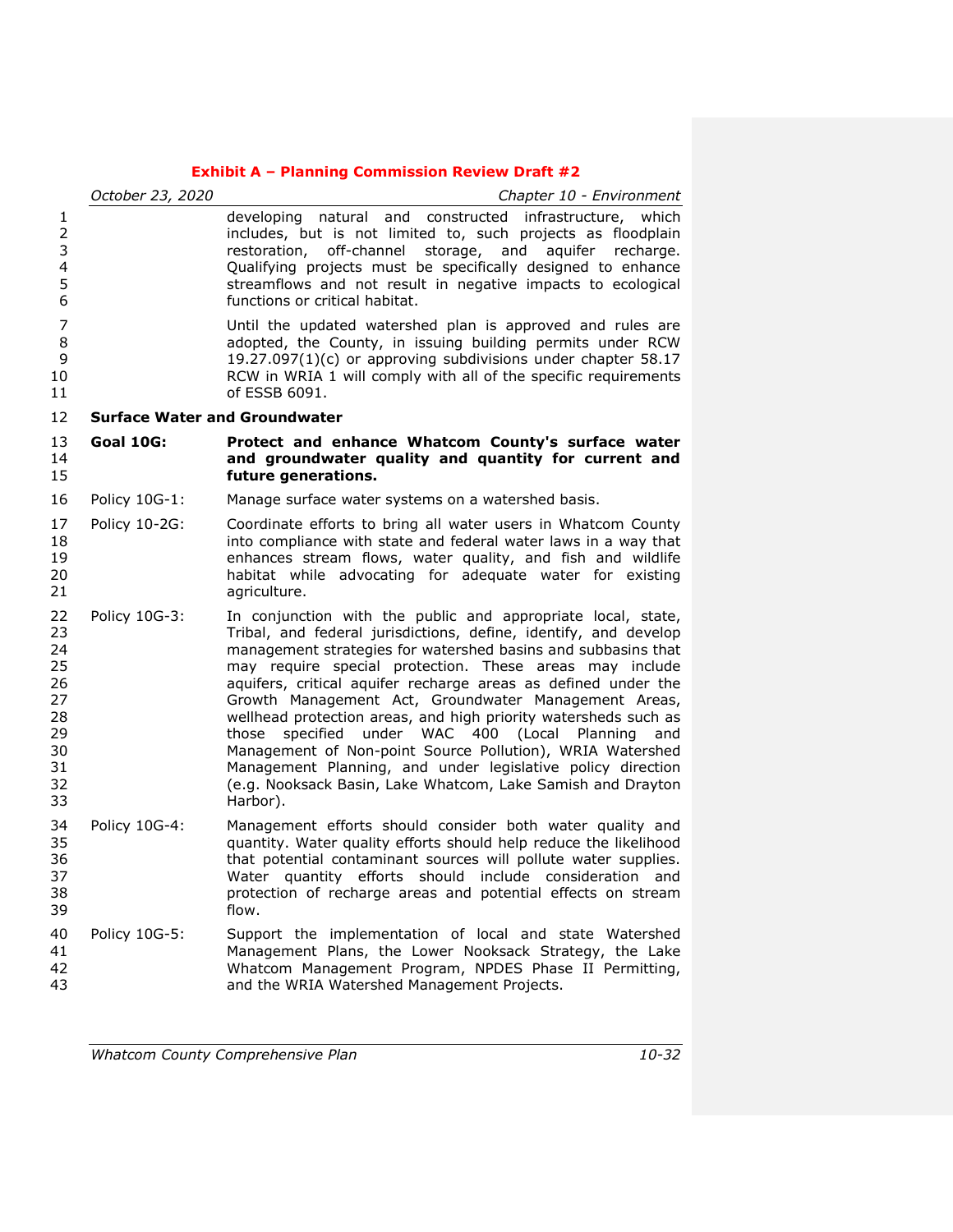developing natural and constructed infrastructure, which includes, but is not limited to, such projects as floodplain restoration, off-channel storage, and aquifer recharge. Qualifying projects must be specifically designed to enhance streamflows and not result in negative impacts to ecological functions or critical habitat.

Until the updated watershed plan is approved and rules are adopted, the County, in issuing building permits under RCW 19.27.097(1)(c) or approving subdivisions under chapter 58.17 RCW in WRIA 1 will comply with all of the specific requirements of ESSB 6091.

**Surface Water and Groundwater**

**Goal 10G: Protect and enhance Whatcom County's surface water and groundwater quality and quantity for current and future generations.**

Policy 10G-1: Manage surface water systems on a watershed basis.

Policy 10-2G: Coordinate efforts to bring all water users in Whatcom County into compliance with state and federal water laws in a way that enhances stream flows, water quality, and fish and wildlife habitat while advocating for adequate water for existing agriculture.

Policy 10G-3: In conjunction with the public and appropriate local, state, Tribal, and federal jurisdictions, define, identify, and develop management strategies for watershed basins and subbasins that may require special protection. These areas may include aquifers, critical aquifer recharge areas as defined under the Growth Management Act, Groundwater Management Areas, wellhead protection areas, and high priority watersheds such as those specified under WAC 400 (Local Planning and Management of Non-point Source Pollution), WRIA Watershed Management Planning, and under legislative policy direction (e.g. Nooksack Basin, Lake Whatcom, Lake Samish and Drayton Harbor).

Policy 10G-4: Management efforts should consider both water quality and quantity. Water quality efforts should help reduce the likelihood that potential contaminant sources will pollute water supplies. Water quantity efforts should include consideration and protection of recharge areas and potential effects on stream flow.

Policy 10G-5: Support the implementation of local and state Watershed Management Plans, the Lower Nooksack Strategy, the Lake Whatcom Management Program, NPDES Phase II Permitting, and the WRIA Watershed Management Projects.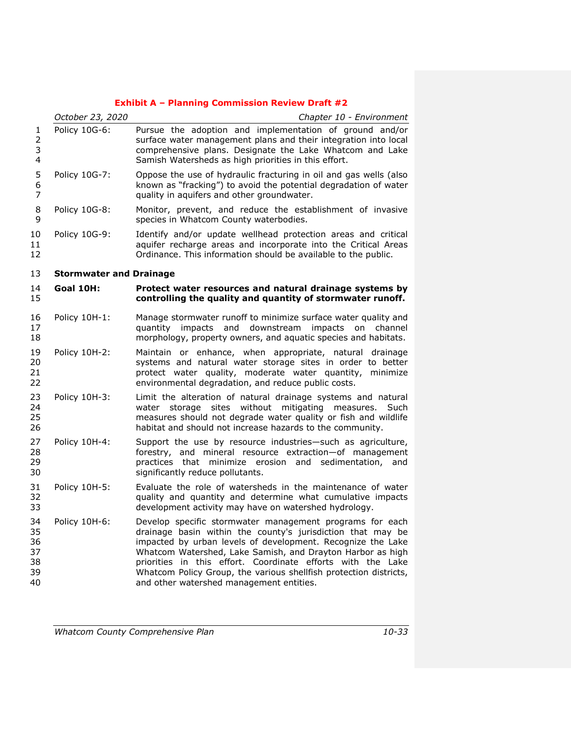Policy 10G-6: Pursue the adoption and implementation of ground and/or surface water management plans and their integration into local comprehensive plans. Designate the Lake Whatcom and Lake Samish Watersheds as high priorities in this effort.

Policy 10G-7: Oppose the use of hydraulic fracturing in oil and gas wells (also known as "fracking") to avoid the potential degradation of water quality in aquifers and other groundwater.

Policy 10G-8: Monitor, prevent, and reduce the establishment of invasive species in Whatcom County waterbodies.

Policy 10G-9: Identify and/or update wellhead protection areas and critical aquifer recharge areas and incorporate into the Critical Areas Ordinance. This information should be available to the public.

**Stormwater and Drainage**

**Goal 10H: Protect water resources and natural drainage systems by controlling the quality and quantity of stormwater runoff.**

Policy 10H-1: Manage stormwater runoff to minimize surface water quality and quantity impacts and downstream impacts on channel morphology, property owners, and aquatic species and habitats.

Policy 10H-2: Maintain or enhance, when appropriate, natural drainage systems and natural water storage sites in order to better protect water quality, moderate water quantity, minimize environmental degradation, and reduce public costs.

Policy 10H-3: Limit the alteration of natural drainage systems and natural water storage sites without mitigating measures. Such measures should not degrade water quality or fish and wildlife habitat and should not increase hazards to the community.

Policy 10H-4: Support the use by resource industries—such as agriculture, forestry, and mineral resource extraction—of management practices that minimize erosion and sedimentation, and significantly reduce pollutants.

Policy 10H-5: Evaluate the role of watersheds in the maintenance of water quality and quantity and determine what cumulative impacts development activity may have on watershed hydrology.

Policy 10H-6: Develop specific stormwater management programs for each drainage basin within the county's jurisdiction that may be impacted by urban levels of development. Recognize the Lake Whatcom Watershed, Lake Samish, and Drayton Harbor as high priorities in this effort. Coordinate efforts with the Lake Whatcom Policy Group, the various shellfish protection districts, and other watershed management entities.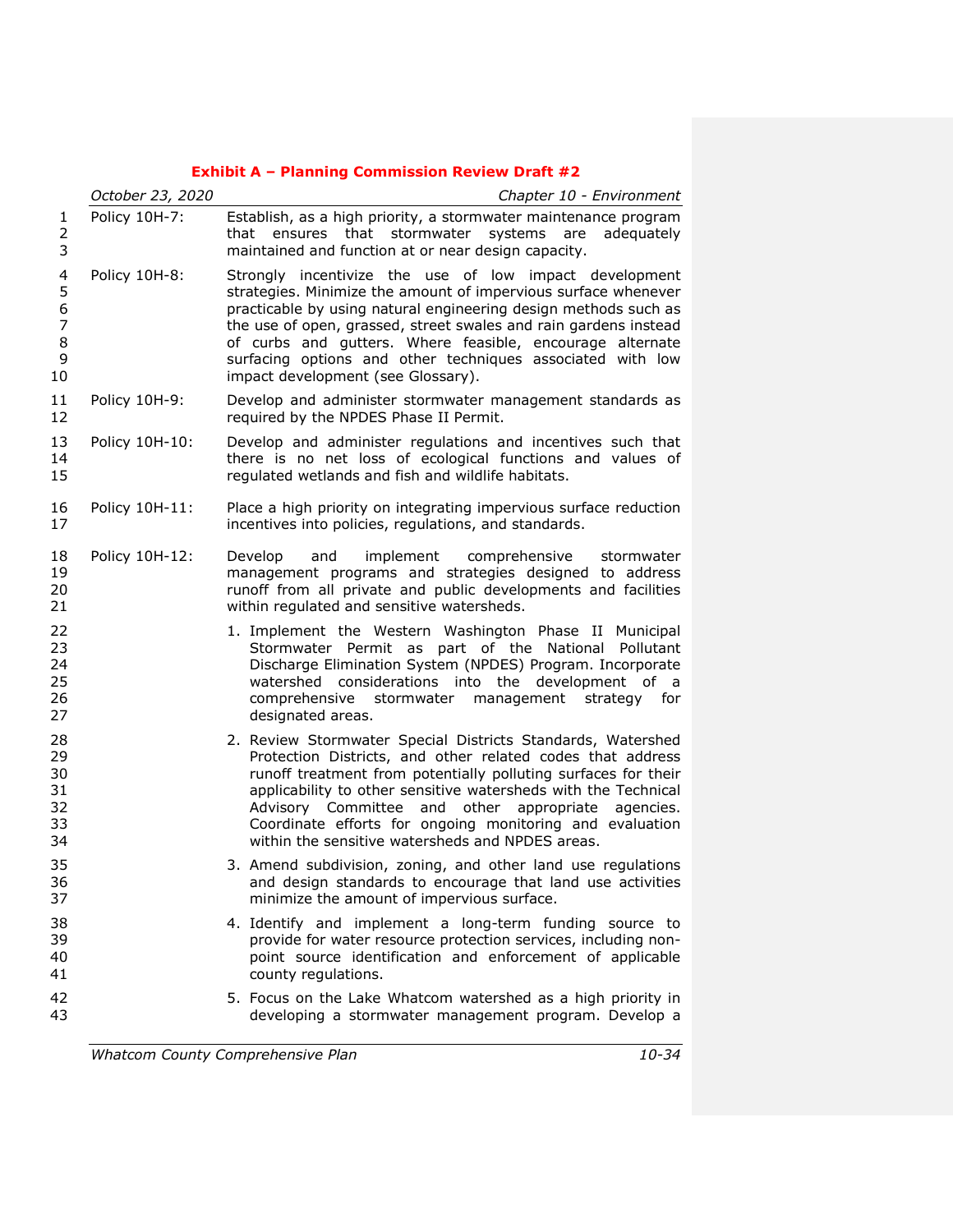Policy 10H-7: Establish, as a high priority, a stormwater maintenance program that ensures that stormwater systems are adequately maintained and function at or near design capacity.

Policy 10H-8: Strongly incentivize the use of low impact development strategies. Minimize the amount of impervious surface whenever practicable by using natural engineering design methods such as the use of open, grassed, street swales and rain gardens instead of curbs and gutters. Where feasible, encourage alternate surfacing options and other techniques associated with low impact development (see Glossary).

Policy 10H-9: Develop and administer stormwater management standards as required by the NPDES Phase II Permit.

Policy 10H-10: Develop and administer regulations and incentives such that there is no net loss of ecological functions and values of regulated wetlands and fish and wildlife habitats.

Policy 10H-11: Place a high priority on integrating impervious surface reduction incentives into policies, regulations, and standards.

Policy 10H-12: Develop and implement comprehensive stormwater management programs and strategies designed to address runoff from all private and public developments and facilities within regulated and sensitive watersheds.

1. Implement the Western Washington Phase II Municipal Stormwater Permit as part of the National Pollutant Discharge Elimination System (NPDES) Program. Incorporate watershed considerations into the development of a comprehensive stormwater management strategy for designated areas.
2. Review Stormwater Special Districts Standards, Watershed Protection Districts, and other related codes that address runoff treatment from potentially polluting surfaces for their applicability to other sensitive watersheds with the Technical Advisory Committee and other appropriate agencies. Coordinate efforts for ongoing monitoring and evaluation within the sensitive watersheds and NPDES areas.
3. Amend subdivision, zoning, and other land use regulations and design standards to encourage that land use activities minimize the amount of impervious surface.
4. Identify and implement a long-term funding source to provide for water resource protection services, including non-point source identification and enforcement of applicable county regulations.
5. Focus on the Lake Whatcom watershed as a high priority in developing a stormwater management program. Develop a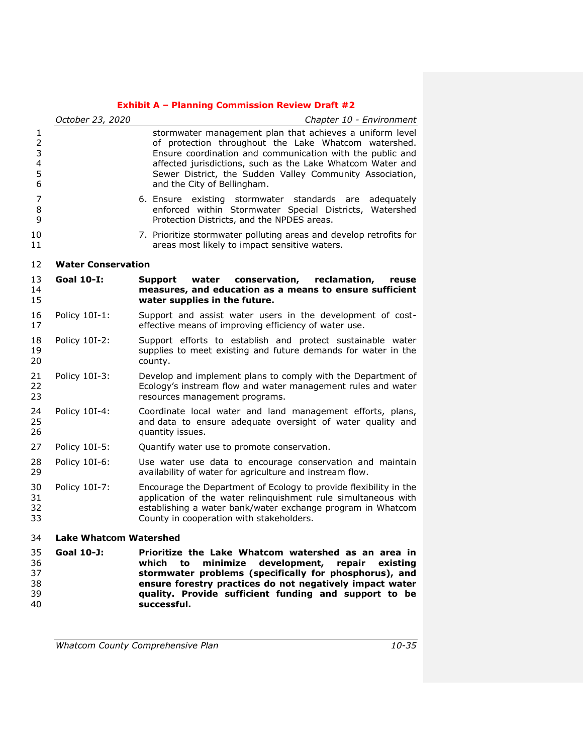stormwater management plan that achieves a uniform level of protection throughout the Lake Whatcom watershed. Ensure coordination and communication with the public and affected jurisdictions, such as the Lake Whatcom Water and Sewer District, the Sudden Valley Community Association, and the City of Bellingham.

6. Ensure existing stormwater standards are adequately enforced within Stormwater Special Districts, Watershed Protection Districts, and the NPDES areas.

7. Prioritize stormwater polluting areas and develop retrofits for areas most likely to impact sensitive waters.

**Water Conservation**

**Goal 10-I:** **Support water conservation, reclamation, reuse measures, and education as a means to ensure sufficient water supplies in the future.**

Policy 10I-1: Support and assist water users in the development of cost-effective means of improving efficiency of water use.

Policy 10I-2: Support efforts to establish and protect sustainable water supplies to meet existing and future demands for water in the county.

Policy 10I-3: Develop and implement plans to comply with the Department of Ecology's instream flow and water management rules and water resources management programs.

Policy 10I-4: Coordinate local water and land management efforts, plans, and data to ensure adequate oversight of water quality and quantity issues.

Policy 10I-5: Quantify water use to promote conservation.

Policy 10I-6: Use water use data to encourage conservation and maintain availability of water for agriculture and instream flow.

Policy 10I-7: Encourage the Department of Ecology to provide flexibility in the application of the water relinquishment rule simultaneous with establishing a water bank/water exchange program in Whatcom County in cooperation with stakeholders.

**Lake Whatcom Watershed**

**Goal 10-J:** **Prioritize the Lake Whatcom watershed as an area in which to minimize development, repair existing stormwater problems (specifically for phosphorus), and ensure forestry practices do not negatively impact water quality. Provide sufficient funding and support to be successful.**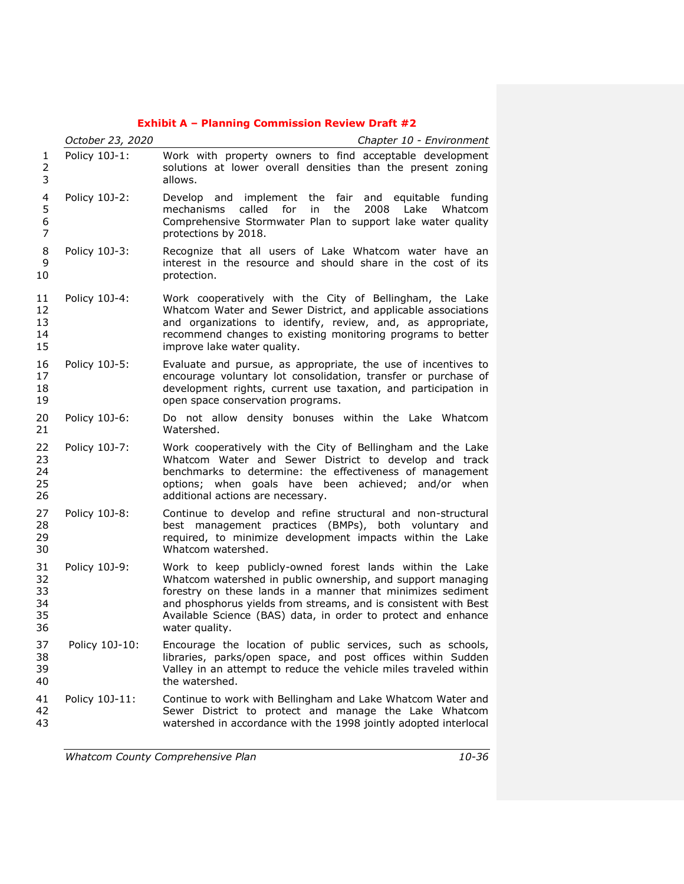Policy 10J-1: Work with property owners to find acceptable development solutions at lower overall densities than the present zoning allows.

Policy 10J-2: Develop and implement the fair and equitable funding mechanisms called for in the 2008 Lake Whatcom Comprehensive Stormwater Plan to support lake water quality protections by 2018.

Policy 10J-3: Recognize that all users of Lake Whatcom water have an interest in the resource and should share in the cost of its protection.

Policy 10J-4: Work cooperatively with the City of Bellingham, the Lake Whatcom Water and Sewer District, and applicable associations and organizations to identify, review, and, as appropriate, recommend changes to existing monitoring programs to better improve lake water quality.

Policy 10J-5: Evaluate and pursue, as appropriate, the use of incentives to encourage voluntary lot consolidation, transfer or purchase of development rights, current use taxation, and participation in open space conservation programs.

Policy 10J-6: Do not allow density bonuses within the Lake Whatcom Watershed.

Policy 10J-7: Work cooperatively with the City of Bellingham and the Lake Whatcom Water and Sewer District to develop and track benchmarks to determine: the effectiveness of management options; when goals have been achieved; and/or when additional actions are necessary.

Policy 10J-8: Continue to develop and refine structural and non-structural best management practices (BMPs), both voluntary and required, to minimize development impacts within the Lake Whatcom watershed.

Policy 10J-9: Work to keep publicly-owned forest lands within the Lake Whatcom watershed in public ownership, and support managing forestry on these lands in a manner that minimizes sediment and phosphorus yields from streams, and is consistent with Best Available Science (BAS) data, in order to protect and enhance water quality.

Policy 10J-10: Encourage the location of public services, such as schools, libraries, parks/open space, and post offices within Sudden Valley in an attempt to reduce the vehicle miles traveled within the watershed.

Policy 10J-11: Continue to work with Bellingham and Lake Whatcom Water and Sewer District to protect and manage the Lake Whatcom watershed in accordance with the 1998 jointly adopted interlocal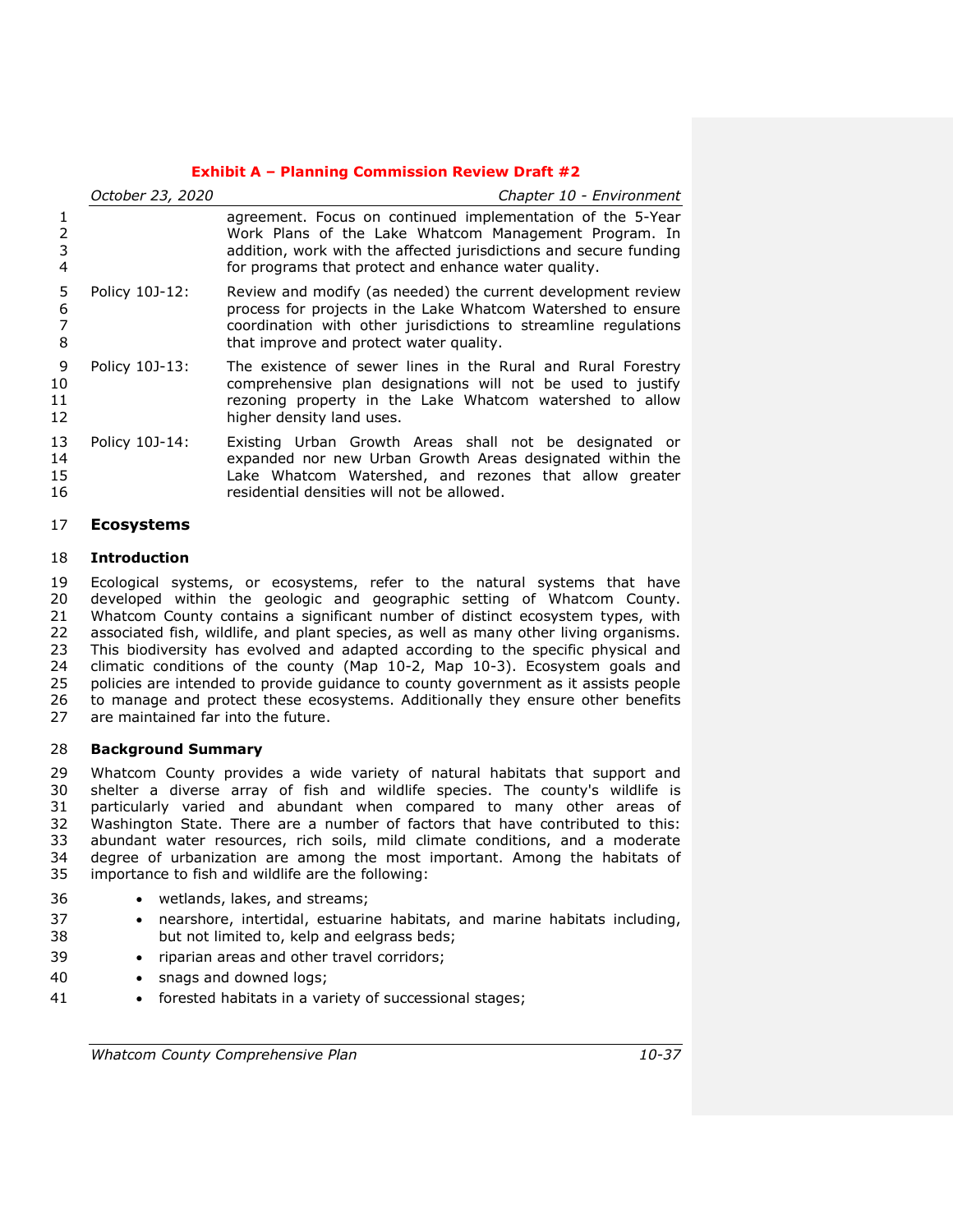agreement. Focus on continued implementation of the 5-Year Work Plans of the Lake Whatcom Management Program. In addition, work with the affected jurisdictions and secure funding for programs that protect and enhance water quality.

Policy 10J-12: Review and modify (as needed) the current development review process for projects in the Lake Whatcom Watershed to ensure coordination with other jurisdictions to streamline regulations that improve and protect water quality.

Policy 10J-13: The existence of sewer lines in the Rural and Rural Forestry comprehensive plan designations will not be used to justify rezoning property in the Lake Whatcom watershed to allow higher density land uses.

Policy 10J-14: Existing Urban Growth Areas shall not be designated or expanded nor new Urban Growth Areas designated within the Lake Whatcom Watershed, and rezones that allow greater residential densities will not be allowed.

## Ecosystems

### Introduction

Ecological systems, or ecosystems, refer to the natural systems that have developed within the geologic and geographic setting of Whatcom County. Whatcom County contains a significant number of distinct ecosystem types, with associated fish, wildlife, and plant species, as well as many other living organisms. This biodiversity has evolved and adapted according to the specific physical and climatic conditions of the county (Map 10-2, Map 10-3). Ecosystem goals and policies are intended to provide guidance to county government as it assists people to manage and protect these ecosystems. Additionally they ensure other benefits are maintained far into the future.

### Background Summary

Whatcom County provides a wide variety of natural habitats that support and shelter a diverse array of fish and wildlife species. The county's wildlife is particularly varied and abundant when compared to many other areas of Washington State. There are a number of factors that have contributed to this: abundant water resources, rich soils, mild climate conditions, and a moderate degree of urbanization are among the most important. Among the habitats of importance to fish and wildlife are the following:

- wetlands, lakes, and streams;
- nearshore, intertidal, estuarine habitats, and marine habitats including, but not limited to, kelp and eelgrass beds;
- riparian areas and other travel corridors;
- snags and downed logs;
- forested habitats in a variety of successional stages;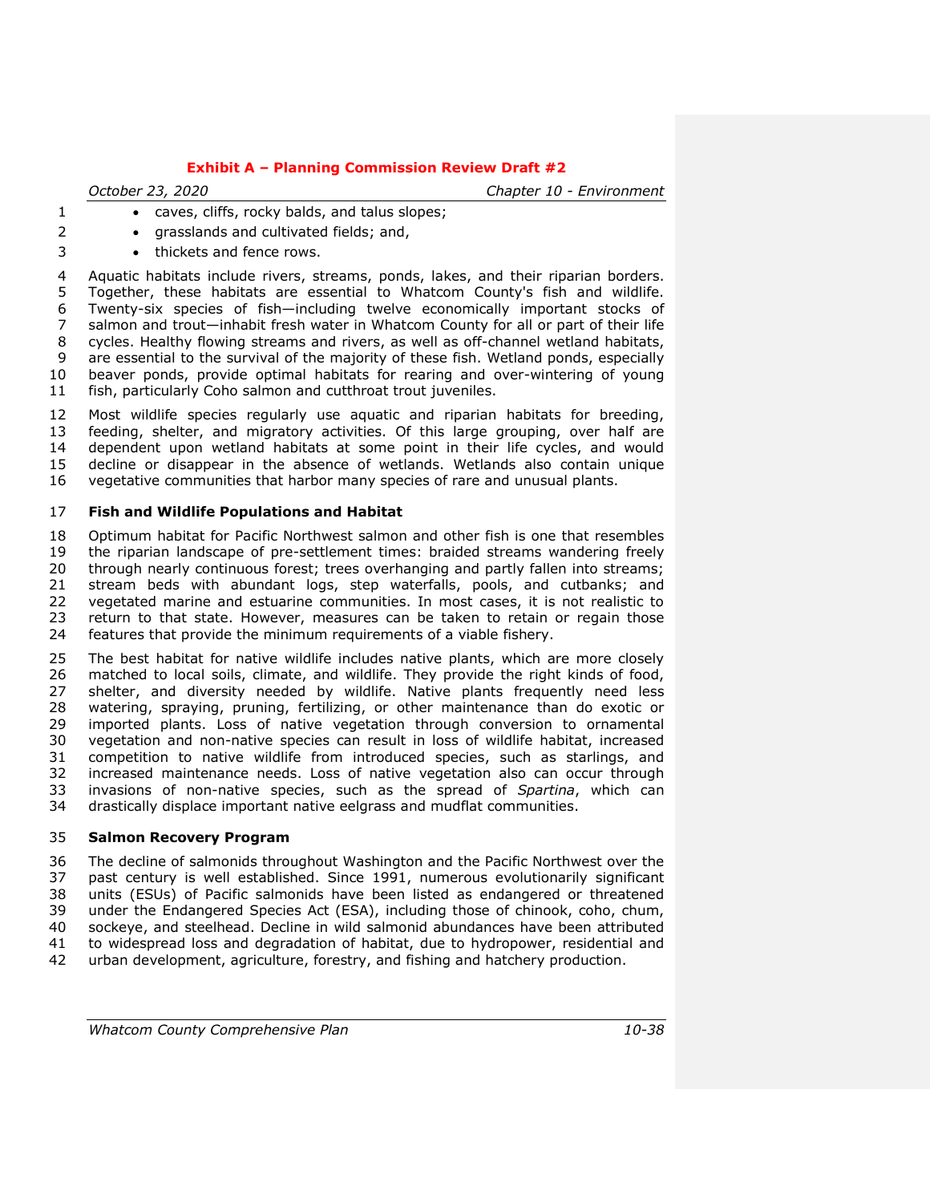- caves, cliffs, rocky balds, and talus slopes;
- grasslands and cultivated fields; and,
- thickets and fence rows.

Aquatic habitats include rivers, streams, ponds, lakes, and their riparian borders. Together, these habitats are essential to Whatcom County's fish and wildlife. Twenty-six species of fish—including twelve economically important stocks of salmon and trout—inhabit fresh water in Whatcom County for all or part of their life cycles. Healthy flowing streams and rivers, as well as off-channel wetland habitats, are essential to the survival of the majority of these fish. Wetland ponds, especially beaver ponds, provide optimal habitats for rearing and over-wintering of young fish, particularly Coho salmon and cutthroat trout juveniles.

Most wildlife species regularly use aquatic and riparian habitats for breeding, feeding, shelter, and migratory activities. Of this large grouping, over half are dependent upon wetland habitats at some point in their life cycles, and would decline or disappear in the absence of wetlands. Wetlands also contain unique vegetative communities that harbor many species of rare and unusual plants.

**Fish and Wildlife Populations and Habitat**

Optimum habitat for Pacific Northwest salmon and other fish is one that resembles the riparian landscape of pre-settlement times: braided streams wandering freely through nearly continuous forest; trees overhanging and partly fallen into streams; stream beds with abundant logs, step waterfalls, pools, and cutbanks; and vegetated marine and estuarine communities. In most cases, it is not realistic to return to that state. However, measures can be taken to retain or regain those features that provide the minimum requirements of a viable fishery.

The best habitat for native wildlife includes native plants, which are more closely matched to local soils, climate, and wildlife. They provide the right kinds of food, shelter, and diversity needed by wildlife. Native plants frequently need less watering, spraying, pruning, fertilizing, or other maintenance than do exotic or imported plants. Loss of native vegetation through conversion to ornamental vegetation and non-native species can result in loss of wildlife habitat, increased competition to native wildlife from introduced species, such as starlings, and increased maintenance needs. Loss of native vegetation also can occur through invasions of non-native species, such as the spread of *Spartina*, which can drastically displace important native eelgrass and mudflat communities.

**Salmon Recovery Program**

The decline of salmonids throughout Washington and the Pacific Northwest over the past century is well established. Since 1991, numerous evolutionarily significant units (ESUs) of Pacific salmonids have been listed as endangered or threatened under the Endangered Species Act (ESA), including those of chinook, coho, chum, sockeye, and steelhead. Decline in wild salmonid abundances have been attributed to widespread loss and degradation of habitat, due to hydropower, residential and urban development, agriculture, forestry, and fishing and hatchery production.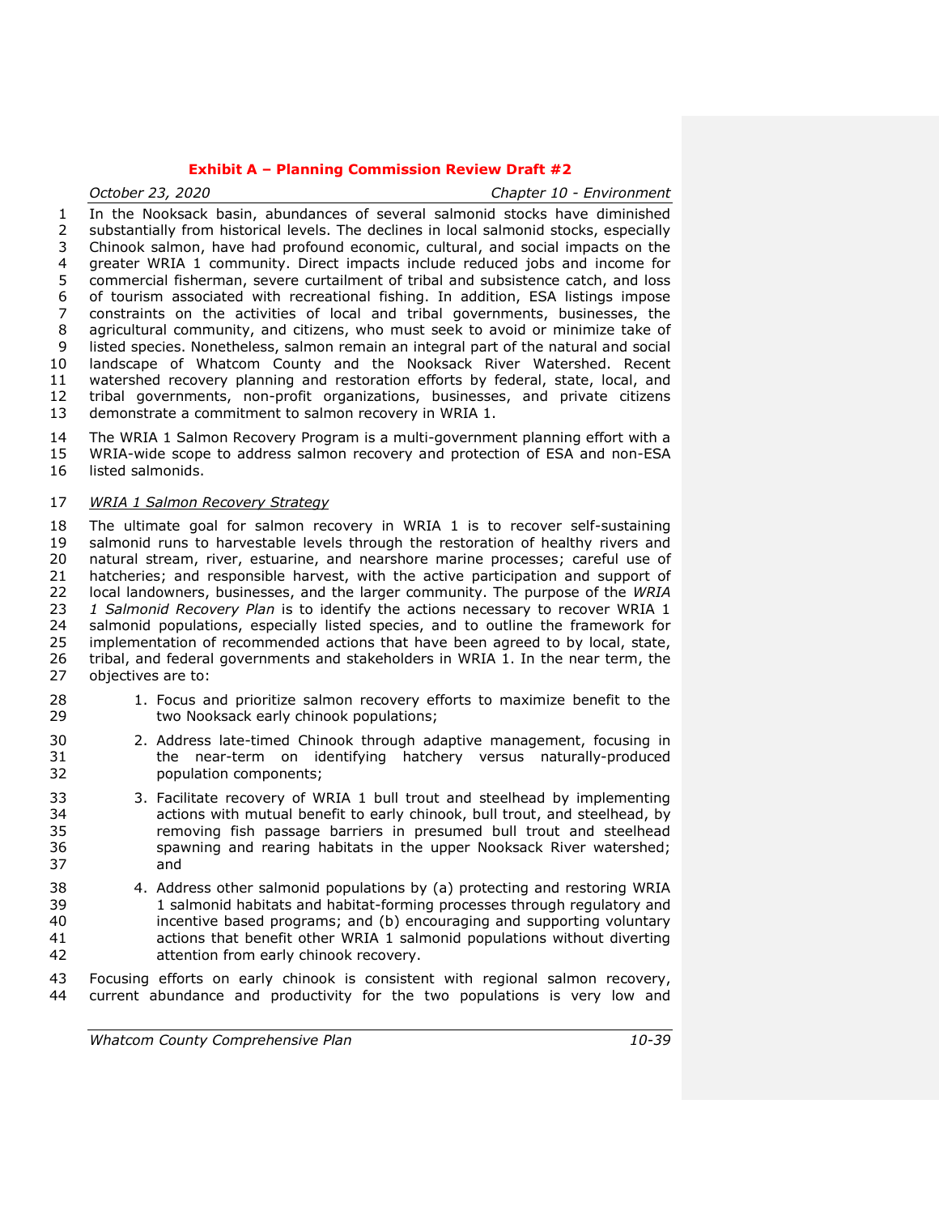In the Nooksack basin, abundances of several salmonid stocks have diminished substantially from historical levels. The declines in local salmonid stocks, especially Chinook salmon, have had profound economic, cultural, and social impacts on the greater WRIA 1 community. Direct impacts include reduced jobs and income for commercial fisherman, severe curtailment of tribal and subsistence catch, and loss of tourism associated with recreational fishing. In addition, ESA listings impose constraints on the activities of local and tribal governments, businesses, the agricultural community, and citizens, who must seek to avoid or minimize take of listed species. Nonetheless, salmon remain an integral part of the natural and social landscape of Whatcom County and the Nooksack River Watershed. Recent watershed recovery planning and restoration efforts by federal, state, local, and tribal governments, non-profit organizations, businesses, and private citizens demonstrate a commitment to salmon recovery in WRIA 1.

The WRIA 1 Salmon Recovery Program is a multi-government planning effort with a WRIA-wide scope to address salmon recovery and protection of ESA and non-ESA listed salmonids.

*WRIA 1 Salmon Recovery Strategy*

The ultimate goal for salmon recovery in WRIA 1 is to recover self-sustaining salmonid runs to harvestable levels through the restoration of healthy rivers and natural stream, river, estuarine, and nearshore marine processes; careful use of hatcheries; and responsible harvest, with the active participation and support of local landowners, businesses, and the larger community. The purpose of the *WRIA 1 Salmonid Recovery Plan* is to identify the actions necessary to recover WRIA 1 salmonid populations, especially listed species, and to outline the framework for implementation of recommended actions that have been agreed to by local, state, tribal, and federal governments and stakeholders in WRIA 1. In the near term, the objectives are to:

1. Focus and prioritize salmon recovery efforts to maximize benefit to the two Nooksack early chinook populations;
2. Address late-timed Chinook through adaptive management, focusing in the near-term on identifying hatchery versus naturally-produced population components;
3. Facilitate recovery of WRIA 1 bull trout and steelhead by implementing actions with mutual benefit to early chinook, bull trout, and steelhead, by removing fish passage barriers in presumed bull trout and steelhead spawning and rearing habitats in the upper Nooksack River watershed; and
4. Address other salmonid populations by (a) protecting and restoring WRIA 1 salmonid habitats and habitat-forming processes through regulatory and incentive based programs; and (b) encouraging and supporting voluntary actions that benefit other WRIA 1 salmonid populations without diverting attention from early chinook recovery.

Focusing efforts on early chinook is consistent with regional salmon recovery, current abundance and productivity for the two populations is very low and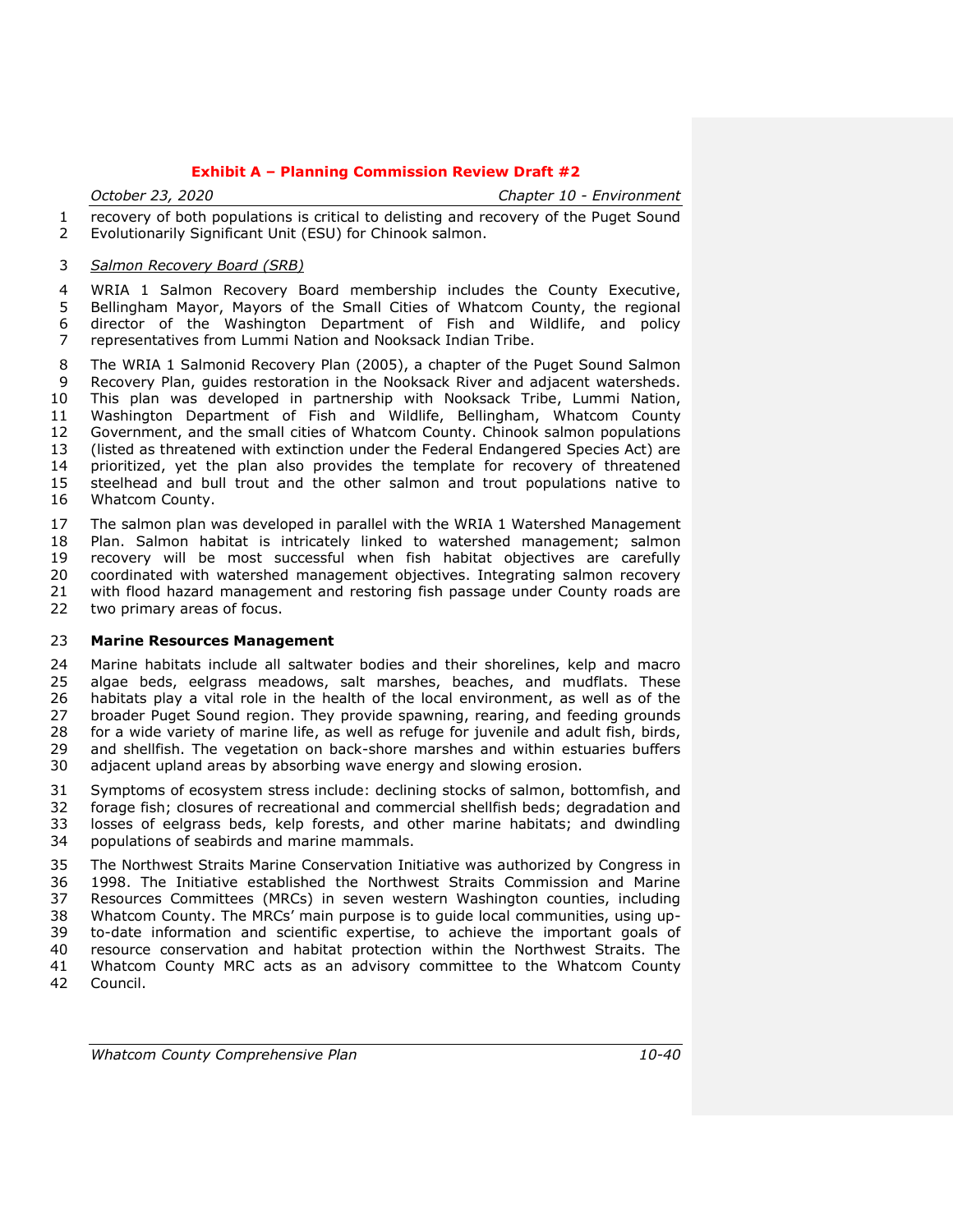recovery of both populations is critical to delisting and recovery of the Puget Sound Evolutionarily Significant Unit (ESU) for Chinook salmon.

*Salmon Recovery Board (SRB)*

WRIA 1 Salmon Recovery Board membership includes the County Executive, Bellingham Mayor, Mayors of the Small Cities of Whatcom County, the regional director of the Washington Department of Fish and Wildlife, and policy representatives from Lummi Nation and Nooksack Indian Tribe.

The WRIA 1 Salmonid Recovery Plan (2005), a chapter of the Puget Sound Salmon Recovery Plan, guides restoration in the Nooksack River and adjacent watersheds. This plan was developed in partnership with Nooksack Tribe, Lummi Nation, Washington Department of Fish and Wildlife, Bellingham, Whatcom County Government, and the small cities of Whatcom County. Chinook salmon populations (listed as threatened with extinction under the Federal Endangered Species Act) are prioritized, yet the plan also provides the template for recovery of threatened steelhead and bull trout and the other salmon and trout populations native to Whatcom County.

The salmon plan was developed in parallel with the WRIA 1 Watershed Management Plan. Salmon habitat is intricately linked to watershed management; salmon recovery will be most successful when fish habitat objectives are carefully coordinated with watershed management objectives. Integrating salmon recovery with flood hazard management and restoring fish passage under County roads are two primary areas of focus.

**Marine Resources Management**

Marine habitats include all saltwater bodies and their shorelines, kelp and macro algae beds, eelgrass meadows, salt marshes, beaches, and mudflats. These habitats play a vital role in the health of the local environment, as well as of the broader Puget Sound region. They provide spawning, rearing, and feeding grounds for a wide variety of marine life, as well as refuge for juvenile and adult fish, birds, and shellfish. The vegetation on back-shore marshes and within estuaries buffers adjacent upland areas by absorbing wave energy and slowing erosion.

Symptoms of ecosystem stress include: declining stocks of salmon, bottomfish, and forage fish; closures of recreational and commercial shellfish beds; degradation and losses of eelgrass beds, kelp forests, and other marine habitats; and dwindling populations of seabirds and marine mammals.

The Northwest Straits Marine Conservation Initiative was authorized by Congress in 1998. The Initiative established the Northwest Straits Commission and Marine Resources Committees (MRCs) in seven western Washington counties, including Whatcom County. The MRCs' main purpose is to guide local communities, using up-to-date information and scientific expertise, to achieve the important goals of resource conservation and habitat protection within the Northwest Straits. The Whatcom County MRC acts as an advisory committee to the Whatcom County Council.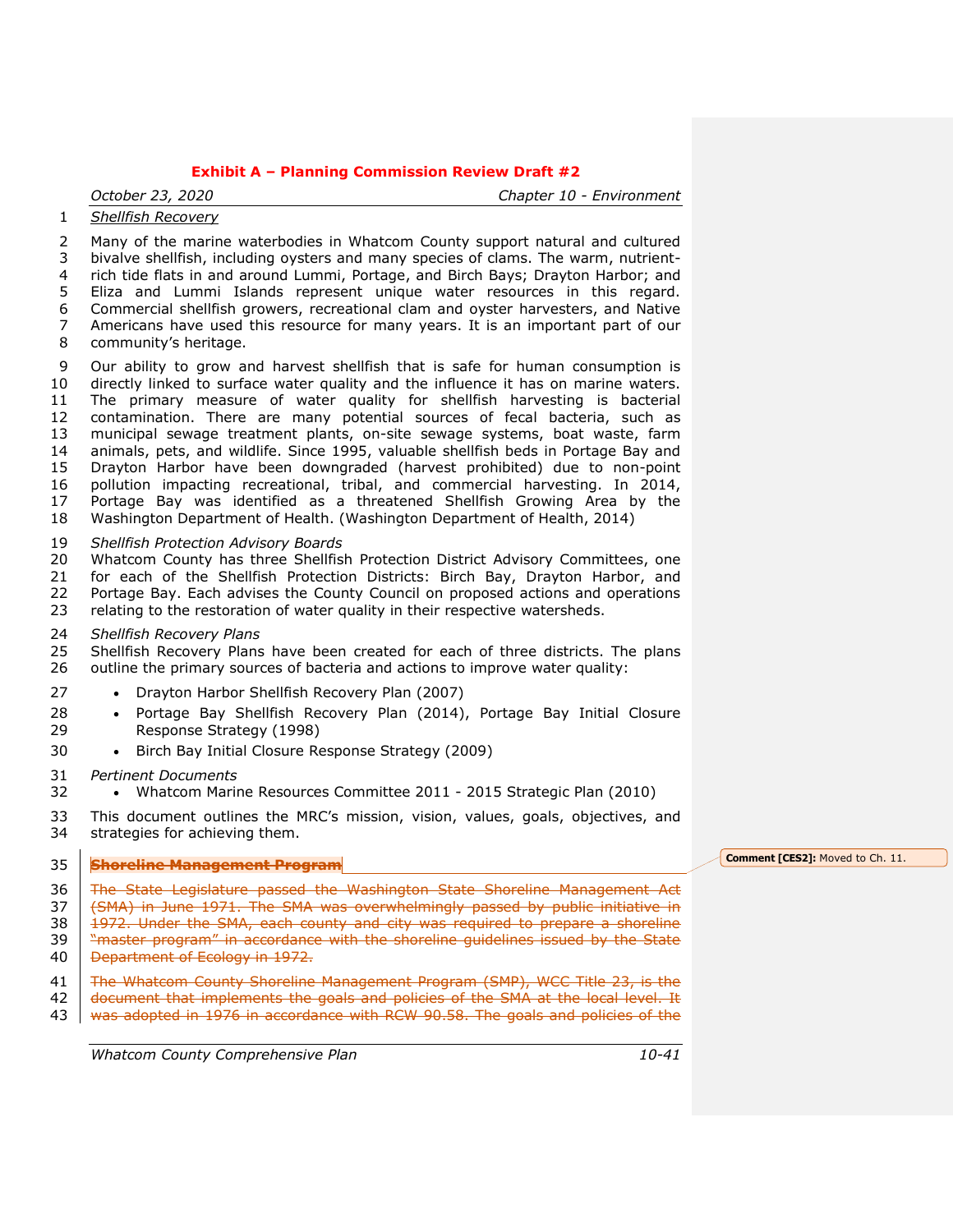*Shellfish Recovery*

Many of the marine waterbodies in Whatcom County support natural and cultured bivalve shellfish, including oysters and many species of clams. The warm, nutrient-rich tide flats in and around Lummi, Portage, and Birch Bays; Drayton Harbor; and Eliza and Lummi Islands represent unique water resources in this regard. Commercial shellfish growers, recreational clam and oyster harvesters, and Native Americans have used this resource for many years. It is an important part of our community's heritage.

Our ability to grow and harvest shellfish that is safe for human consumption is directly linked to surface water quality and the influence it has on marine waters. The primary measure of water quality for shellfish harvesting is bacterial contamination. There are many potential sources of fecal bacteria, such as municipal sewage treatment plants, on-site sewage systems, boat waste, farm animals, pets, and wildlife. Since 1995, valuable shellfish beds in Portage Bay and Drayton Harbor have been downgraded (harvest prohibited) due to non-point pollution impacting recreational, tribal, and commercial harvesting. In 2014, Portage Bay was identified as a threatened Shellfish Growing Area by the Washington Department of Health. (Washington Department of Health, 2014)

*Shellfish Protection Advisory Boards*
Whatcom County has three Shellfish Protection District Advisory Committees, one for each of the Shellfish Protection Districts: Birch Bay, Drayton Harbor, and Portage Bay. Each advises the County Council on proposed actions and operations relating to the restoration of water quality in their respective watersheds.

*Shellfish Recovery Plans*
Shellfish Recovery Plans have been created for each of three districts. The plans outline the primary sources of bacteria and actions to improve water quality:

- Drayton Harbor Shellfish Recovery Plan (2007)
- Portage Bay Shellfish Recovery Plan (2014), Portage Bay Initial Closure Response Strategy (1998)
- Birch Bay Initial Closure Response Strategy (2009)

*Pertinent Documents*
- Whatcom Marine Resources Committee 2011 - 2015 Strategic Plan (2010)

This document outlines the MRC's mission, vision, values, goals, objectives, and strategies for achieving them.

~~**Shoreline Management Program**~~

Comment [CES2]: Moved to Ch. 11.

~~The State Legislature passed the Washington State Shoreline Management Act (SMA) in June 1971. The SMA was overwhelmingly passed by public initiative in 1972. Under the SMA, each county and city was required to prepare a shoreline "master program" in accordance with the shoreline guidelines issued by the State Department of Ecology in 1972.~~

~~The Whatcom County Shoreline Management Program (SMP), WCC Title 23, is the document that implements the goals and policies of the SMA at the local level. It was adopted in 1976 in accordance with RCW 90.58. The goals and policies of the~~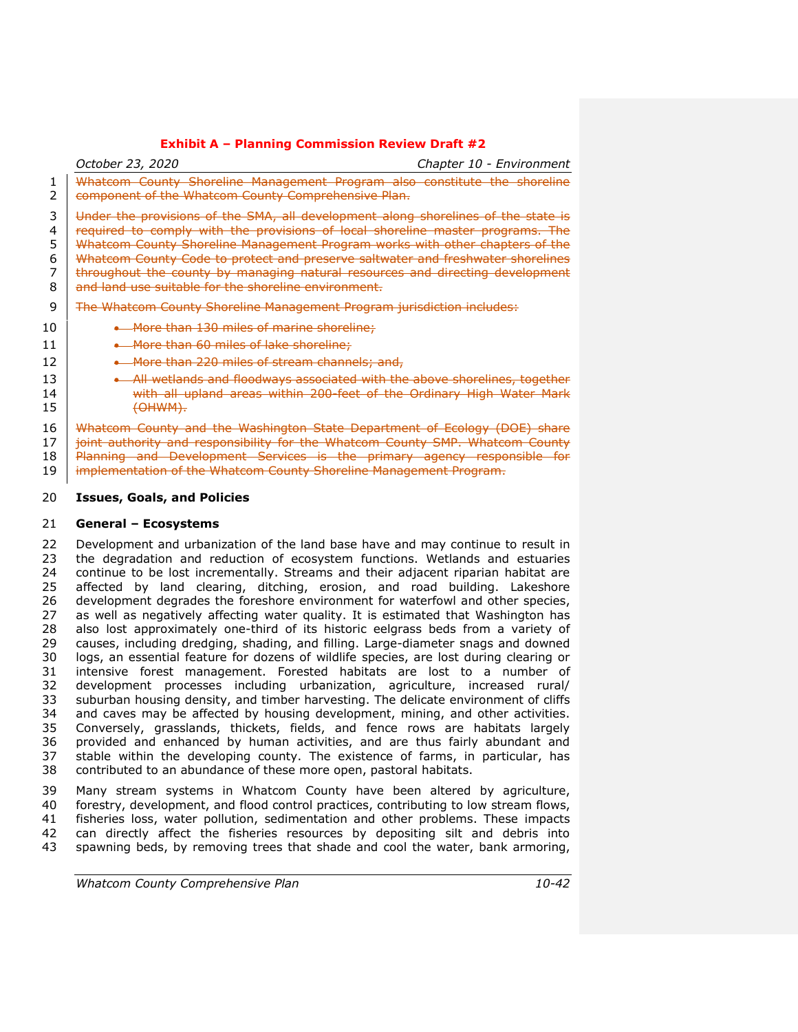~~Whatcom County Shoreline Management Program also constitute the shoreline component of the Whatcom County Comprehensive Plan.~~

~~Under the provisions of the SMA, all development along shorelines of the state is required to comply with the provisions of local shoreline master programs. The Whatcom County Shoreline Management Program works with other chapters of the Whatcom County Code to protect and preserve saltwater and freshwater shorelines throughout the county by managing natural resources and directing development and land use suitable for the shoreline environment.~~

~~The Whatcom County Shoreline Management Program jurisdiction includes:~~

- ~~More than 130 miles of marine shoreline;~~
- ~~More than 60 miles of lake shoreline;~~
- ~~More than 220 miles of stream channels; and,~~
- ~~All wetlands and floodways associated with the above shorelines, together with all upland areas within 200-feet of the Ordinary High Water Mark (OHWM).~~

~~Whatcom County and the Washington State Department of Ecology (DOE) share joint authority and responsibility for the Whatcom County SMP. Whatcom County Planning and Development Services is the primary agency responsible for implementation of the Whatcom County Shoreline Management Program.~~

## Issues, Goals, and Policies

### General – Ecosystems

Development and urbanization of the land base have and may continue to result in the degradation and reduction of ecosystem functions. Wetlands and estuaries continue to be lost incrementally. Streams and their adjacent riparian habitat are affected by land clearing, ditching, erosion, and road building. Lakeshore development degrades the foreshore environment for waterfowl and other species, as well as negatively affecting water quality. It is estimated that Washington has also lost approximately one-third of its historic eelgrass beds from a variety of causes, including dredging, shading, and filling. Large-diameter snags and downed logs, an essential feature for dozens of wildlife species, are lost during clearing or intensive forest management. Forested habitats are lost to a number of development processes including urbanization, agriculture, increased rural/ suburban housing density, and timber harvesting. The delicate environment of cliffs and caves may be affected by housing development, mining, and other activities. Conversely, grasslands, thickets, fields, and fence rows are habitats largely provided and enhanced by human activities, and are thus fairly abundant and stable within the developing county. The existence of farms, in particular, has contributed to an abundance of these more open, pastoral habitats.

Many stream systems in Whatcom County have been altered by agriculture, forestry, development, and flood control practices, contributing to low stream flows, fisheries loss, water pollution, sedimentation and other problems. These impacts can directly affect the fisheries resources by depositing silt and debris into spawning beds, by removing trees that shade and cool the water, bank armoring,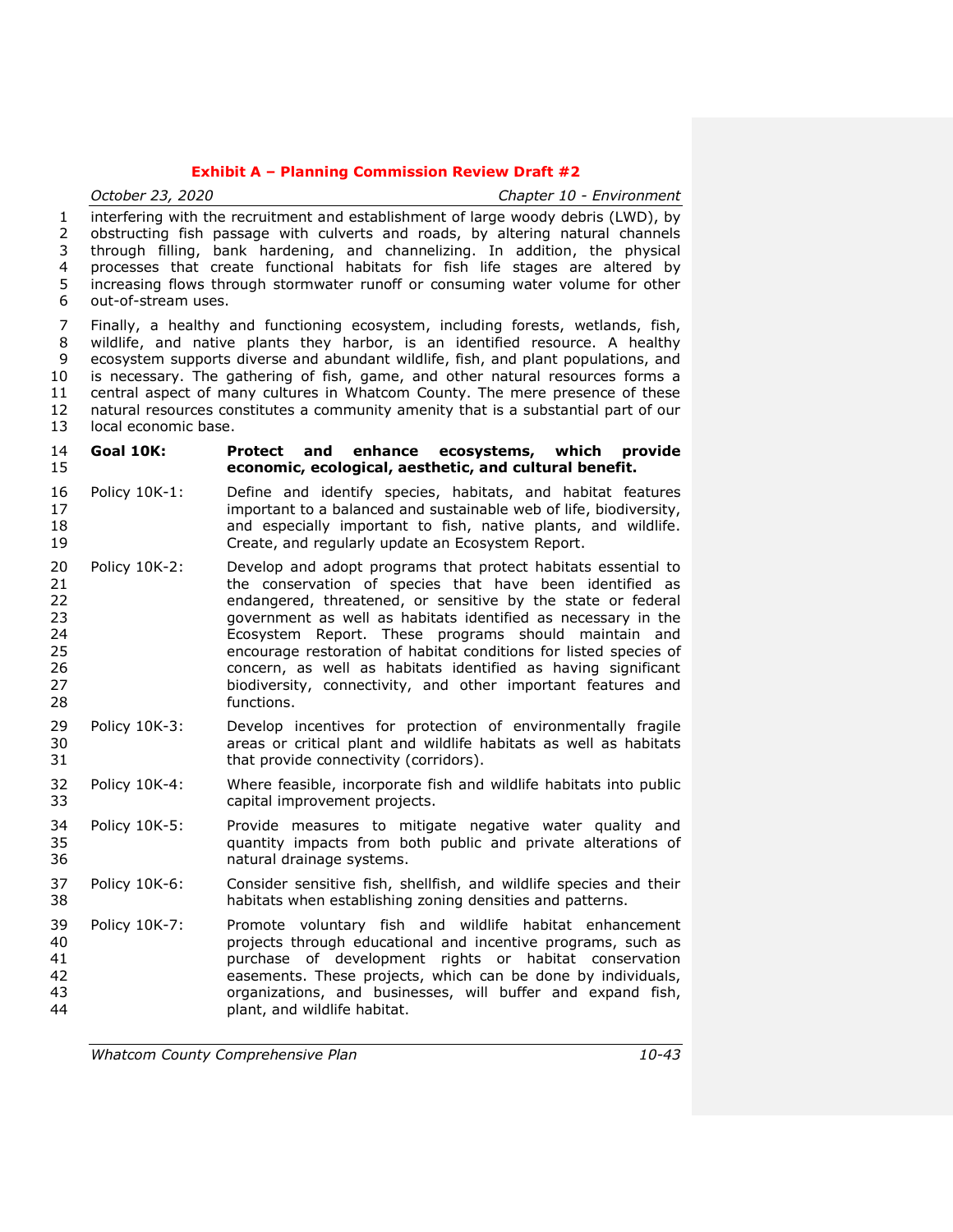interfering with the recruitment and establishment of large woody debris (LWD), by obstructing fish passage with culverts and roads, by altering natural channels through filling, bank hardening, and channelizing. In addition, the physical processes that create functional habitats for fish life stages are altered by increasing flows through stormwater runoff or consuming water volume for other out-of-stream uses.

Finally, a healthy and functioning ecosystem, including forests, wetlands, fish, wildlife, and native plants they harbor, is an identified resource. A healthy ecosystem supports diverse and abundant wildlife, fish, and plant populations, and is necessary. The gathering of fish, game, and other natural resources forms a central aspect of many cultures in Whatcom County. The mere presence of these natural resources constitutes a community amenity that is a substantial part of our local economic base.

**Goal 10K: Protect and enhance ecosystems, which provide economic, ecological, aesthetic, and cultural benefit.**

Policy 10K-1: Define and identify species, habitats, and habitat features important to a balanced and sustainable web of life, biodiversity, and especially important to fish, native plants, and wildlife. Create, and regularly update an Ecosystem Report.

Policy 10K-2: Develop and adopt programs that protect habitats essential to the conservation of species that have been identified as endangered, threatened, or sensitive by the state or federal government as well as habitats identified as necessary in the Ecosystem Report. These programs should maintain and encourage restoration of habitat conditions for listed species of concern, as well as habitats identified as having significant biodiversity, connectivity, and other important features and functions.

Policy 10K-3: Develop incentives for protection of environmentally fragile areas or critical plant and wildlife habitats as well as habitats that provide connectivity (corridors).

Policy 10K-4: Where feasible, incorporate fish and wildlife habitats into public capital improvement projects.

Policy 10K-5: Provide measures to mitigate negative water quality and quantity impacts from both public and private alterations of natural drainage systems.

Policy 10K-6: Consider sensitive fish, shellfish, and wildlife species and their habitats when establishing zoning densities and patterns.

Policy 10K-7: Promote voluntary fish and wildlife habitat enhancement projects through educational and incentive programs, such as purchase of development rights or habitat conservation easements. These projects, which can be done by individuals, organizations, and businesses, will buffer and expand fish, plant, and wildlife habitat.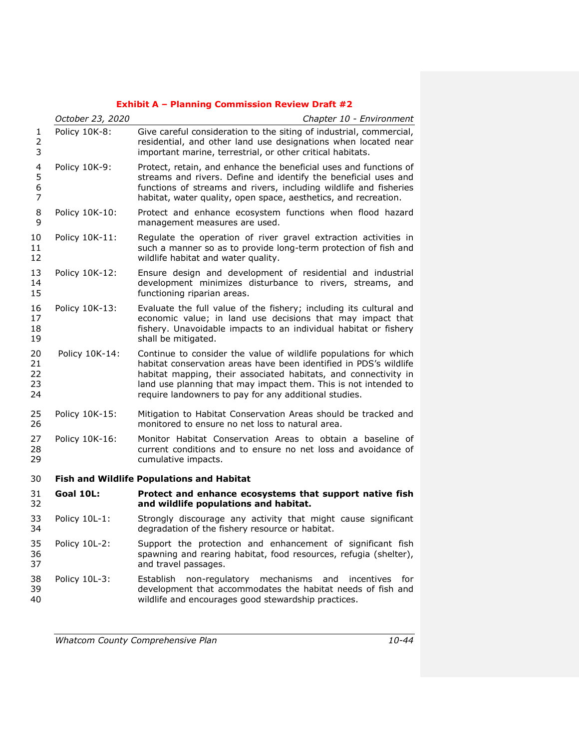Policy 10K-8: Give careful consideration to the siting of industrial, commercial, residential, and other land use designations when located near important marine, terrestrial, or other critical habitats.

Policy 10K-9: Protect, retain, and enhance the beneficial uses and functions of streams and rivers. Define and identify the beneficial uses and functions of streams and rivers, including wildlife and fisheries habitat, water quality, open space, aesthetics, and recreation.

Policy 10K-10: Protect and enhance ecosystem functions when flood hazard management measures are used.

Policy 10K-11: Regulate the operation of river gravel extraction activities in such a manner so as to provide long-term protection of fish and wildlife habitat and water quality.

Policy 10K-12: Ensure design and development of residential and industrial development minimizes disturbance to rivers, streams, and functioning riparian areas.

Policy 10K-13: Evaluate the full value of the fishery; including its cultural and economic value; in land use decisions that may impact that fishery. Unavoidable impacts to an individual habitat or fishery shall be mitigated.

Policy 10K-14: Continue to consider the value of wildlife populations for which habitat conservation areas have been identified in PDS's wildlife habitat mapping, their associated habitats, and connectivity in land use planning that may impact them. This is not intended to require landowners to pay for any additional studies.

Policy 10K-15: Mitigation to Habitat Conservation Areas should be tracked and monitored to ensure no net loss to natural area.

Policy 10K-16: Monitor Habitat Conservation Areas to obtain a baseline of current conditions and to ensure no net loss and avoidance of cumulative impacts.

**Fish and Wildlife Populations and Habitat**

**Goal 10L: Protect and enhance ecosystems that support native fish and wildlife populations and habitat.**

Policy 10L-1: Strongly discourage any activity that might cause significant degradation of the fishery resource or habitat.

Policy 10L-2: Support the protection and enhancement of significant fish spawning and rearing habitat, food resources, refugia (shelter), and travel passages.

Policy 10L-3: Establish non-regulatory mechanisms and incentives for development that accommodates the habitat needs of fish and wildlife and encourages good stewardship practices.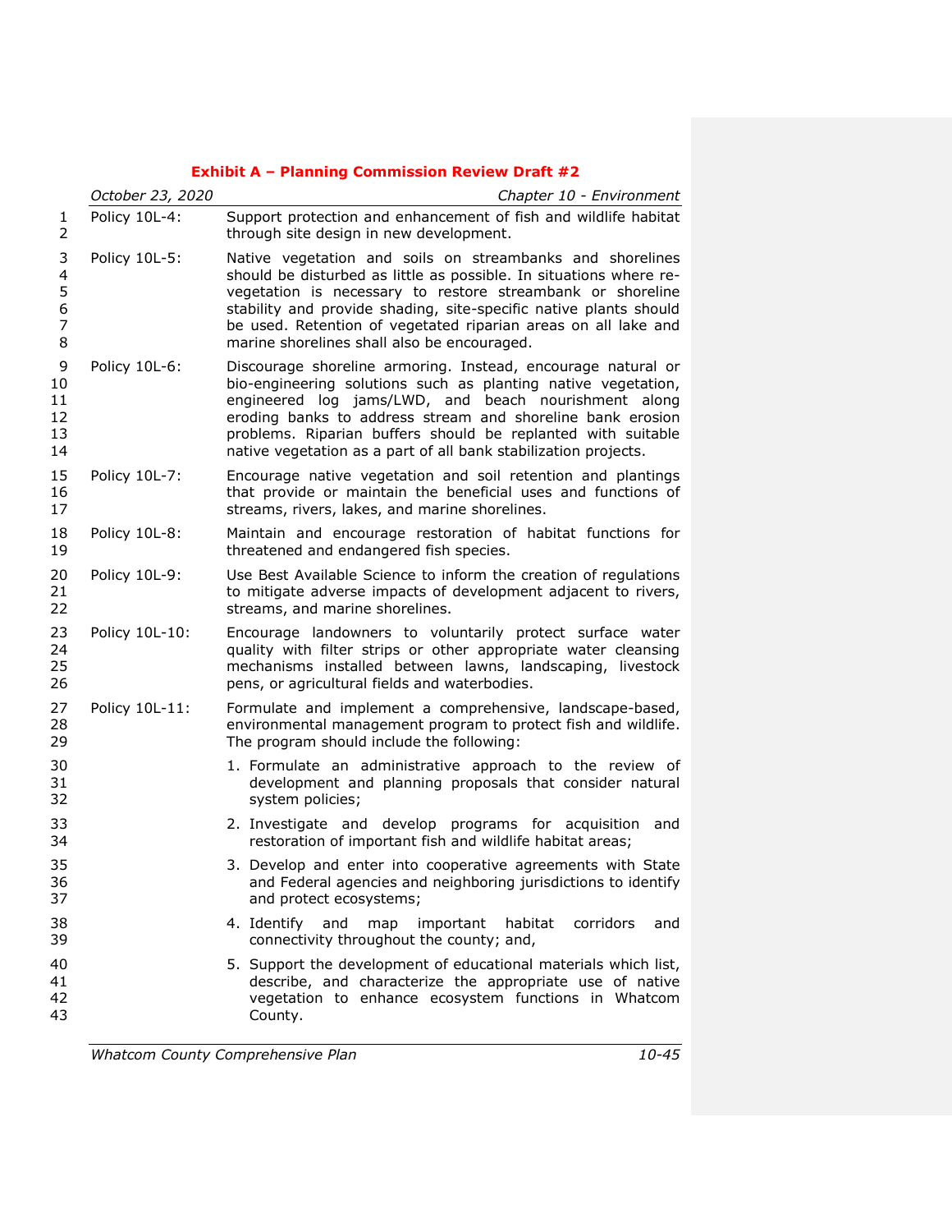Policy 10L-4: Support protection and enhancement of fish and wildlife habitat through site design in new development.

Policy 10L-5: Native vegetation and soils on streambanks and shorelines should be disturbed as little as possible. In situations where re-vegetation is necessary to restore streambank or shoreline stability and provide shading, site-specific native plants should be used. Retention of vegetated riparian areas on all lake and marine shorelines shall also be encouraged.

Policy 10L-6: Discourage shoreline armoring. Instead, encourage natural or bio-engineering solutions such as planting native vegetation, engineered log jams/LWD, and beach nourishment along eroding banks to address stream and shoreline bank erosion problems. Riparian buffers should be replanted with suitable native vegetation as a part of all bank stabilization projects.

Policy 10L-7: Encourage native vegetation and soil retention and plantings that provide or maintain the beneficial uses and functions of streams, rivers, lakes, and marine shorelines.

Policy 10L-8: Maintain and encourage restoration of habitat functions for threatened and endangered fish species.

Policy 10L-9: Use Best Available Science to inform the creation of regulations to mitigate adverse impacts of development adjacent to rivers, streams, and marine shorelines.

Policy 10L-10: Encourage landowners to voluntarily protect surface water quality with filter strips or other appropriate water cleansing mechanisms installed between lawns, landscaping, livestock pens, or agricultural fields and waterbodies.

Policy 10L-11: Formulate and implement a comprehensive, landscape-based, environmental management program to protect fish and wildlife. The program should include the following:

1. Formulate an administrative approach to the review of development and planning proposals that consider natural system policies;
2. Investigate and develop programs for acquisition and restoration of important fish and wildlife habitat areas;
3. Develop and enter into cooperative agreements with State and Federal agencies and neighboring jurisdictions to identify and protect ecosystems;
4. Identify and map important habitat corridors and connectivity throughout the county; and,
5. Support the development of educational materials which list, describe, and characterize the appropriate use of native vegetation to enhance ecosystem functions in Whatcom County.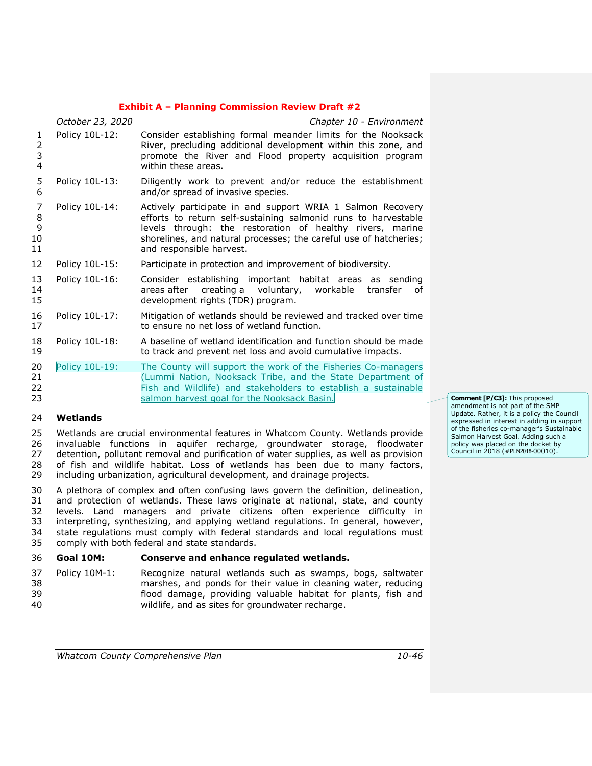Policy 10L-12: Consider establishing formal meander limits for the Nooksack River, precluding additional development within this zone, and promote the River and Flood property acquisition program within these areas.

Policy 10L-13: Diligently work to prevent and/or reduce the establishment and/or spread of invasive species.

Policy 10L-14: Actively participate in and support WRIA 1 Salmon Recovery efforts to return self-sustaining salmonid runs to harvestable levels through: the restoration of healthy rivers, marine shorelines, and natural processes; the careful use of hatcheries; and responsible harvest.

Policy 10L-15: Participate in protection and improvement of biodiversity.

Policy 10L-16: Consider establishing important habitat areas as sending areas after creating a voluntary, workable transfer of development rights (TDR) program.

Policy 10L-17: Mitigation of wetlands should be reviewed and tracked over time to ensure no net loss of wetland function.

Policy 10L-18: A baseline of wetland identification and function should be made to track and prevent net loss and avoid cumulative impacts.

Policy 10L-19: The County will support the work of the Fisheries Co-managers (Lummi Nation, Nooksack Tribe, and the State Department of Fish and Wildlife) and stakeholders to establish a sustainable salmon harvest goal for the Nooksack Basin.

> **Comment [P/C3]:** This proposed amendment is not part of the SMP Update. Rather, it is a policy the Council expressed in interest in adding in support of the fisheries co-manager's Sustainable Salmon Harvest Goal. Adding such a policy was placed on the docket by Council in 2018 (#PLN2018-00010).

## Wetlands

Wetlands are crucial environmental features in Whatcom County. Wetlands provide invaluable functions in aquifer recharge, groundwater storage, floodwater detention, pollutant removal and purification of water supplies, as well as provision of fish and wildlife habitat. Loss of wetlands has been due to many factors, including urbanization, agricultural development, and drainage projects.

A plethora of complex and often confusing laws govern the definition, delineation, and protection of wetlands. These laws originate at national, state, and county levels. Land managers and private citizens often experience difficulty in interpreting, synthesizing, and applying wetland regulations. In general, however, state regulations must comply with federal standards and local regulations must comply with both federal and state standards.

**Goal 10M: Conserve and enhance regulated wetlands.**

Policy 10M-1: Recognize natural wetlands such as swamps, bogs, saltwater marshes, and ponds for their value in cleaning water, reducing flood damage, providing valuable habitat for plants, fish and wildlife, and as sites for groundwater recharge.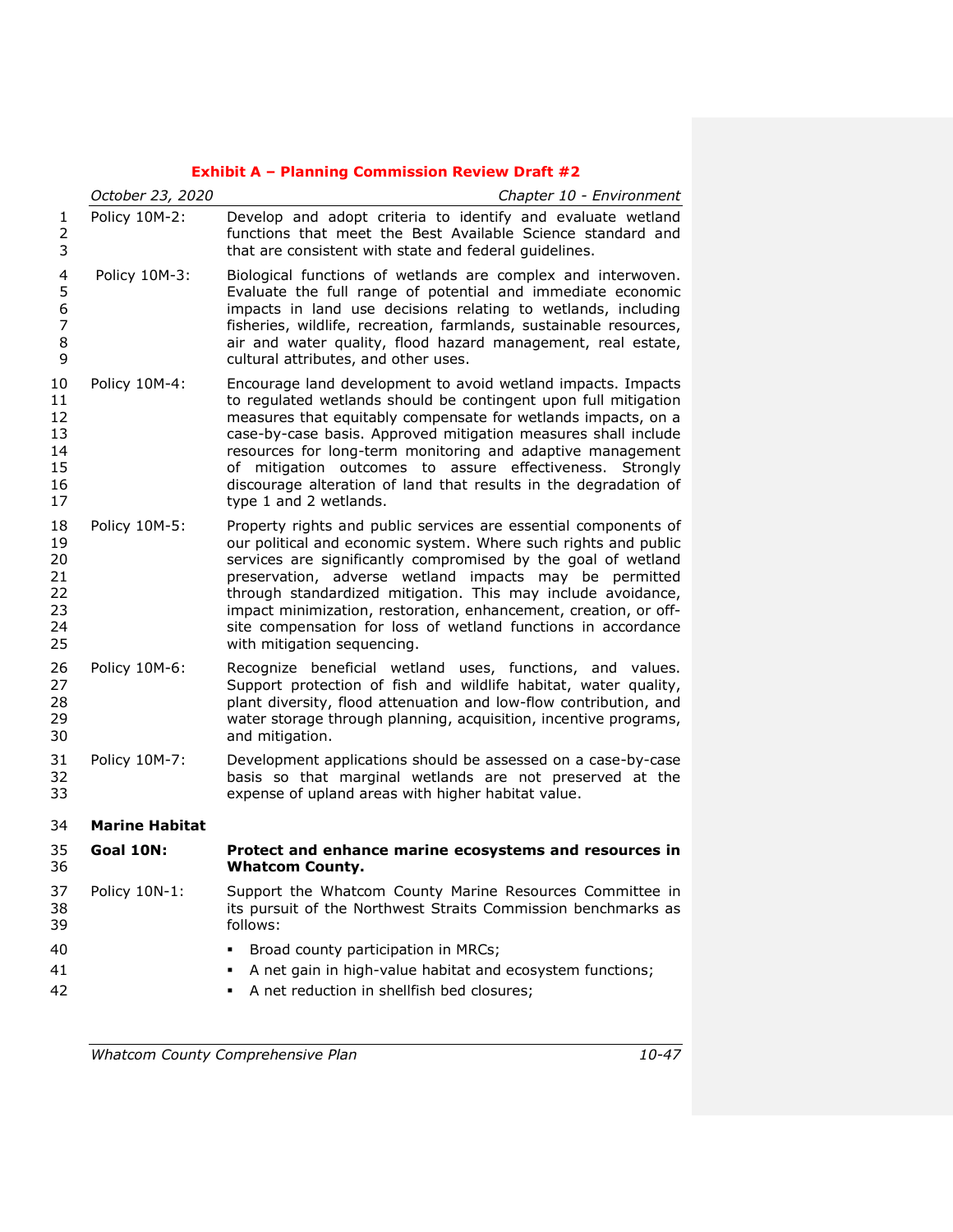**Exhibit A – Planning Commission Review Draft #2**

Policy 10M-2: Develop and adopt criteria to identify and evaluate wetland functions that meet the Best Available Science standard and that are consistent with state and federal guidelines.

Policy 10M-3: Biological functions of wetlands are complex and interwoven. Evaluate the full range of potential and immediate economic impacts in land use decisions relating to wetlands, including fisheries, wildlife, recreation, farmlands, sustainable resources, air and water quality, flood hazard management, real estate, cultural attributes, and other uses.

Policy 10M-4: Encourage land development to avoid wetland impacts. Impacts to regulated wetlands should be contingent upon full mitigation measures that equitably compensate for wetlands impacts, on a case-by-case basis. Approved mitigation measures shall include resources for long-term monitoring and adaptive management of mitigation outcomes to assure effectiveness. Strongly discourage alteration of land that results in the degradation of type 1 and 2 wetlands.

Policy 10M-5: Property rights and public services are essential components of our political and economic system. Where such rights and public services are significantly compromised by the goal of wetland preservation, adverse wetland impacts may be permitted through standardized mitigation. This may include avoidance, impact minimization, restoration, enhancement, creation, or off-site compensation for loss of wetland functions in accordance with mitigation sequencing.

Policy 10M-6: Recognize beneficial wetland uses, functions, and values. Support protection of fish and wildlife habitat, water quality, plant diversity, flood attenuation and low-flow contribution, and water storage through planning, acquisition, incentive programs, and mitigation.

Policy 10M-7: Development applications should be assessed on a case-by-case basis so that marginal wetlands are not preserved at the expense of upland areas with higher habitat value.

**Marine Habitat**

**Goal 10N: Protect and enhance marine ecosystems and resources in Whatcom County.**

Policy 10N-1: Support the Whatcom County Marine Resources Committee in its pursuit of the Northwest Straits Commission benchmarks as follows:

- Broad county participation in MRCs;
- A net gain in high-value habitat and ecosystem functions;
- A net reduction in shellfish bed closures;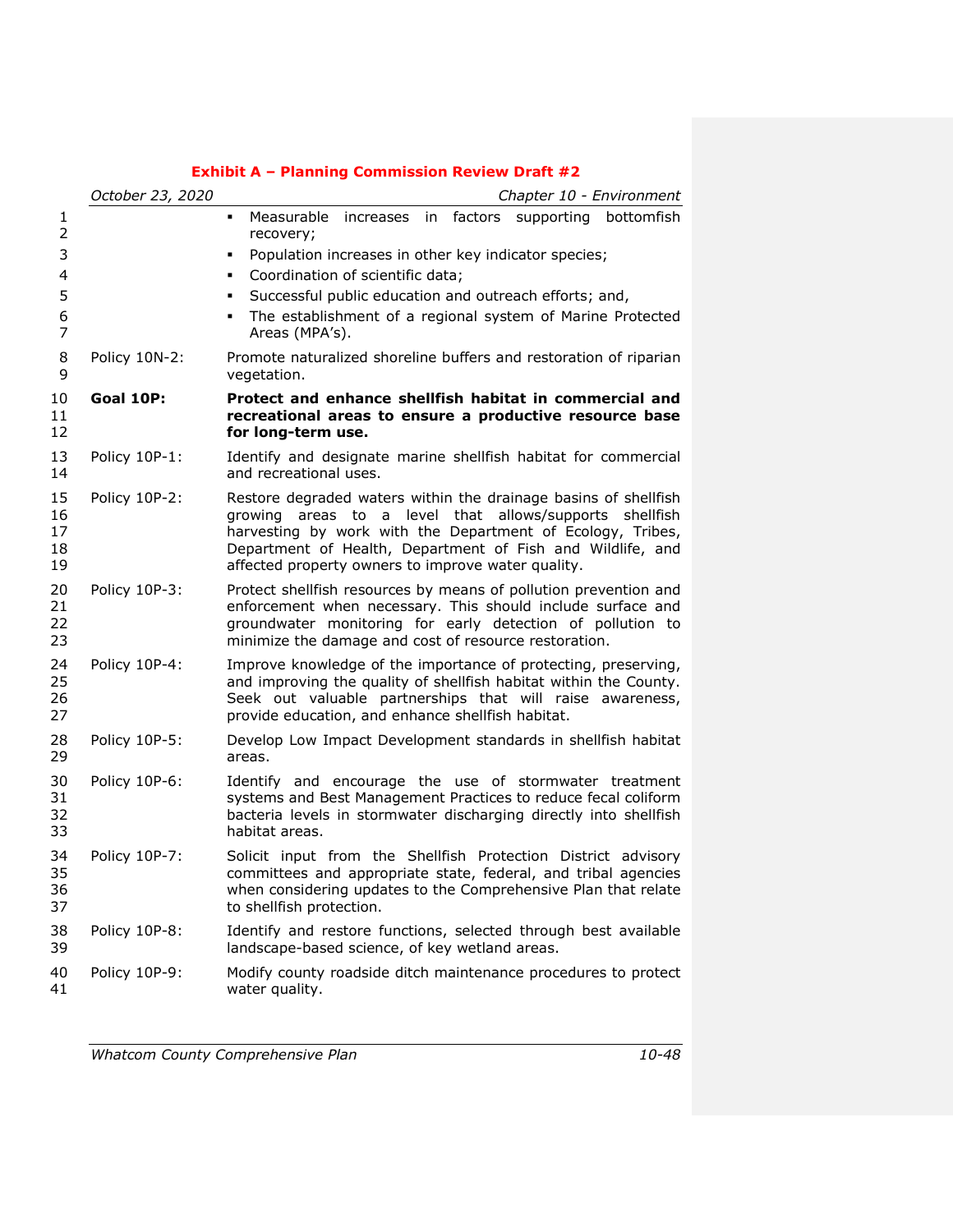**Exhibit A – Planning Commission Review Draft #2**

- Measurable increases in factors supporting bottomfish recovery;
- Population increases in other key indicator species;
- Coordination of scientific data;
- Successful public education and outreach efforts; and,
- The establishment of a regional system of Marine Protected Areas (MPA's).

Policy 10N-2: Promote naturalized shoreline buffers and restoration of riparian vegetation.

**Goal 10P: Protect and enhance shellfish habitat in commercial and recreational areas to ensure a productive resource base for long-term use.**

Policy 10P-1: Identify and designate marine shellfish habitat for commercial and recreational uses.

Policy 10P-2: Restore degraded waters within the drainage basins of shellfish growing areas to a level that allows/supports shellfish harvesting by work with the Department of Ecology, Tribes, Department of Health, Department of Fish and Wildlife, and affected property owners to improve water quality.

Policy 10P-3: Protect shellfish resources by means of pollution prevention and enforcement when necessary. This should include surface and groundwater monitoring for early detection of pollution to minimize the damage and cost of resource restoration.

Policy 10P-4: Improve knowledge of the importance of protecting, preserving, and improving the quality of shellfish habitat within the County. Seek out valuable partnerships that will raise awareness, provide education, and enhance shellfish habitat.

Policy 10P-5: Develop Low Impact Development standards in shellfish habitat areas.

Policy 10P-6: Identify and encourage the use of stormwater treatment systems and Best Management Practices to reduce fecal coliform bacteria levels in stormwater discharging directly into shellfish habitat areas.

Policy 10P-7: Solicit input from the Shellfish Protection District advisory committees and appropriate state, federal, and tribal agencies when considering updates to the Comprehensive Plan that relate to shellfish protection.

Policy 10P-8: Identify and restore functions, selected through best available landscape-based science, of key wetland areas.

Policy 10P-9: Modify county roadside ditch maintenance procedures to protect water quality.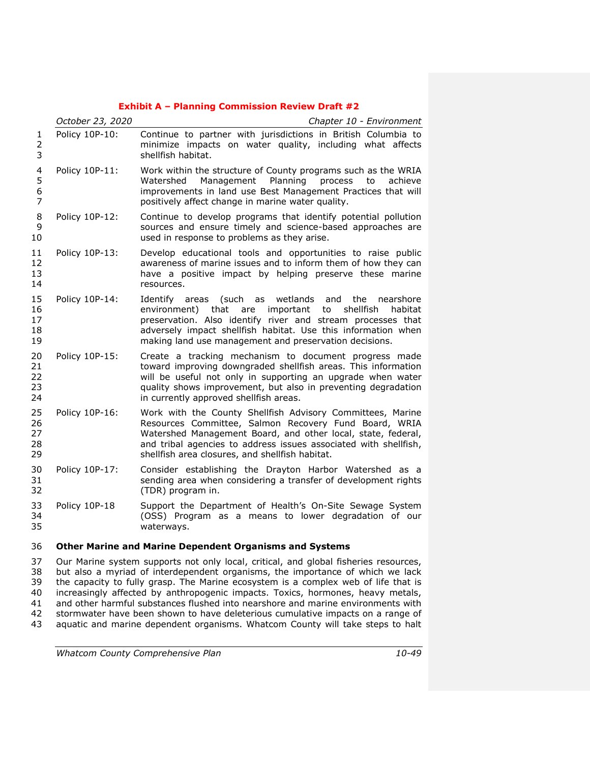**Exhibit A – Planning Commission Review Draft #2**

| | |
|---|---|
| Policy 10P-10: | Continue to partner with jurisdictions in British Columbia to minimize impacts on water quality, including what affects shellfish habitat. |
| Policy 10P-11: | Work within the structure of County programs such as the WRIA Watershed Management Planning process to achieve improvements in land use Best Management Practices that will positively affect change in marine water quality. |
| Policy 10P-12: | Continue to develop programs that identify potential pollution sources and ensure timely and science-based approaches are used in response to problems as they arise. |
| Policy 10P-13: | Develop educational tools and opportunities to raise public awareness of marine issues and to inform them of how they can have a positive impact by helping preserve these marine resources. |
| Policy 10P-14: | Identify areas (such as wetlands and the nearshore environment) that are important to shellfish habitat preservation. Also identify river and stream processes that adversely impact shellfish habitat. Use this information when making land use management and preservation decisions. |
| Policy 10P-15: | Create a tracking mechanism to document progress made toward improving downgraded shellfish areas. This information will be useful not only in supporting an upgrade when water quality shows improvement, but also in preventing degradation in currently approved shellfish areas. |
| Policy 10P-16: | Work with the County Shellfish Advisory Committees, Marine Resources Committee, Salmon Recovery Fund Board, WRIA Watershed Management Board, and other local, state, federal, and tribal agencies to address issues associated with shellfish, shellfish area closures, and shellfish habitat. |
| Policy 10P-17: | Consider establishing the Drayton Harbor Watershed as a sending area when considering a transfer of development rights (TDR) program in. |
| Policy 10P-18 | Support the Department of Health's On-Site Sewage System (OSS) Program as a means to lower degradation of our waterways. |

**Other Marine and Marine Dependent Organisms and Systems**

Our Marine system supports not only local, critical, and global fisheries resources, but also a myriad of interdependent organisms, the importance of which we lack the capacity to fully grasp. The Marine ecosystem is a complex web of life that is increasingly affected by anthropogenic impacts. Toxics, hormones, heavy metals, and other harmful substances flushed into nearshore and marine environments with stormwater have been shown to have deleterious cumulative impacts on a range of aquatic and marine dependent organisms. Whatcom County will take steps to halt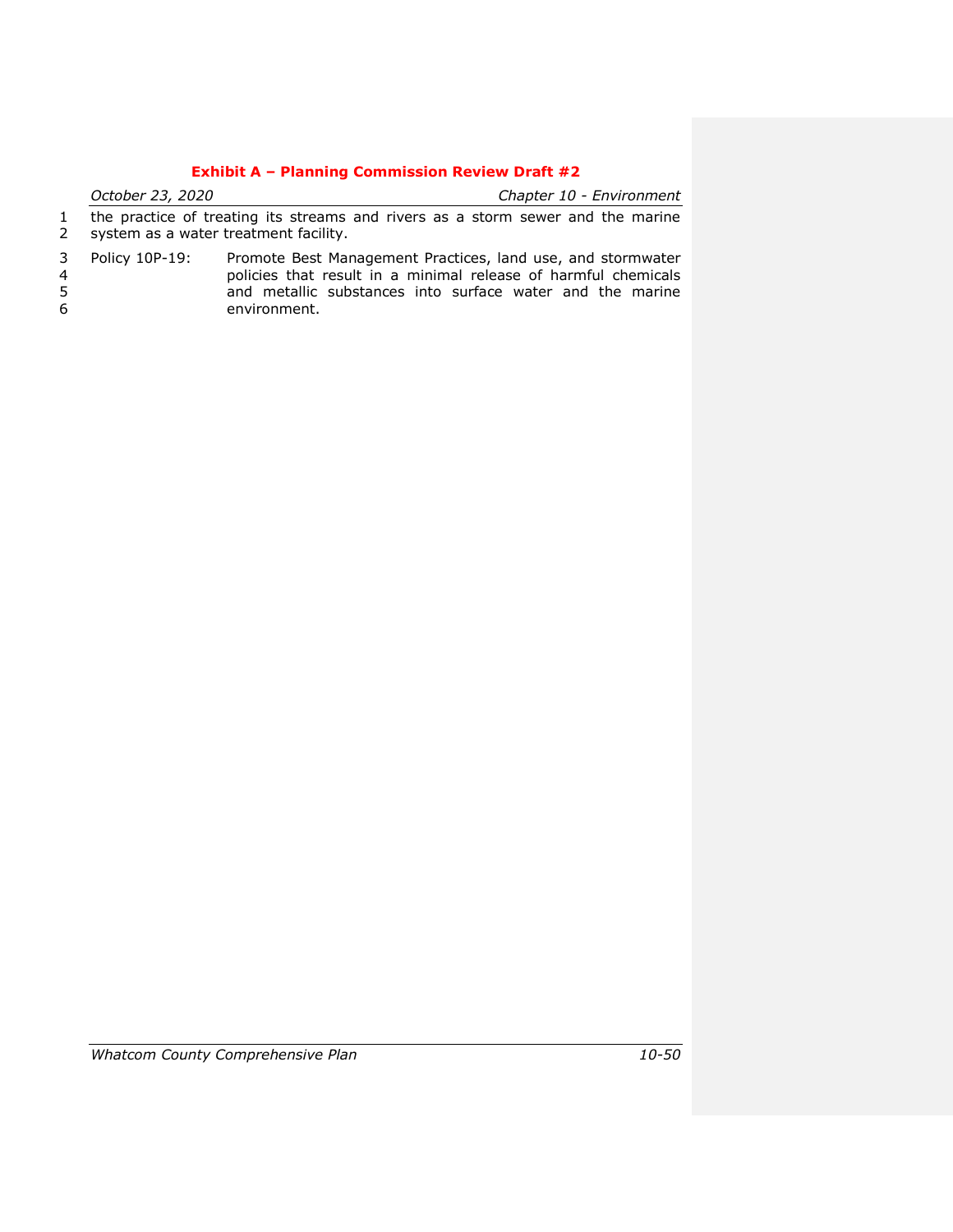the practice of treating its streams and rivers as a storm sewer and the marine system as a water treatment facility.

Policy 10P-19: Promote Best Management Practices, land use, and stormwater policies that result in a minimal release of harmful chemicals and metallic substances into surface water and the marine environment.